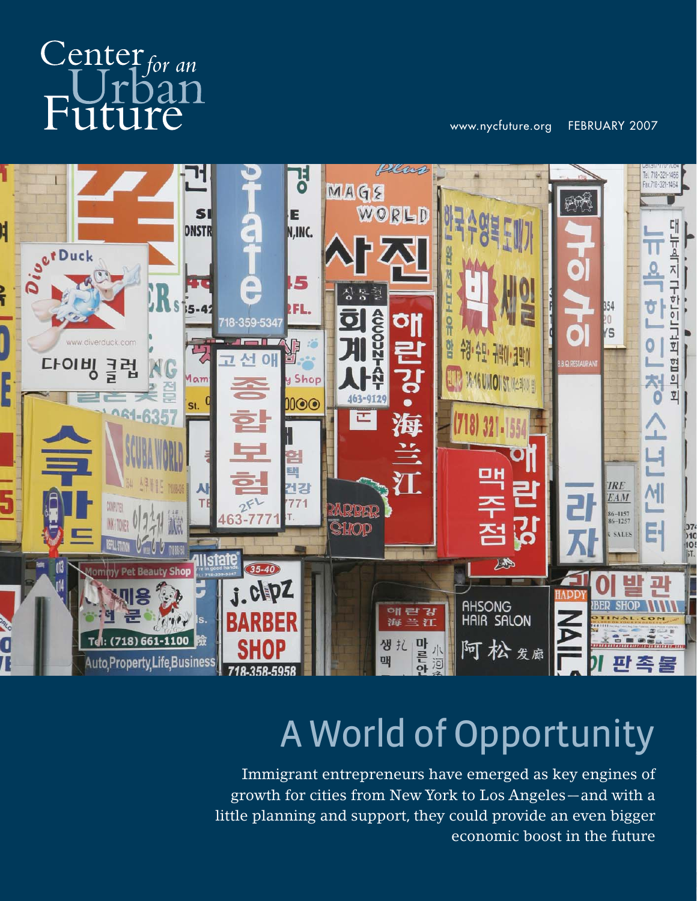Center *for an* Urban Future

www.nycfuture.org FEBRUARY 2007

# A World of Opportunity

Immigrant entrepreneurs have emerged as key engines of growth for cities from New York to Los Angeles—and with a little planning and support, they could provide an even bigger economic boost in the future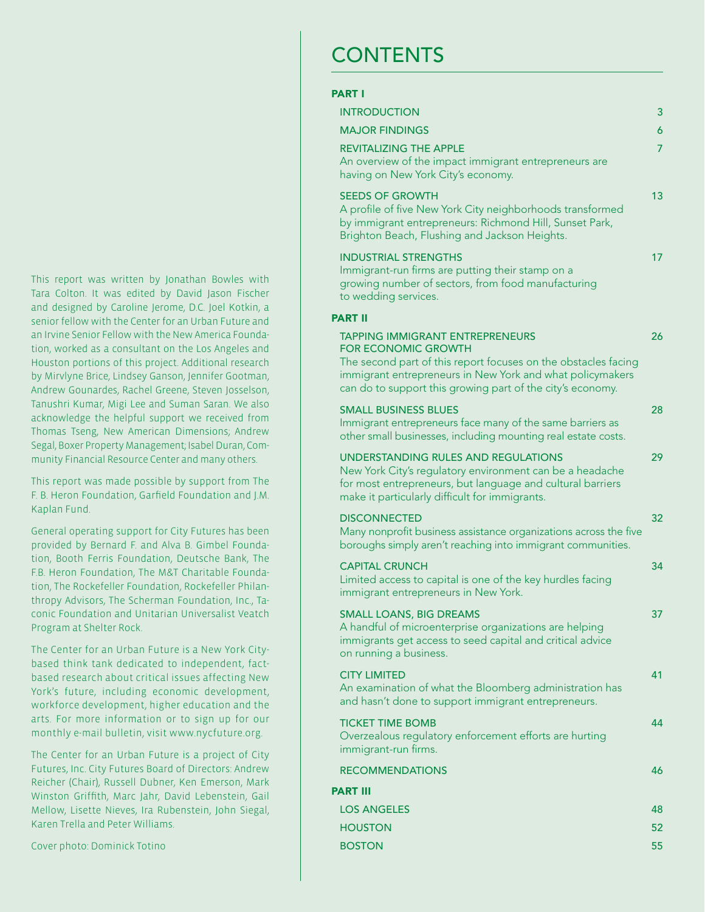This report was written by Jonathan Bowles with Tara Colton. It was edited by David Jason Fischer and designed by Caroline Jerome, D.C. Joel Kotkin, a senior fellow with the Center for an Urban Future and an Irvine Senior Fellow with the New America Foundation, worked as a consultant on the Los Angeles and Houston portions of this project. Additional research by Mirvlyne Brice, Lindsey Ganson, Jennifer Gootman, Andrew Gounardes, Rachel Greene, Steven Josselson, Tanushri Kumar, Migi Lee and Suman Saran. We also acknowledge the helpful support we received from Thomas Tseng, New American Dimensions; Andrew Segal, Boxer Property Management; Isabel Duran, Community Financial Resource Center and many others.

This report was made possible by support from The F. B. Heron Foundation, Garfield Foundation and J.M. Kaplan Fund.

General operating support for City Futures has been provided by Bernard F. and Alva B. Gimbel Foundation, Booth Ferris Foundation, Deutsche Bank, The F.B. Heron Foundation, The M&T Charitable Foundation, The Rockefeller Foundation, Rockefeller Philanthropy Advisors, The Scherman Foundation, Inc., Taconic Foundation and Unitarian Universalist Veatch Program at Shelter Rock.

The Center for an Urban Future is a New York City-based think tank dedicated to independent, fact-based research about critical issues affecting New York's future, including economic development, workforce development, higher education and the arts. For more information or to sign up for our monthly e-mail bulletin, visit www.nycfuture.org.

The Center for an Urban Future is a project of City Futures, Inc. City Futures Board of Directors: Andrew Reicher (Chair), Russell Dubner, Ken Emerson, Mark Winston Griffith, Marc Jahr, David Lebenstein, Gail Mellow, Lisette Nieves, Ira Rubenstein, John Siegal, Karen Trella and Peter Williams.

Cover photo: Dominick Totino

# CONTENTS

## PART I

**INTRODUCTION** — 3

**MAJOR FINDINGS** — 6

**REVITALIZING THE APPLE** — 7
An overview of the impact immigrant entrepreneurs are having on New York City's economy.

**SEEDS OF GROWTH** — 13
A profile of five New York City neighborhoods transformed by immigrant entrepreneurs: Richmond Hill, Sunset Park, Brighton Beach, Flushing and Jackson Heights.

**INDUSTRIAL STRENGTHS** — 17
Immigrant-run firms are putting their stamp on a growing number of sectors, from food manufacturing to wedding services.

## PART II

**TAPPING IMMIGRANT ENTREPRENEURS FOR ECONOMIC GROWTH** — 26
The second part of this report focuses on the obstacles facing immigrant entrepreneurs in New York and what policymakers can do to support this growing part of the city's economy.

**SMALL BUSINESS BLUES** — 28
Immigrant entrepreneurs face many of the same barriers as other small businesses, including mounting real estate costs.

**UNDERSTANDING RULES AND REGULATIONS** — 29
New York City's regulatory environment can be a headache for most entrepreneurs, but language and cultural barriers make it particularly difficult for immigrants.

**DISCONNECTED** — 32
Many nonprofit business assistance organizations across the five boroughs simply aren't reaching into immigrant communities.

**CAPITAL CRUNCH** — 34
Limited access to capital is one of the key hurdles facing immigrant entrepreneurs in New York.

**SMALL LOANS, BIG DREAMS** — 37
A handful of microenterprise organizations are helping immigrants get access to seed capital and critical advice on running a business.

**CITY LIMITED** — 41
An examination of what the Bloomberg administration has and hasn't done to support immigrant entrepreneurs.

**TICKET TIME BOMB** — 44
Overzealous regulatory enforcement efforts are hurting immigrant-run firms.

**RECOMMENDATIONS** — 46

## PART III

**LOS ANGELES** — 48

**HOUSTON** — 52

**BOSTON** — 55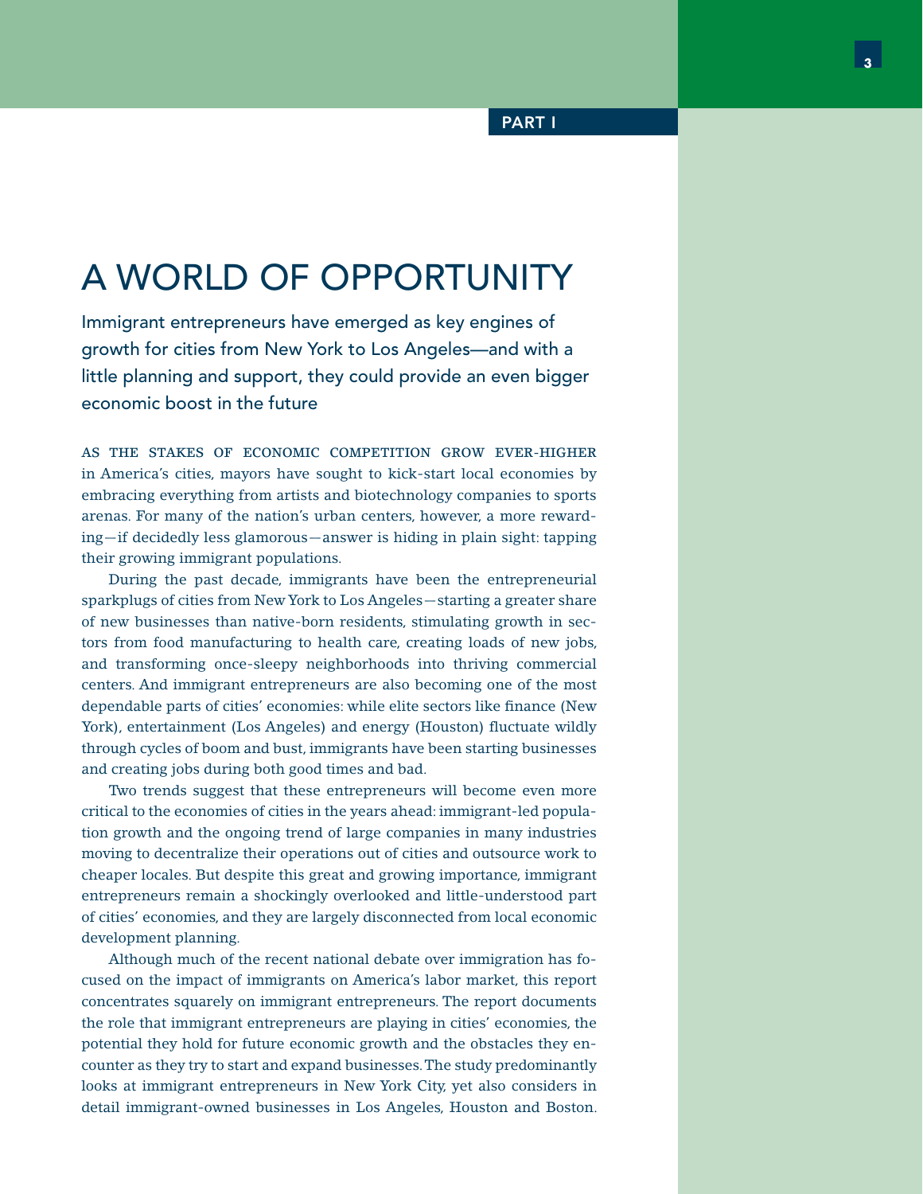PART I

# A WORLD OF OPPORTUNITY

## Immigrant entrepreneurs have emerged as key engines of growth for cities from New York to Los Angeles—and with a little planning and support, they could provide an even bigger economic boost in the future

AS THE STAKES OF ECONOMIC COMPETITION GROW EVER-HIGHER in America's cities, mayors have sought to kick-start local economies by embracing everything from artists and biotechnology companies to sports arenas. For many of the nation's urban centers, however, a more rewarding—if decidedly less glamorous—answer is hiding in plain sight: tapping their growing immigrant populations.

During the past decade, immigrants have been the entrepreneurial sparkplugs of cities from New York to Los Angeles—starting a greater share of new businesses than native-born residents, stimulating growth in sectors from food manufacturing to health care, creating loads of new jobs, and transforming once-sleepy neighborhoods into thriving commercial centers. And immigrant entrepreneurs are also becoming one of the most dependable parts of cities' economies: while elite sectors like finance (New York), entertainment (Los Angeles) and energy (Houston) fluctuate wildly through cycles of boom and bust, immigrants have been starting businesses and creating jobs during both good times and bad.

Two trends suggest that these entrepreneurs will become even more critical to the economies of cities in the years ahead: immigrant-led population growth and the ongoing trend of large companies in many industries moving to decentralize their operations out of cities and outsource work to cheaper locales. But despite this great and growing importance, immigrant entrepreneurs remain a shockingly overlooked and little-understood part of cities' economies, and they are largely disconnected from local economic development planning.

Although much of the recent national debate over immigration has focused on the impact of immigrants on America's labor market, this report concentrates squarely on immigrant entrepreneurs. The report documents the role that immigrant entrepreneurs are playing in cities' economies, the potential they hold for future economic growth and the obstacles they encounter as they try to start and expand businesses. The study predominantly looks at immigrant entrepreneurs in New York City, yet also considers in detail immigrant-owned businesses in Los Angeles, Houston and Boston.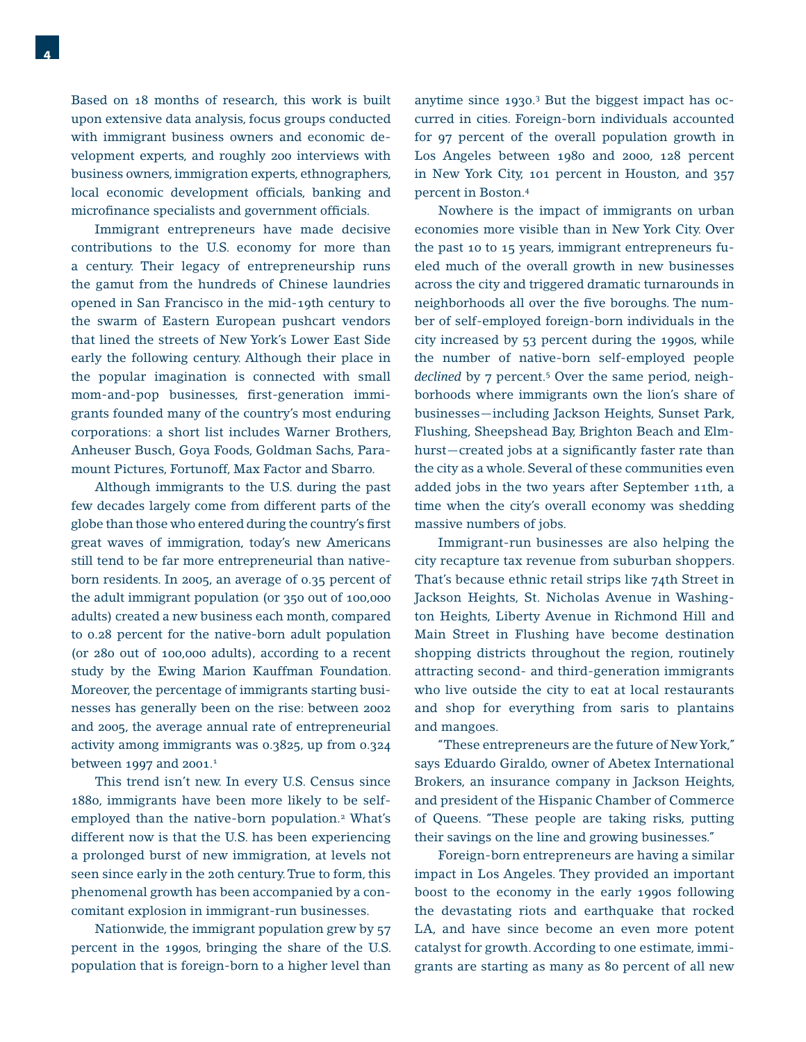Based on 18 months of research, this work is built upon extensive data analysis, focus groups conducted with immigrant business owners and economic development experts, and roughly 200 interviews with business owners, immigration experts, ethnographers, local economic development officials, banking and microfinance specialists and government officials.

Immigrant entrepreneurs have made decisive contributions to the U.S. economy for more than a century. Their legacy of entrepreneurship runs the gamut from the hundreds of Chinese laundries opened in San Francisco in the mid-19th century to the swarm of Eastern European pushcart vendors that lined the streets of New York's Lower East Side early the following century. Although their place in the popular imagination is connected with small mom-and-pop businesses, first-generation immigrants founded many of the country's most enduring corporations: a short list includes Warner Brothers, Anheuser Busch, Goya Foods, Goldman Sachs, Paramount Pictures, Fortunoff, Max Factor and Sbarro.

Although immigrants to the U.S. during the past few decades largely come from different parts of the globe than those who entered during the country's first great waves of immigration, today's new Americans still tend to be far more entrepreneurial than native-born residents. In 2005, an average of 0.35 percent of the adult immigrant population (or 350 out of 100,000 adults) created a new business each month, compared to 0.28 percent for the native-born adult population (or 280 out of 100,000 adults), according to a recent study by the Ewing Marion Kauffman Foundation. Moreover, the percentage of immigrants starting businesses has generally been on the rise: between 2002 and 2005, the average annual rate of entrepreneurial activity among immigrants was 0.3825, up from 0.324 between 1997 and 2001.[1]

This trend isn't new. In every U.S. Census since 1880, immigrants have been more likely to be self-employed than the native-born population.[2] What's different now is that the U.S. has been experiencing a prolonged burst of new immigration, at levels not seen since early in the 20th century. True to form, this phenomenal growth has been accompanied by a concomitant explosion in immigrant-run businesses.

Nationwide, the immigrant population grew by 57 percent in the 1990s, bringing the share of the U.S. population that is foreign-born to a higher level than anytime since 1930.[3] But the biggest impact has occurred in cities. Foreign-born individuals accounted for 97 percent of the overall population growth in Los Angeles between 1980 and 2000, 128 percent in New York City, 101 percent in Houston, and 357 percent in Boston.[4]

Nowhere is the impact of immigrants on urban economies more visible than in New York City. Over the past 10 to 15 years, immigrant entrepreneurs fueled much of the overall growth in new businesses across the city and triggered dramatic turnarounds in neighborhoods all over the five boroughs. The number of self-employed foreign-born individuals in the city increased by 53 percent during the 1990s, while the number of native-born self-employed people *declined* by 7 percent.[5] Over the same period, neighborhoods where immigrants own the lion's share of businesses—including Jackson Heights, Sunset Park, Flushing, Sheepshead Bay, Brighton Beach and Elmhurst—created jobs at a significantly faster rate than the city as a whole. Several of these communities even added jobs in the two years after September 11th, a time when the city's overall economy was shedding massive numbers of jobs.

Immigrant-run businesses are also helping the city recapture tax revenue from suburban shoppers. That's because ethnic retail strips like 74th Street in Jackson Heights, St. Nicholas Avenue in Washington Heights, Liberty Avenue in Richmond Hill and Main Street in Flushing have become destination shopping districts throughout the region, routinely attracting second- and third-generation immigrants who live outside the city to eat at local restaurants and shop for everything from saris to plantains and mangoes.

"These entrepreneurs are the future of New York," says Eduardo Giraldo, owner of Abetex International Brokers, an insurance company in Jackson Heights, and president of the Hispanic Chamber of Commerce of Queens. "These people are taking risks, putting their savings on the line and growing businesses."

Foreign-born entrepreneurs are having a similar impact in Los Angeles. They provided an important boost to the economy in the early 1990s following the devastating riots and earthquake that rocked LA, and have since become an even more potent catalyst for growth. According to one estimate, immigrants are starting as many as 80 percent of all new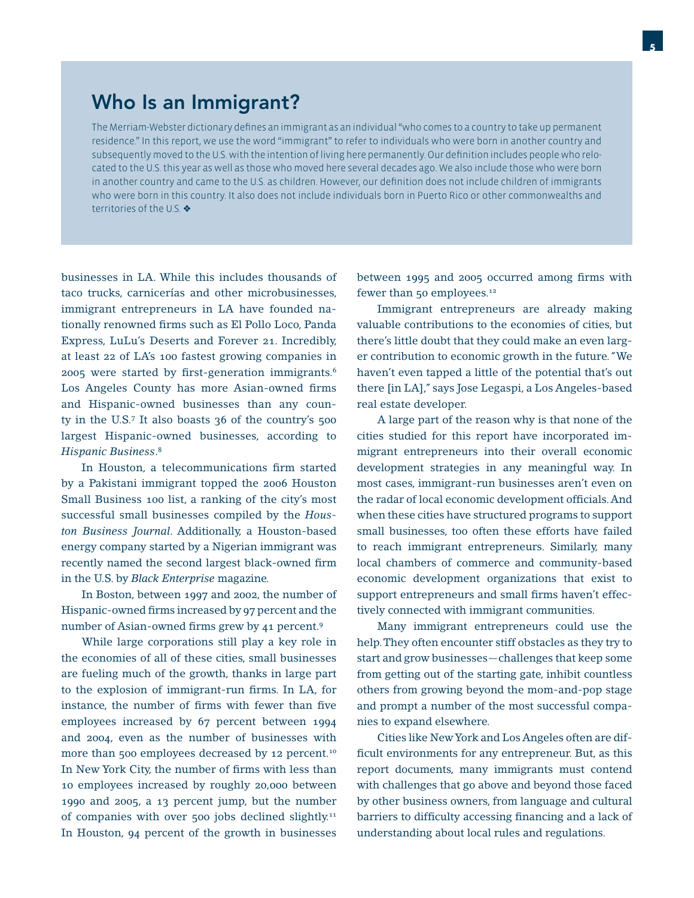## Who Is an Immigrant?

The Merriam-Webster dictionary defines an immigrant as an individual "who comes to a country to take up permanent residence." In this report, we use the word "immigrant" to refer to individuals who were born in another country and subsequently moved to the U.S. with the intention of living here permanently. Our definition includes people who relocated to the U.S. this year as well as those who moved here several decades ago. We also include those who were born in another country and came to the U.S. as children. However, our definition does not include children of immigrants who were born in this country. It also does not include individuals born in Puerto Rico or other commonwealths and territories of the U.S. ❖

businesses in LA. While this includes thousands of taco trucks, carnicerías and other microbusinesses, immigrant entrepreneurs in LA have founded nationally renowned firms such as El Pollo Loco, Panda Express, LuLu's Deserts and Forever 21. Incredibly, at least 22 of LA's 100 fastest growing companies in 2005 were started by first-generation immigrants.[6] Los Angeles County has more Asian-owned firms and Hispanic-owned businesses than any county in the U.S.[7] It also boasts 36 of the country's 500 largest Hispanic-owned businesses, according to *Hispanic Business*.[8]

In Houston, a telecommunications firm started by a Pakistani immigrant topped the 2006 Houston Small Business 100 list, a ranking of the city's most successful small businesses compiled by the *Houston Business Journal*. Additionally, a Houston-based energy company started by a Nigerian immigrant was recently named the second largest black-owned firm in the U.S. by *Black Enterprise* magazine.

In Boston, between 1997 and 2002, the number of Hispanic-owned firms increased by 97 percent and the number of Asian-owned firms grew by 41 percent.[9]

While large corporations still play a key role in the economies of all of these cities, small businesses are fueling much of the growth, thanks in large part to the explosion of immigrant-run firms. In LA, for instance, the number of firms with fewer than five employees increased by 67 percent between 1994 and 2004, even as the number of businesses with more than 500 employees decreased by 12 percent.[10] In New York City, the number of firms with less than 10 employees increased by roughly 20,000 between 1990 and 2005, a 13 percent jump, but the number of companies with over 500 jobs declined slightly.[11] In Houston, 94 percent of the growth in businesses between 1995 and 2005 occurred among firms with fewer than 50 employees.[12]

Immigrant entrepreneurs are already making valuable contributions to the economies of cities, but there's little doubt that they could make an even larger contribution to economic growth in the future. "We haven't even tapped a little of the potential that's out there [in LA]," says Jose Legaspi, a Los Angeles-based real estate developer.

A large part of the reason why is that none of the cities studied for this report have incorporated immigrant entrepreneurs into their overall economic development strategies in any meaningful way. In most cases, immigrant-run businesses aren't even on the radar of local economic development officials. And when these cities have structured programs to support small businesses, too often these efforts have failed to reach immigrant entrepreneurs. Similarly, many local chambers of commerce and community-based economic development organizations that exist to support entrepreneurs and small firms haven't effectively connected with immigrant communities.

Many immigrant entrepreneurs could use the help. They often encounter stiff obstacles as they try to start and grow businesses—challenges that keep some from getting out of the starting gate, inhibit countless others from growing beyond the mom-and-pop stage and prompt a number of the most successful companies to expand elsewhere.

Cities like New York and Los Angeles often are difficult environments for any entrepreneur. But, as this report documents, many immigrants must contend with challenges that go above and beyond those faced by other business owners, from language and cultural barriers to difficulty accessing financing and a lack of understanding about local rules and regulations.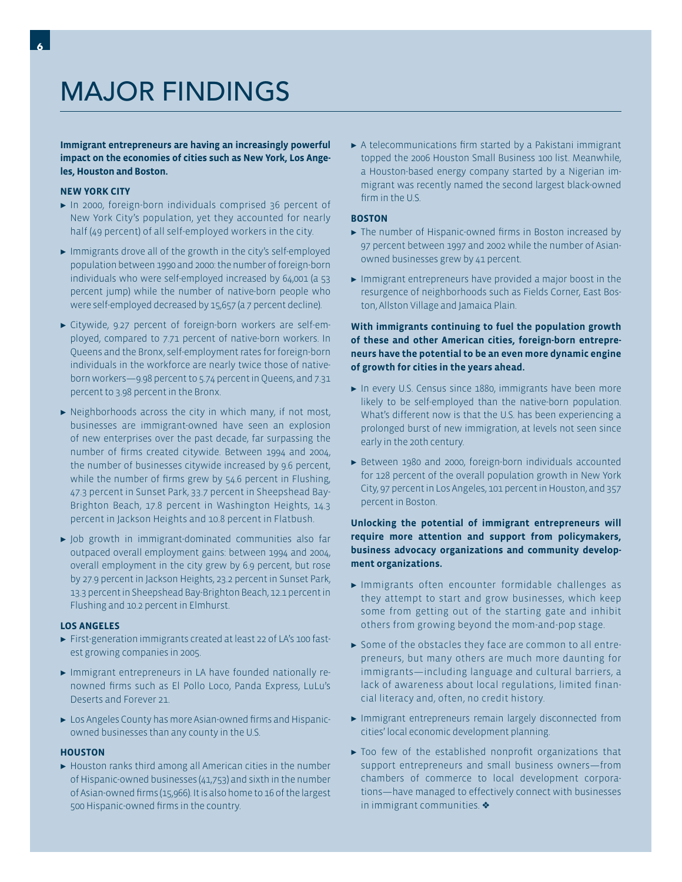# MAJOR FINDINGS

**Immigrant entrepreneurs are having an increasingly powerful impact on the economies of cities such as New York, Los Angeles, Houston and Boston.**

### NEW YORK CITY

- In 2000, foreign-born individuals comprised 36 percent of New York City's population, yet they accounted for nearly half (49 percent) of all self-employed workers in the city.
- Immigrants drove all of the growth in the city's self-employed population between 1990 and 2000: the number of foreign-born individuals who were self-employed increased by 64,001 (a 53 percent jump) while the number of native-born people who were self-employed decreased by 15,657 (a 7 percent decline).
- Citywide, 9.27 percent of foreign-born workers are self-employed, compared to 7.71 percent of native-born workers. In Queens and the Bronx, self-employment rates for foreign-born individuals in the workforce are nearly twice those of native-born workers—9.98 percent to 5.74 percent in Queens, and 7.31 percent to 3.98 percent in the Bronx.
- Neighborhoods across the city in which many, if not most, businesses are immigrant-owned have seen an explosion of new enterprises over the past decade, far surpassing the number of firms created citywide. Between 1994 and 2004, the number of businesses citywide increased by 9.6 percent, while the number of firms grew by 54.6 percent in Flushing, 47.3 percent in Sunset Park, 33.7 percent in Sheepshead Bay-Brighton Beach, 17.8 percent in Washington Heights, 14.3 percent in Jackson Heights and 10.8 percent in Flatbush.
- Job growth in immigrant-dominated communities also far outpaced overall employment gains: between 1994 and 2004, overall employment in the city grew by 6.9 percent, but rose by 27.9 percent in Jackson Heights, 23.2 percent in Sunset Park, 13.3 percent in Sheepshead Bay-Brighton Beach, 12.1 percent in Flushing and 10.2 percent in Elmhurst.

### LOS ANGELES

- First-generation immigrants created at least 22 of LA's 100 fastest growing companies in 2005.
- Immigrant entrepreneurs in LA have founded nationally renowned firms such as El Pollo Loco, Panda Express, LuLu's Deserts and Forever 21.
- Los Angeles County has more Asian-owned firms and Hispanic-owned businesses than any county in the U.S.

### HOUSTON

- Houston ranks third among all American cities in the number of Hispanic-owned businesses (41,753) and sixth in the number of Asian-owned firms (15,966). It is also home to 16 of the largest 500 Hispanic-owned firms in the country.
- A telecommunications firm started by a Pakistani immigrant topped the 2006 Houston Small Business 100 list. Meanwhile, a Houston-based energy company started by a Nigerian immigrant was recently named the second largest black-owned firm in the U.S.

### BOSTON

- The number of Hispanic-owned firms in Boston increased by 97 percent between 1997 and 2002 while the number of Asian-owned businesses grew by 41 percent.
- Immigrant entrepreneurs have provided a major boost in the resurgence of neighborhoods such as Fields Corner, East Boston, Allston Village and Jamaica Plain.

**With immigrants continuing to fuel the population growth of these and other American cities, foreign-born entrepreneurs have the potential to be an even more dynamic engine of growth for cities in the years ahead.**

- In every U.S. Census since 1880, immigrants have been more likely to be self-employed than the native-born population. What's different now is that the U.S. has been experiencing a prolonged burst of new immigration, at levels not seen since early in the 20th century.
- Between 1980 and 2000, foreign-born individuals accounted for 128 percent of the overall population growth in New York City, 97 percent in Los Angeles, 101 percent in Houston, and 357 percent in Boston.

**Unlocking the potential of immigrant entrepreneurs will require more attention and support from policymakers, business advocacy organizations and community development organizations.**

- Immigrants often encounter formidable challenges as they attempt to start and grow businesses, which keep some from getting out of the starting gate and inhibit others from growing beyond the mom-and-pop stage.
- Some of the obstacles they face are common to all entrepreneurs, but many others are much more daunting for immigrants—including language and cultural barriers, a lack of awareness about local regulations, limited financial literacy and, often, no credit history.
- Immigrant entrepreneurs remain largely disconnected from cities' local economic development planning.
- Too few of the established nonprofit organizations that support entrepreneurs and small business owners—from chambers of commerce to local development corporations—have managed to effectively connect with businesses in immigrant communities. ❖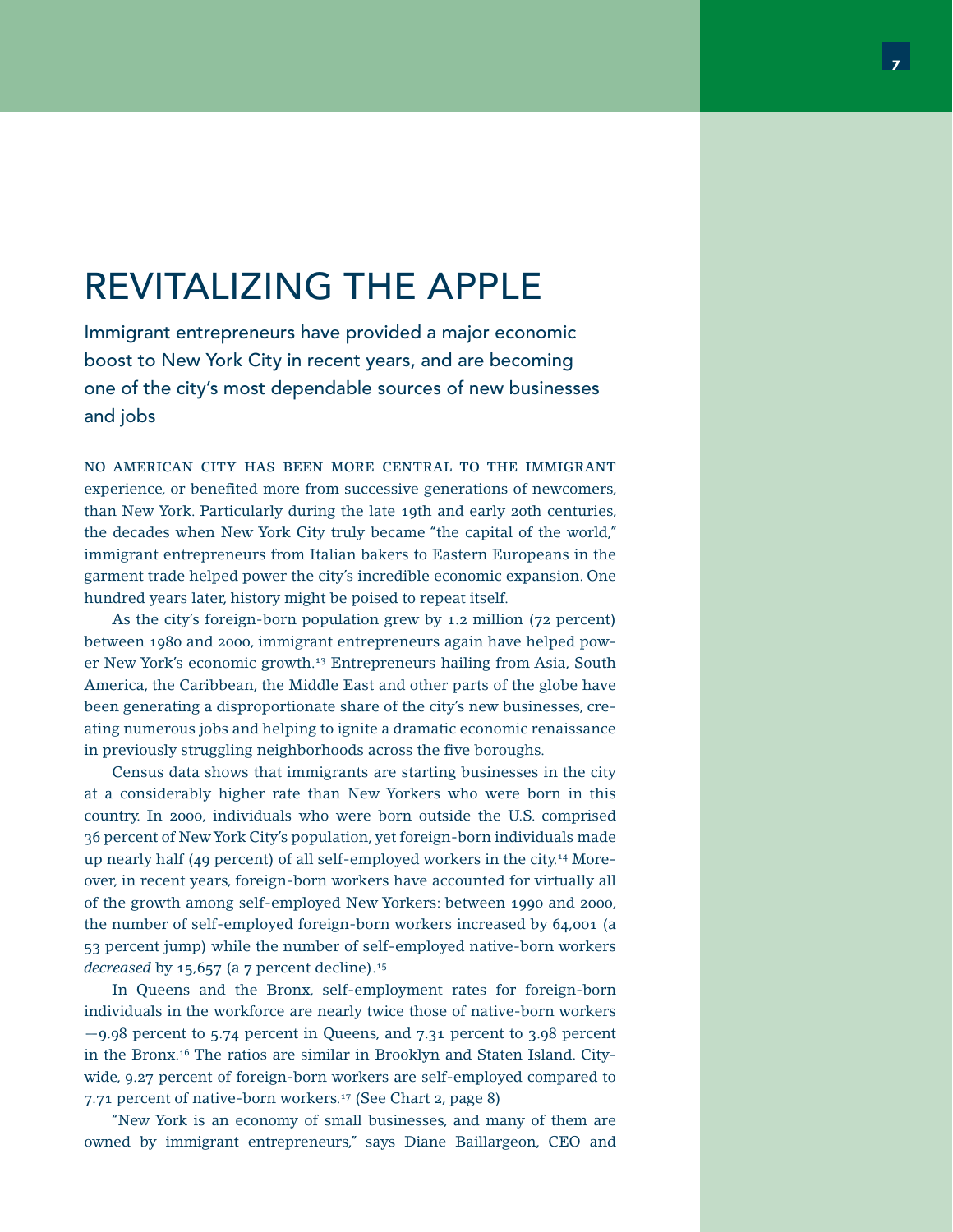# REVITALIZING THE APPLE

Immigrant entrepreneurs have provided a major economic boost to New York City in recent years, and are becoming one of the city's most dependable sources of new businesses and jobs

NO AMERICAN CITY HAS BEEN MORE CENTRAL TO THE IMMIGRANT experience, or benefited more from successive generations of newcomers, than New York. Particularly during the late 19th and early 20th centuries, the decades when New York City truly became "the capital of the world," immigrant entrepreneurs from Italian bakers to Eastern Europeans in the garment trade helped power the city's incredible economic expansion. One hundred years later, history might be poised to repeat itself.

As the city's foreign-born population grew by 1.2 million (72 percent) between 1980 and 2000, immigrant entrepreneurs again have helped power New York's economic growth.[13] Entrepreneurs hailing from Asia, South America, the Caribbean, the Middle East and other parts of the globe have been generating a disproportionate share of the city's new businesses, creating numerous jobs and helping to ignite a dramatic economic renaissance in previously struggling neighborhoods across the five boroughs.

Census data shows that immigrants are starting businesses in the city at a considerably higher rate than New Yorkers who were born in this country. In 2000, individuals who were born outside the U.S. comprised 36 percent of New York City's population, yet foreign-born individuals made up nearly half (49 percent) of all self-employed workers in the city.[14] Moreover, in recent years, foreign-born workers have accounted for virtually all of the growth among self-employed New Yorkers: between 1990 and 2000, the number of self-employed foreign-born workers increased by 64,001 (a 53 percent jump) while the number of self-employed native-born workers *decreased* by 15,657 (a 7 percent decline).[15]

In Queens and the Bronx, self-employment rates for foreign-born individuals in the workforce are nearly twice those of native-born workers —9.98 percent to 5.74 percent in Queens, and 7.31 percent to 3.98 percent in the Bronx.[16] The ratios are similar in Brooklyn and Staten Island. Citywide, 9.27 percent of foreign-born workers are self-employed compared to 7.71 percent of native-born workers.[17] (See Chart 2, page 8)

"New York is an economy of small businesses, and many of them are owned by immigrant entrepreneurs," says Diane Baillargeon, CEO and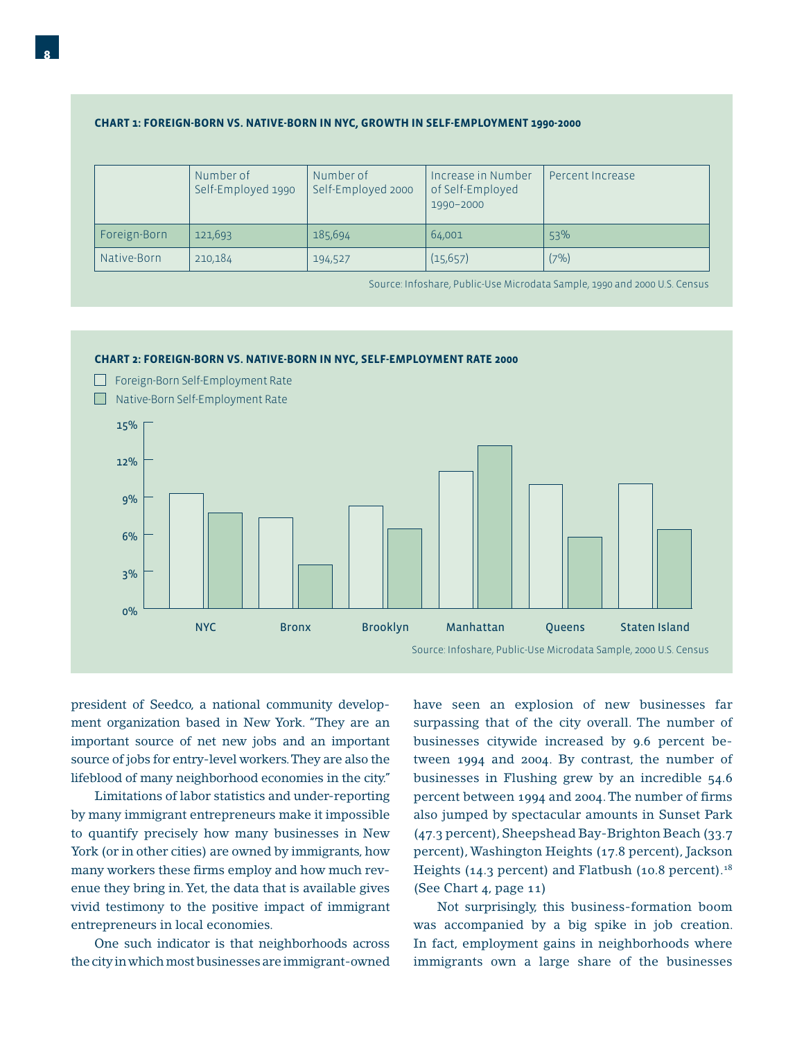**CHART 1: FOREIGN-BORN VS. NATIVE-BORN IN NYC, GROWTH IN SELF-EMPLOYMENT 1990-2000**

| | Number of Self-Employed 1990 | Number of Self-Employed 2000 | Increase in Number of Self-Employed 1990–2000 | Percent Increase |
|---|---|---|---|---|
| Foreign-Born | 121,693 | 185,694 | 64,001 | 53% |
| Native-Born | 210,184 | 194,527 | (15,657) | (7%) |

Source: Infoshare, Public-Use Microdata Sample, 1990 and 2000 U.S. Census

**CHART 2: FOREIGN-BORN VS. NATIVE-BORN IN NYC, SELF-EMPLOYMENT RATE 2000**

Foreign-Born Self-Employment Rate

Native-Born Self-Employment Rate

Source: Infoshare, Public-Use Microdata Sample, 2000 U.S. Census

president of Seedco, a national community development organization based in New York. "They are an important source of net new jobs and an important source of jobs for entry-level workers. They are also the lifeblood of many neighborhood economies in the city."

Limitations of labor statistics and under-reporting by many immigrant entrepreneurs make it impossible to quantify precisely how many businesses in New York (or in other cities) are owned by immigrants, how many workers these firms employ and how much revenue they bring in. Yet, the data that is available gives vivid testimony to the positive impact of immigrant entrepreneurs in local economies.

One such indicator is that neighborhoods across the city in which most businesses are immigrant-owned have seen an explosion of new businesses far surpassing that of the city overall. The number of businesses citywide increased by 9.6 percent between 1994 and 2004. By contrast, the number of businesses in Flushing grew by an incredible 54.6 percent between 1994 and 2004. The number of firms also jumped by spectacular amounts in Sunset Park (47.3 percent), Sheepshead Bay-Brighton Beach (33.7 percent), Washington Heights (17.8 percent), Jackson Heights (14.3 percent) and Flatbush (10.8 percent).[18] (See Chart 4, page 11)

Not surprisingly, this business-formation boom was accompanied by a big spike in job creation. In fact, employment gains in neighborhoods where immigrants own a large share of the businesses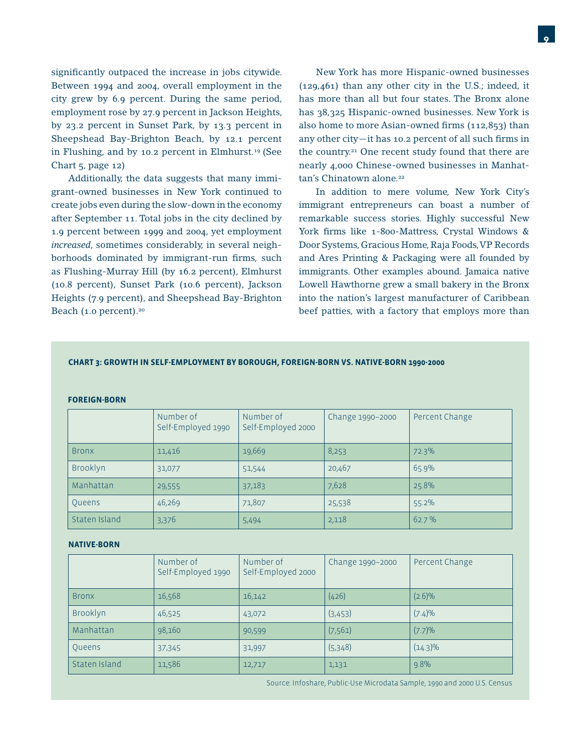significantly outpaced the increase in jobs citywide. Between 1994 and 2004, overall employment in the city grew by 6.9 percent. During the same period, employment rose by 27.9 percent in Jackson Heights, by 23.2 percent in Sunset Park, by 13.3 percent in Sheepshead Bay-Brighton Beach, by 12.1 percent in Flushing, and by 10.2 percent in Elmhurst.[19] (See Chart 5, page 12)

Additionally, the data suggests that many immigrant-owned businesses in New York continued to create jobs even during the slow-down in the economy after September 11. Total jobs in the city declined by 1.9 percent between 1999 and 2004, yet employment *increased*, sometimes considerably, in several neighborhoods dominated by immigrant-run firms, such as Flushing-Murray Hill (by 16.2 percent), Elmhurst (10.8 percent), Sunset Park (10.6 percent), Jackson Heights (7.9 percent), and Sheepshead Bay-Brighton Beach (1.0 percent).[20]

New York has more Hispanic-owned businesses (129,461) than any other city in the U.S.; indeed, it has more than all but four states. The Bronx alone has 38,325 Hispanic-owned businesses. New York is also home to more Asian-owned firms (112,853) than any other city—it has 10.2 percent of all such firms in the country.[21] One recent study found that there are nearly 4,000 Chinese-owned businesses in Manhattan's Chinatown alone.[22]

In addition to mere volume, New York City's immigrant entrepreneurs can boast a number of remarkable success stories. Highly successful New York firms like 1-800-Mattress, Crystal Windows & Door Systems, Gracious Home, Raja Foods, VP Records and Ares Printing & Packaging were all founded by immigrants. Other examples abound. Jamaica native Lowell Hawthorne grew a small bakery in the Bronx into the nation's largest manufacturer of Caribbean beef patties, with a factory that employs more than

**CHART 3: GROWTH IN SELF-EMPLOYMENT BY BOROUGH, FOREIGN-BORN VS. NATIVE-BORN 1990-2000**

**FOREIGN-BORN**

| | Number of Self-Employed 1990 | Number of Self-Employed 2000 | Change 1990–2000 | Percent Change |
|---|---|---|---|---|
| Bronx | 11,416 | 19,669 | 8,253 | 72.3% |
| Brooklyn | 31,077 | 51,544 | 20,467 | 65.9% |
| Manhattan | 29,555 | 37,183 | 7,628 | 25.8% |
| Queens | 46,269 | 71,807 | 25,538 | 55.2% |
| Staten Island | 3,376 | 5,494 | 2,118 | 62.7 % |

**NATIVE-BORN**

| | Number of Self-Employed 1990 | Number of Self-Employed 2000 | Change 1990–2000 | Percent Change |
|---|---|---|---|---|
| Bronx | 16,568 | 16,142 | (426) | (2.6)% |
| Brooklyn | 46,525 | 43,072 | (3,453) | (7.4)% |
| Manhattan | 98,160 | 90,599 | (7,561) | (7.7)% |
| Queens | 37,345 | 31,997 | (5,348) | (14.3)% |
| Staten Island | 11,586 | 12,717 | 1,131 | 9.8% |

Source: Infoshare, Public-Use Microdata Sample, 1990 and 2000 U.S. Census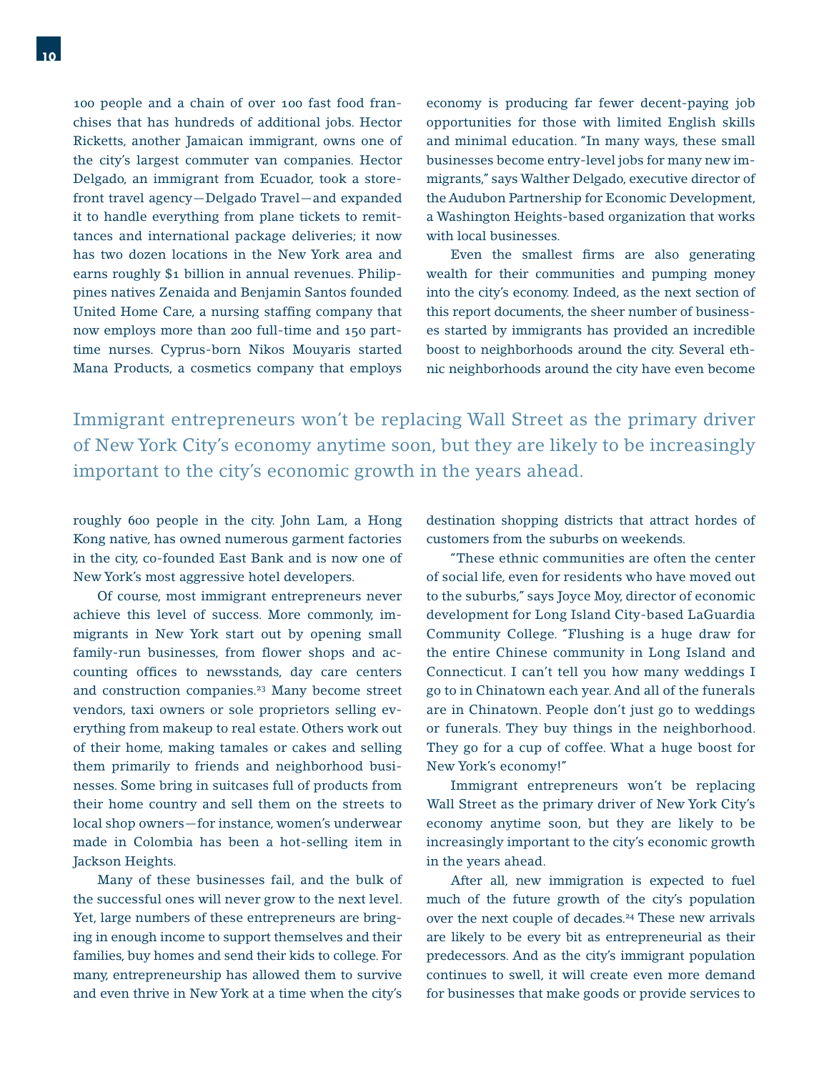100 people and a chain of over 100 fast food franchises that has hundreds of additional jobs. Hector Ricketts, another Jamaican immigrant, owns one of the city's largest commuter van companies. Hector Delgado, an immigrant from Ecuador, took a storefront travel agency—Delgado Travel—and expanded it to handle everything from plane tickets to remittances and international package deliveries; it now has two dozen locations in the New York area and earns roughly $1 billion in annual revenues. Philippines natives Zenaida and Benjamin Santos founded United Home Care, a nursing staffing company that now employs more than 200 full-time and 150 part-time nurses. Cyprus-born Nikos Mouyaris started Mana Products, a cosmetics company that employs roughly 600 people in the city. John Lam, a Hong Kong native, has owned numerous garment factories in the city, co-founded East Bank and is now one of New York's most aggressive hotel developers.

Of course, most immigrant entrepreneurs never achieve this level of success. More commonly, immigrants in New York start out by opening small family-run businesses, from flower shops and accounting offices to newsstands, day care centers and construction companies.[23] Many become street vendors, taxi owners or sole proprietors selling everything from makeup to real estate. Others work out of their home, making tamales or cakes and selling them primarily to friends and neighborhood businesses. Some bring in suitcases full of products from their home country and sell them on the streets to local shop owners—for instance, women's underwear made in Colombia has been a hot-selling item in Jackson Heights.

Many of these businesses fail, and the bulk of the successful ones will never grow to the next level. Yet, large numbers of these entrepreneurs are bringing in enough income to support themselves and their families, buy homes and send their kids to college. For many, entrepreneurship has allowed them to survive and even thrive in New York at a time when the city's economy is producing far fewer decent-paying job opportunities for those with limited English skills and minimal education. "In many ways, these small businesses become entry-level jobs for many new immigrants," says Walther Delgado, executive director of the Audubon Partnership for Economic Development, a Washington Heights-based organization that works with local businesses.

Even the smallest firms are also generating wealth for their communities and pumping money into the city's economy. Indeed, as the next section of this report documents, the sheer number of businesses started by immigrants has provided an incredible boost to neighborhoods around the city. Several ethnic neighborhoods around the city have even become destination shopping districts that attract hordes of customers from the suburbs on weekends.

> Immigrant entrepreneurs won't be replacing Wall Street as the primary driver of New York City's economy anytime soon, but they are likely to be increasingly important to the city's economic growth in the years ahead.

"These ethnic communities are often the center of social life, even for residents who have moved out to the suburbs," says Joyce Moy, director of economic development for Long Island City-based LaGuardia Community College. "Flushing is a huge draw for the entire Chinese community in Long Island and Connecticut. I can't tell you how many weddings I go to in Chinatown each year. And all of the funerals are in Chinatown. People don't just go to weddings or funerals. They buy things in the neighborhood. They go for a cup of coffee. What a huge boost for New York's economy!"

Immigrant entrepreneurs won't be replacing Wall Street as the primary driver of New York City's economy anytime soon, but they are likely to be increasingly important to the city's economic growth in the years ahead.

After all, new immigration is expected to fuel much of the future growth of the city's population over the next couple of decades.[24] These new arrivals are likely to be every bit as entrepreneurial as their predecessors. And as the city's immigrant population continues to swell, it will create even more demand for businesses that make goods or provide services to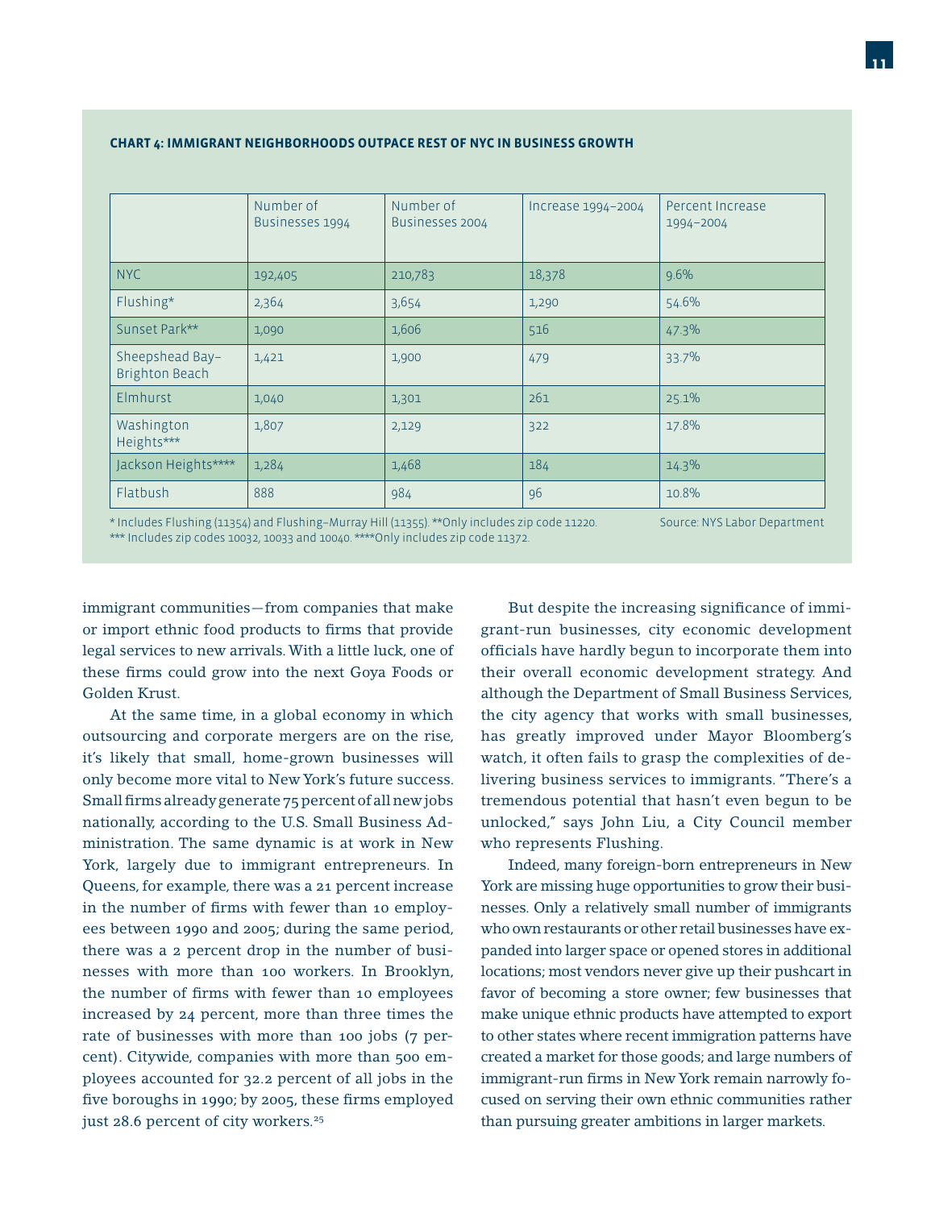**CHART 4: IMMIGRANT NEIGHBORHOODS OUTPACE REST OF NYC IN BUSINESS GROWTH**

| | Number of Businesses 1994 | Number of Businesses 2004 | Increase 1994–2004 | Percent Increase 1994–2004 |
|---|---|---|---|---|
| NYC | 192,405 | 210,783 | 18,378 | 9.6% |
| Flushing* | 2,364 | 3,654 | 1,290 | 54.6% |
| Sunset Park** | 1,090 | 1,606 | 516 | 47.3% |
| Sheepshead Bay–Brighton Beach | 1,421 | 1,900 | 479 | 33.7% |
| Elmhurst | 1,040 | 1,301 | 261 | 25.1% |
| Washington Heights*** | 1,807 | 2,129 | 322 | 17.8% |
| Jackson Heights**** | 1,284 | 1,468 | 184 | 14.3% |
| Flatbush | 888 | 984 | 96 | 10.8% |

* Includes Flushing (11354) and Flushing–Murray Hill (11355). **Only includes zip code 11220. *** Includes zip codes 10032, 10033 and 10040. ****Only includes zip code 11372.

Source: NYS Labor Department

immigrant communities—from companies that make or import ethnic food products to firms that provide legal services to new arrivals. With a little luck, one of these firms could grow into the next Goya Foods or Golden Krust.

At the same time, in a global economy in which outsourcing and corporate mergers are on the rise, it's likely that small, home-grown businesses will only become more vital to New York's future success. Small firms already generate 75 percent of all new jobs nationally, according to the U.S. Small Business Administration. The same dynamic is at work in New York, largely due to immigrant entrepreneurs. In Queens, for example, there was a 21 percent increase in the number of firms with fewer than 10 employees between 1990 and 2005; during the same period, there was a 2 percent drop in the number of businesses with more than 100 workers. In Brooklyn, the number of firms with fewer than 10 employees increased by 24 percent, more than three times the rate of businesses with more than 100 jobs (7 percent). Citywide, companies with more than 500 employees accounted for 32.2 percent of all jobs in the five boroughs in 1990; by 2005, these firms employed just 28.6 percent of city workers.[25]

But despite the increasing significance of immigrant-run businesses, city economic development officials have hardly begun to incorporate them into their overall economic development strategy. And although the Department of Small Business Services, the city agency that works with small businesses, has greatly improved under Mayor Bloomberg's watch, it often fails to grasp the complexities of delivering business services to immigrants. "There's a tremendous potential that hasn't even begun to be unlocked," says John Liu, a City Council member who represents Flushing.

Indeed, many foreign-born entrepreneurs in New York are missing huge opportunities to grow their businesses. Only a relatively small number of immigrants who own restaurants or other retail businesses have expanded into larger space or opened stores in additional locations; most vendors never give up their pushcart in favor of becoming a store owner; few businesses that make unique ethnic products have attempted to export to other states where recent immigration patterns have created a market for those goods; and large numbers of immigrant-run firms in New York remain narrowly focused on serving their own ethnic communities rather than pursuing greater ambitions in larger markets.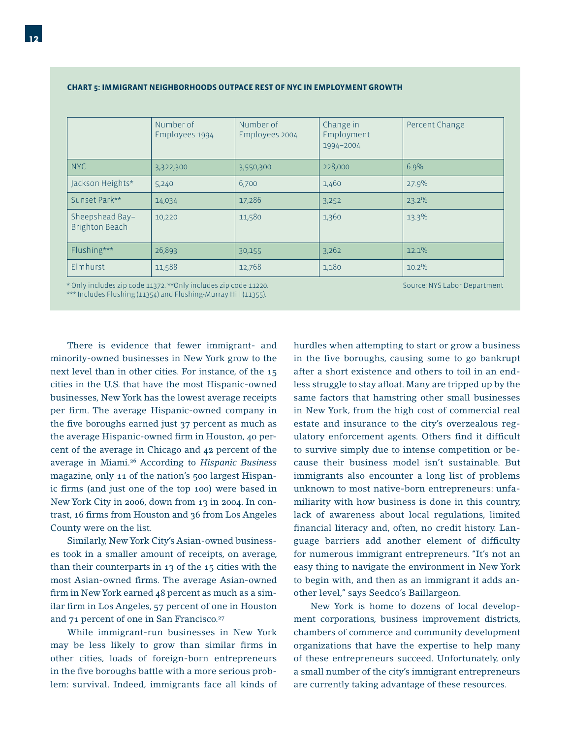**CHART 5: IMMIGRANT NEIGHBORHOODS OUTPACE REST OF NYC IN EMPLOYMENT GROWTH**

| | Number of Employees 1994 | Number of Employees 2004 | Change in Employment 1994–2004 | Percent Change |
|---|---|---|---|---|
| NYC | 3,322,300 | 3,550,300 | 228,000 | 6.9% |
| Jackson Heights* | 5,240 | 6,700 | 1,460 | 27.9% |
| Sunset Park** | 14,034 | 17,286 | 3,252 | 23.2% |
| Sheepshead Bay–Brighton Beach | 10,220 | 11,580 | 1,360 | 13.3% |
| Flushing*** | 26,893 | 30,155 | 3,262 | 12.1% |
| Elmhurst | 11,588 | 12,768 | 1,180 | 10.2% |

* Only includes zip code 11372. **Only includes zip code 11220.
*** Includes Flushing (11354) and Flushing-Murray Hill (11355).

Source: NYS Labor Department

There is evidence that fewer immigrant- and minority-owned businesses in New York grow to the next level than in other cities. For instance, of the 15 cities in the U.S. that have the most Hispanic-owned businesses, New York has the lowest average receipts per firm. The average Hispanic-owned company in the five boroughs earned just 37 percent as much as the average Hispanic-owned firm in Houston, 40 percent of the average in Chicago and 42 percent of the average in Miami.[26] According to *Hispanic Business* magazine, only 11 of the nation's 500 largest Hispanic firms (and just one of the top 100) were based in New York City in 2006, down from 13 in 2004. In contrast, 16 firms from Houston and 36 from Los Angeles County were on the list.

Similarly, New York City's Asian-owned businesses took in a smaller amount of receipts, on average, than their counterparts in 13 of the 15 cities with the most Asian-owned firms. The average Asian-owned firm in New York earned 48 percent as much as a similar firm in Los Angeles, 57 percent of one in Houston and 71 percent of one in San Francisco.[27]

While immigrant-run businesses in New York may be less likely to grow than similar firms in other cities, loads of foreign-born entrepreneurs in the five boroughs battle with a more serious problem: survival. Indeed, immigrants face all kinds of hurdles when attempting to start or grow a business in the five boroughs, causing some to go bankrupt after a short existence and others to toil in an endless struggle to stay afloat. Many are tripped up by the same factors that hamstring other small businesses in New York, from the high cost of commercial real estate and insurance to the city's overzealous regulatory enforcement agents. Others find it difficult to survive simply due to intense competition or because their business model isn't sustainable. But immigrants also encounter a long list of problems unknown to most native-born entrepreneurs: unfamiliarity with how business is done in this country, lack of awareness about local regulations, limited financial literacy and, often, no credit history. Language barriers add another element of difficulty for numerous immigrant entrepreneurs. "It's not an easy thing to navigate the environment in New York to begin with, and then as an immigrant it adds another level," says Seedco's Baillargeon.

New York is home to dozens of local development corporations, business improvement districts, chambers of commerce and community development organizations that have the expertise to help many of these entrepreneurs succeed. Unfortunately, only a small number of the city's immigrant entrepreneurs are currently taking advantage of these resources.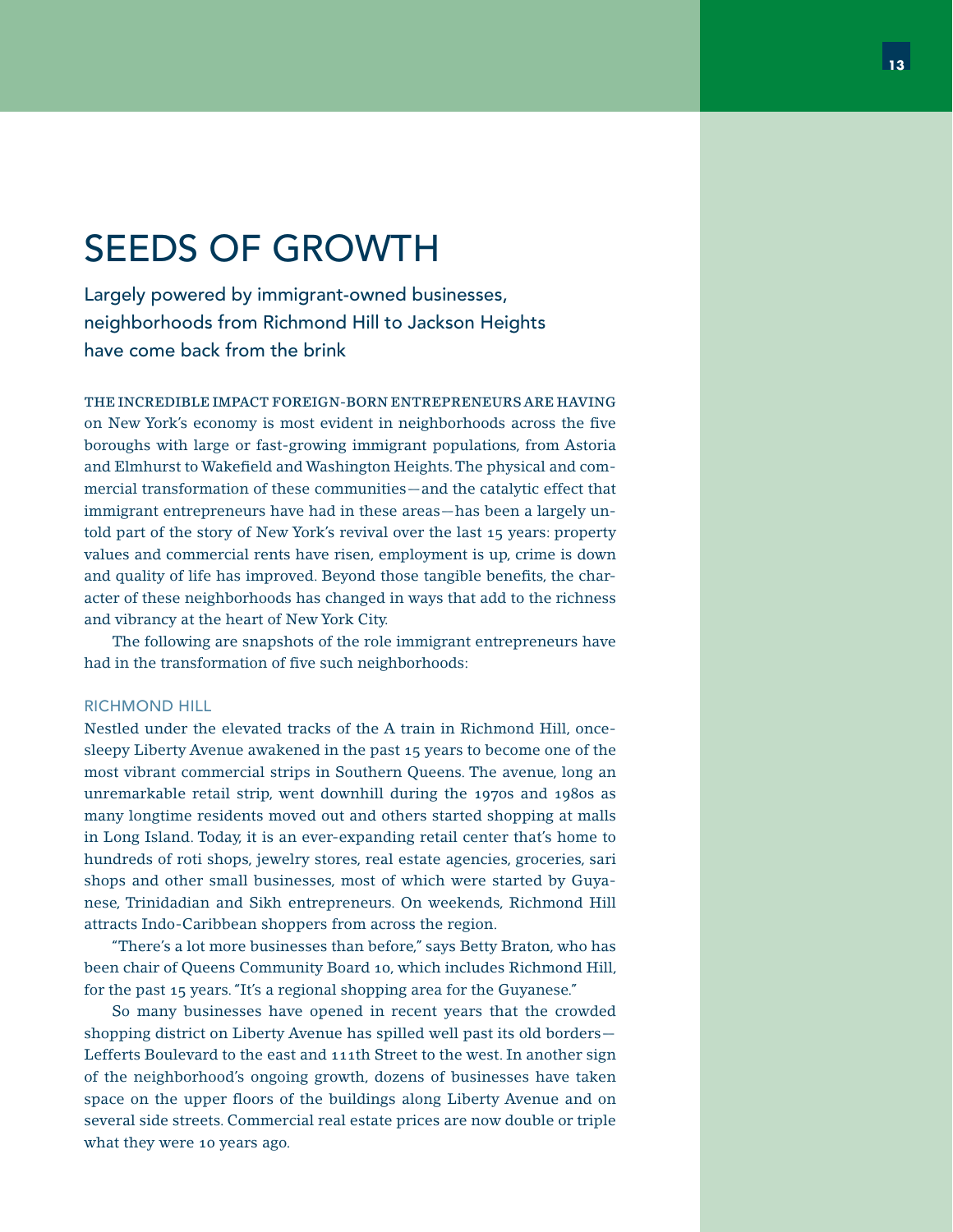# SEEDS OF GROWTH

Largely powered by immigrant-owned businesses, neighborhoods from Richmond Hill to Jackson Heights have come back from the brink

THE INCREDIBLE IMPACT FOREIGN-BORN ENTREPRENEURS ARE HAVING on New York's economy is most evident in neighborhoods across the five boroughs with large or fast-growing immigrant populations, from Astoria and Elmhurst to Wakefield and Washington Heights. The physical and commercial transformation of these communities—and the catalytic effect that immigrant entrepreneurs have had in these areas—has been a largely untold part of the story of New York's revival over the last 15 years: property values and commercial rents have risen, employment is up, crime is down and quality of life has improved. Beyond those tangible benefits, the character of these neighborhoods has changed in ways that add to the richness and vibrancy at the heart of New York City.

The following are snapshots of the role immigrant entrepreneurs have had in the transformation of five such neighborhoods:

### RICHMOND HILL

Nestled under the elevated tracks of the A train in Richmond Hill, once-sleepy Liberty Avenue awakened in the past 15 years to become one of the most vibrant commercial strips in Southern Queens. The avenue, long an unremarkable retail strip, went downhill during the 1970s and 1980s as many longtime residents moved out and others started shopping at malls in Long Island. Today, it is an ever-expanding retail center that's home to hundreds of roti shops, jewelry stores, real estate agencies, groceries, sari shops and other small businesses, most of which were started by Guyanese, Trinidadian and Sikh entrepreneurs. On weekends, Richmond Hill attracts Indo-Caribbean shoppers from across the region.

"There's a lot more businesses than before," says Betty Braton, who has been chair of Queens Community Board 10, which includes Richmond Hill, for the past 15 years. "It's a regional shopping area for the Guyanese."

So many businesses have opened in recent years that the crowded shopping district on Liberty Avenue has spilled well past its old borders—Lefferts Boulevard to the east and 111th Street to the west. In another sign of the neighborhood's ongoing growth, dozens of businesses have taken space on the upper floors of the buildings along Liberty Avenue and on several side streets. Commercial real estate prices are now double or triple what they were 10 years ago.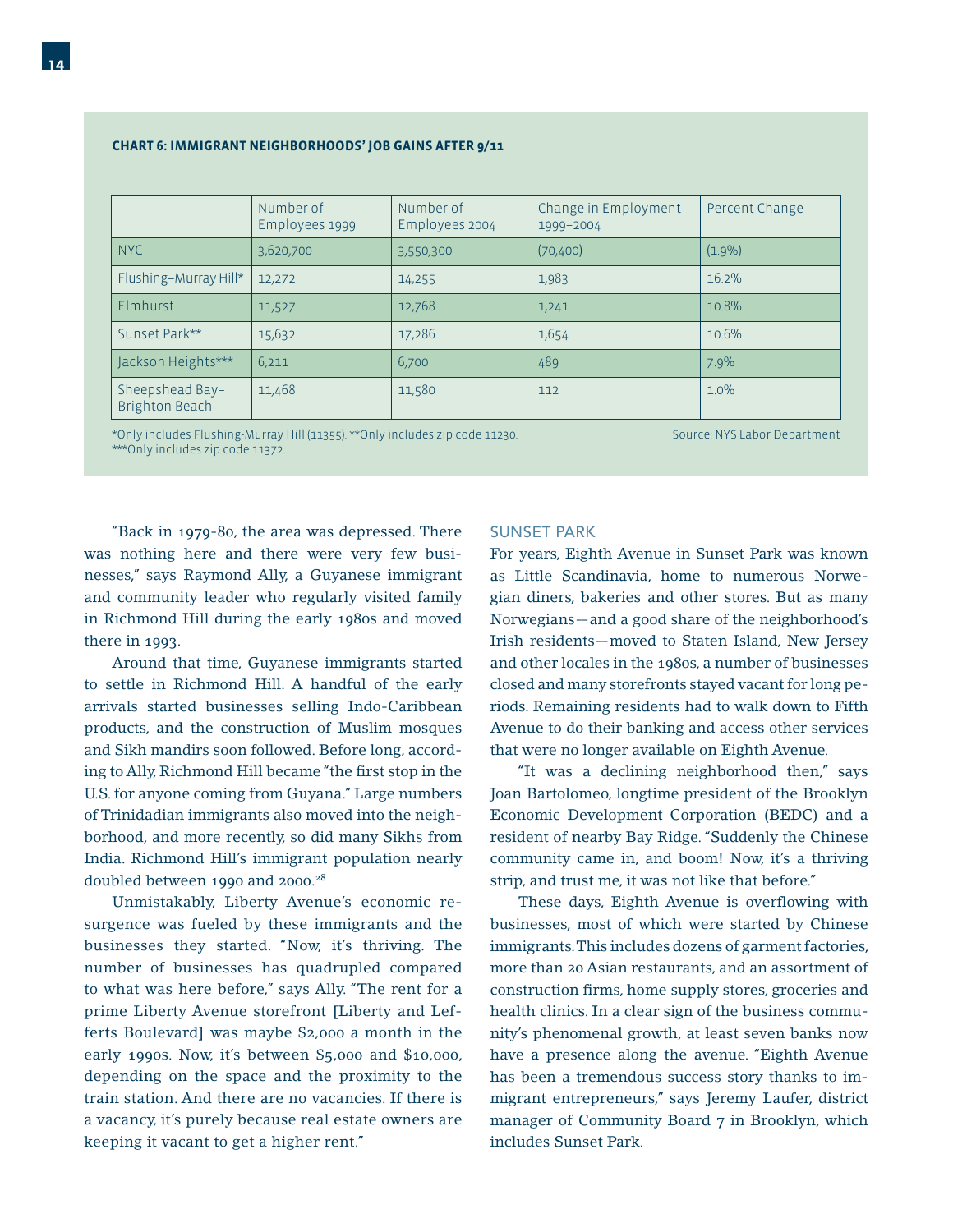**CHART 6: IMMIGRANT NEIGHBORHOODS' JOB GAINS AFTER 9/11**

| | Number of Employees 1999 | Number of Employees 2004 | Change in Employment 1999–2004 | Percent Change |
|---|---|---|---|---|
| NYC | 3,620,700 | 3,550,300 | (70,400) | (1.9%) |
| Flushing–Murray Hill* | 12,272 | 14,255 | 1,983 | 16.2% |
| Elmhurst | 11,527 | 12,768 | 1,241 | 10.8% |
| Sunset Park** | 15,632 | 17,286 | 1,654 | 10.6% |
| Jackson Heights*** | 6,211 | 6,700 | 489 | 7.9% |
| Sheepshead Bay–Brighton Beach | 11,468 | 11,580 | 112 | 1.0% |

*Only includes Flushing-Murray Hill (11355). **Only includes zip code 11230.
***Only includes zip code 11372.

Source: NYS Labor Department

"Back in 1979-80, the area was depressed. There was nothing here and there were very few businesses," says Raymond Ally, a Guyanese immigrant and community leader who regularly visited family in Richmond Hill during the early 1980s and moved there in 1993.

Around that time, Guyanese immigrants started to settle in Richmond Hill. A handful of the early arrivals started businesses selling Indo-Caribbean products, and the construction of Muslim mosques and Sikh mandirs soon followed. Before long, according to Ally, Richmond Hill became "the first stop in the U.S. for anyone coming from Guyana." Large numbers of Trinidadian immigrants also moved into the neighborhood, and more recently, so did many Sikhs from India. Richmond Hill's immigrant population nearly doubled between 1990 and 2000.[28]

Unmistakably, Liberty Avenue's economic resurgence was fueled by these immigrants and the businesses they started. "Now, it's thriving. The number of businesses has quadrupled compared to what was here before," says Ally. "The rent for a prime Liberty Avenue storefront [Liberty and Lefferts Boulevard] was maybe $2,000 a month in the early 1990s. Now, it's between $5,000 and $10,000, depending on the space and the proximity to the train station. And there are no vacancies. If there is a vacancy, it's purely because real estate owners are keeping it vacant to get a higher rent."

### SUNSET PARK

For years, Eighth Avenue in Sunset Park was known as Little Scandinavia, home to numerous Norwegian diners, bakeries and other stores. But as many Norwegians—and a good share of the neighborhood's Irish residents—moved to Staten Island, New Jersey and other locales in the 1980s, a number of businesses closed and many storefronts stayed vacant for long periods. Remaining residents had to walk down to Fifth Avenue to do their banking and access other services that were no longer available on Eighth Avenue.

"It was a declining neighborhood then," says Joan Bartolomeo, longtime president of the Brooklyn Economic Development Corporation (BEDC) and a resident of nearby Bay Ridge. "Suddenly the Chinese community came in, and boom! Now, it's a thriving strip, and trust me, it was not like that before."

These days, Eighth Avenue is overflowing with businesses, most of which were started by Chinese immigrants. This includes dozens of garment factories, more than 20 Asian restaurants, and an assortment of construction firms, home supply stores, groceries and health clinics. In a clear sign of the business community's phenomenal growth, at least seven banks now have a presence along the avenue. "Eighth Avenue has been a tremendous success story thanks to immigrant entrepreneurs," says Jeremy Laufer, district manager of Community Board 7 in Brooklyn, which includes Sunset Park.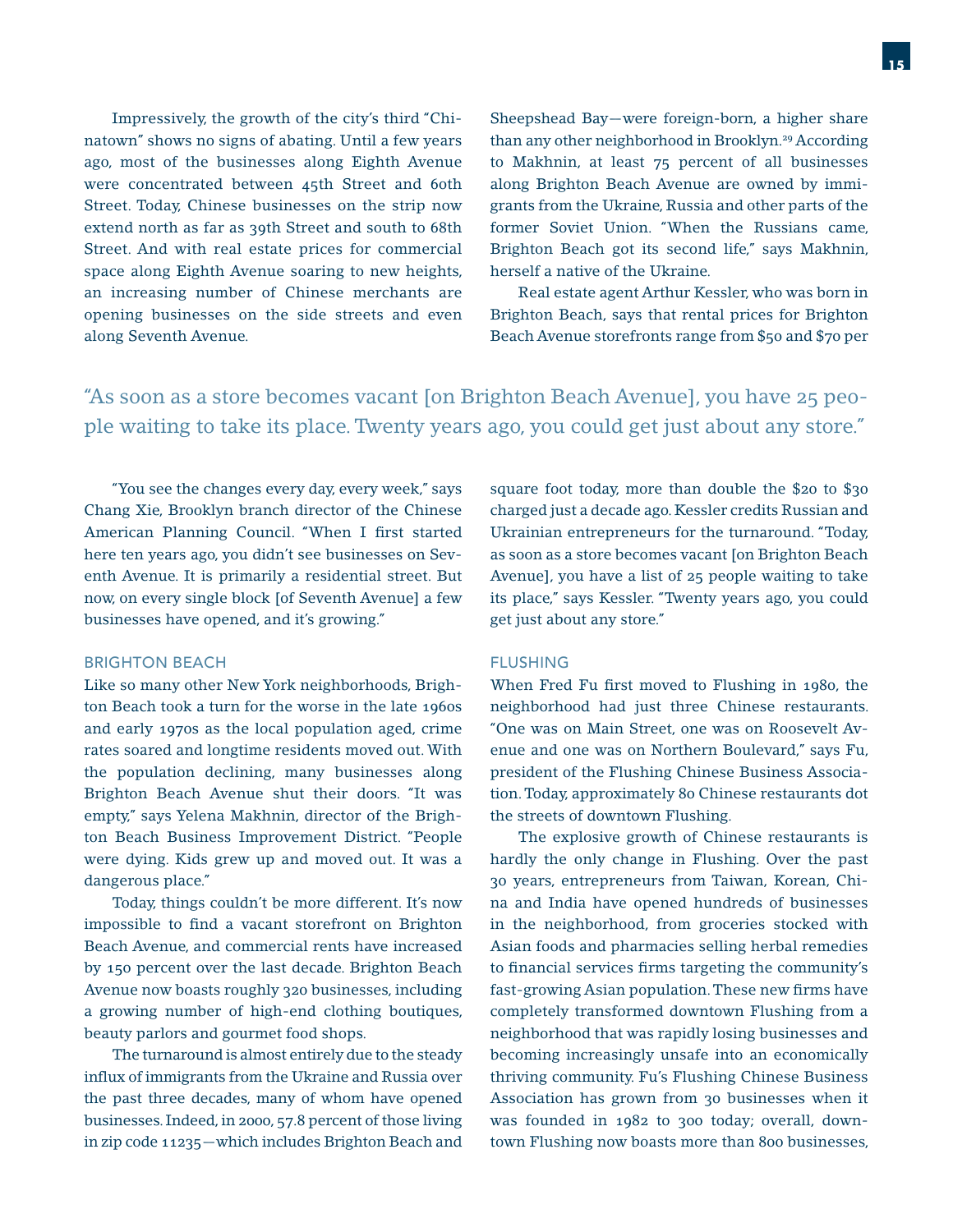Impressively, the growth of the city's third "Chinatown" shows no signs of abating. Until a few years ago, most of the businesses along Eighth Avenue were concentrated between 45th Street and 60th Street. Today, Chinese businesses on the strip now extend north as far as 39th Street and south to 68th Street. And with real estate prices for commercial space along Eighth Avenue soaring to new heights, an increasing number of Chinese merchants are opening businesses on the side streets and even along Seventh Avenue.

"You see the changes every day, every week," says Chang Xie, Brooklyn branch director of the Chinese American Planning Council. "When I first started here ten years ago, you didn't see businesses on Seventh Avenue. It is primarily a residential street. But now, on every single block [of Seventh Avenue] a few businesses have opened, and it's growing."

### BRIGHTON BEACH

Like so many other New York neighborhoods, Brighton Beach took a turn for the worse in the late 1960s and early 1970s as the local population aged, crime rates soared and longtime residents moved out. With the population declining, many businesses along Brighton Beach Avenue shut their doors. "It was empty," says Yelena Makhnin, director of the Brighton Beach Business Improvement District. "People were dying. Kids grew up and moved out. It was a dangerous place."

Today, things couldn't be more different. It's now impossible to find a vacant storefront on Brighton Beach Avenue, and commercial rents have increased by 150 percent over the last decade. Brighton Beach Avenue now boasts roughly 320 businesses, including a growing number of high-end clothing boutiques, beauty parlors and gourmet food shops.

The turnaround is almost entirely due to the steady influx of immigrants from the Ukraine and Russia over the past three decades, many of whom have opened businesses. Indeed, in 2000, 57.8 percent of those living in zip code 11235—which includes Brighton Beach and Sheepshead Bay—were foreign-born, a higher share than any other neighborhood in Brooklyn.[29] According to Makhnin, at least 75 percent of all businesses along Brighton Beach Avenue are owned by immigrants from the Ukraine, Russia and other parts of the former Soviet Union. "When the Russians came, Brighton Beach got its second life," says Makhnin, herself a native of the Ukraine.

Real estate agent Arthur Kessler, who was born in Brighton Beach, says that rental prices for Brighton Beach Avenue storefronts range from $50 and $70 per square foot today, more than double the $20 to $30 charged just a decade ago. Kessler credits Russian and Ukrainian entrepreneurs for the turnaround. "Today, as soon as a store becomes vacant [on Brighton Beach Avenue], you have a list of 25 people waiting to take its place," says Kessler. "Twenty years ago, you could get just about any store."

> "As soon as a store becomes vacant [on Brighton Beach Avenue], you have 25 people waiting to take its place. Twenty years ago, you could get just about any store."

### FLUSHING

When Fred Fu first moved to Flushing in 1980, the neighborhood had just three Chinese restaurants. "One was on Main Street, one was on Roosevelt Avenue and one was on Northern Boulevard," says Fu, president of the Flushing Chinese Business Association. Today, approximately 80 Chinese restaurants dot the streets of downtown Flushing.

The explosive growth of Chinese restaurants is hardly the only change in Flushing. Over the past 30 years, entrepreneurs from Taiwan, Korean, China and India have opened hundreds of businesses in the neighborhood, from groceries stocked with Asian foods and pharmacies selling herbal remedies to financial services firms targeting the community's fast-growing Asian population. These new firms have completely transformed downtown Flushing from a neighborhood that was rapidly losing businesses and becoming increasingly unsafe into an economically thriving community. Fu's Flushing Chinese Business Association has grown from 30 businesses when it was founded in 1982 to 300 today; overall, downtown Flushing now boasts more than 800 businesses,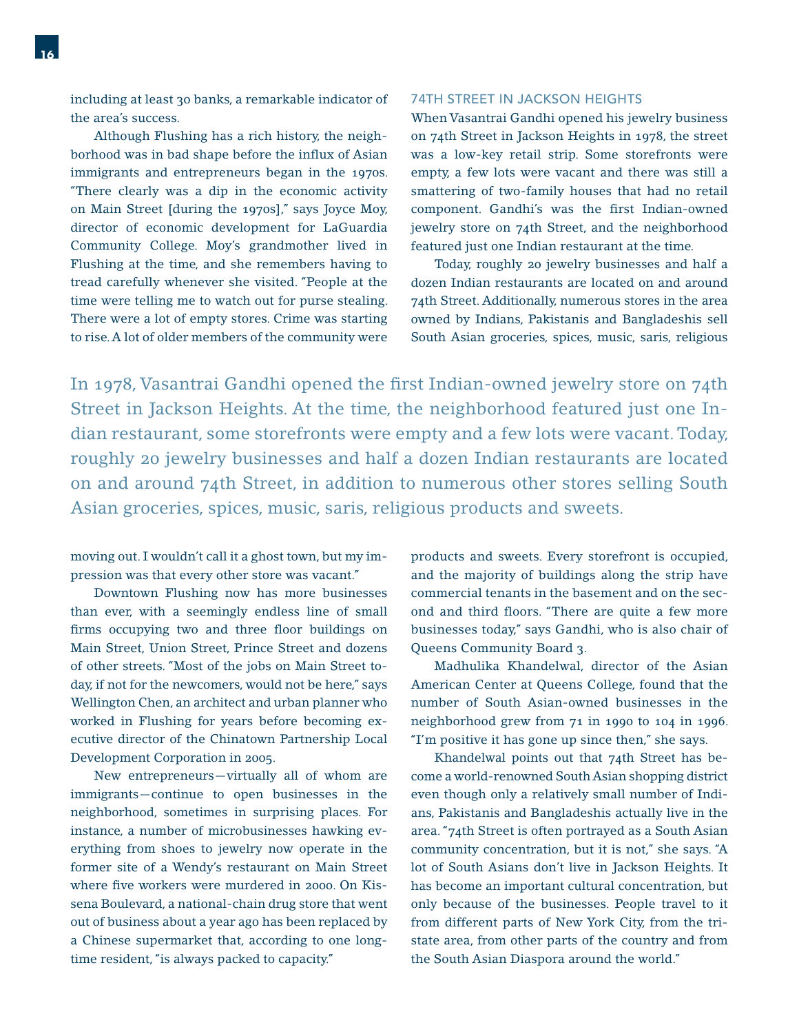including at least 30 banks, a remarkable indicator of the area's success.

Although Flushing has a rich history, the neighborhood was in bad shape before the influx of Asian immigrants and entrepreneurs began in the 1970s. "There clearly was a dip in the economic activity on Main Street [during the 1970s]," says Joyce Moy, director of economic development for LaGuardia Community College. Moy's grandmother lived in Flushing at the time, and she remembers having to tread carefully whenever she visited. "People at the time were telling me to watch out for purse stealing. There were a lot of empty stores. Crime was starting to rise. A lot of older members of the community were moving out. I wouldn't call it a ghost town, but my impression was that every other store was vacant."

Downtown Flushing now has more businesses than ever, with a seemingly endless line of small firms occupying two and three floor buildings on Main Street, Union Street, Prince Street and dozens of other streets. "Most of the jobs on Main Street today, if not for the newcomers, would not be here," says Wellington Chen, an architect and urban planner who worked in Flushing for years before becoming executive director of the Chinatown Partnership Local Development Corporation in 2005.

New entrepreneurs—virtually all of whom are immigrants—continue to open businesses in the neighborhood, sometimes in surprising places. For instance, a number of microbusinesses hawking everything from shoes to jewelry now operate in the former site of a Wendy's restaurant on Main Street where five workers were murdered in 2000. On Kissena Boulevard, a national-chain drug store that went out of business about a year ago has been replaced by a Chinese supermarket that, according to one longtime resident, "is always packed to capacity."

### 74TH STREET IN JACKSON HEIGHTS

When Vasantrai Gandhi opened his jewelry business on 74th Street in Jackson Heights in 1978, the street was a low-key retail strip. Some storefronts were empty, a few lots were vacant and there was still a smattering of two-family houses that had no retail component. Gandhi's was the first Indian-owned jewelry store on 74th Street, and the neighborhood featured just one Indian restaurant at the time.

Today, roughly 20 jewelry businesses and half a dozen Indian restaurants are located on and around 74th Street. Additionally, numerous stores in the area owned by Indians, Pakistanis and Bangladeshis sell South Asian groceries, spices, music, saris, religious products and sweets. Every storefront is occupied, and the majority of buildings along the strip have commercial tenants in the basement and on the second and third floors. "There are quite a few more businesses today," says Gandhi, who is also chair of Queens Community Board 3.

Madhulika Khandelwal, director of the Asian American Center at Queens College, found that the number of South Asian-owned businesses in the neighborhood grew from 71 in 1990 to 104 in 1996. "I'm positive it has gone up since then," she says.

Khandelwal points out that 74th Street has become a world-renowned South Asian shopping district even though only a relatively small number of Indians, Pakistanis and Bangladeshis actually live in the area. "74th Street is often portrayed as a South Asian community concentration, but it is not," she says. "A lot of South Asians don't live in Jackson Heights. It has become an important cultural concentration, but only because of the businesses. People travel to it from different parts of New York City, from the tristate area, from other parts of the country and from the South Asian Diaspora around the world."

> In 1978, Vasantrai Gandhi opened the first Indian-owned jewelry store on 74th Street in Jackson Heights. At the time, the neighborhood featured just one Indian restaurant, some storefronts were empty and a few lots were vacant. Today, roughly 20 jewelry businesses and half a dozen Indian restaurants are located on and around 74th Street, in addition to numerous other stores selling South Asian groceries, spices, music, saris, religious products and sweets.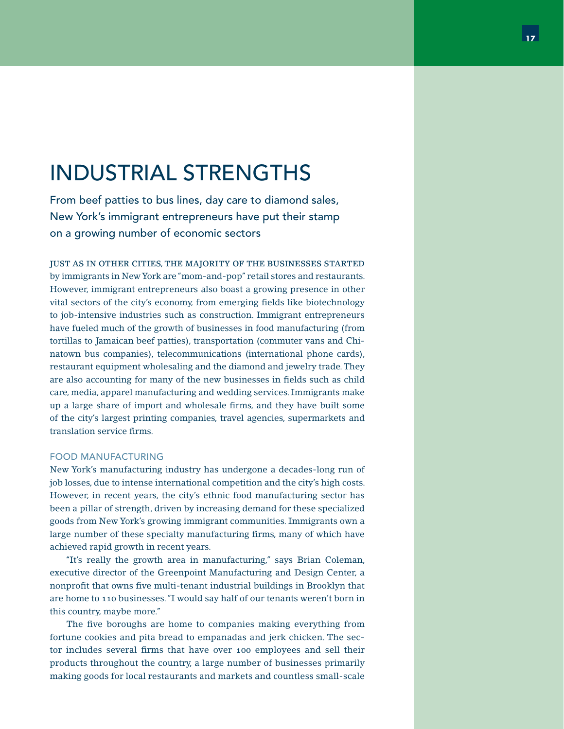# INDUSTRIAL STRENGTHS

From beef patties to bus lines, day care to diamond sales, New York's immigrant entrepreneurs have put their stamp on a growing number of economic sectors

JUST AS IN OTHER CITIES, THE MAJORITY OF THE BUSINESSES STARTED by immigrants in New York are "mom-and-pop" retail stores and restaurants. However, immigrant entrepreneurs also boast a growing presence in other vital sectors of the city's economy, from emerging fields like biotechnology to job-intensive industries such as construction. Immigrant entrepreneurs have fueled much of the growth of businesses in food manufacturing (from tortillas to Jamaican beef patties), transportation (commuter vans and Chinatown bus companies), telecommunications (international phone cards), restaurant equipment wholesaling and the diamond and jewelry trade. They are also accounting for many of the new businesses in fields such as child care, media, apparel manufacturing and wedding services. Immigrants make up a large share of import and wholesale firms, and they have built some of the city's largest printing companies, travel agencies, supermarkets and translation service firms.

## FOOD MANUFACTURING

New York's manufacturing industry has undergone a decades-long run of job losses, due to intense international competition and the city's high costs. However, in recent years, the city's ethnic food manufacturing sector has been a pillar of strength, driven by increasing demand for these specialized goods from New York's growing immigrant communities. Immigrants own a large number of these specialty manufacturing firms, many of which have achieved rapid growth in recent years.

"It's really the growth area in manufacturing," says Brian Coleman, executive director of the Greenpoint Manufacturing and Design Center, a nonprofit that owns five multi-tenant industrial buildings in Brooklyn that are home to 110 businesses. "I would say half of our tenants weren't born in this country, maybe more."

The five boroughs are home to companies making everything from fortune cookies and pita bread to empanadas and jerk chicken. The sector includes several firms that have over 100 employees and sell their products throughout the country, a large number of businesses primarily making goods for local restaurants and markets and countless small-scale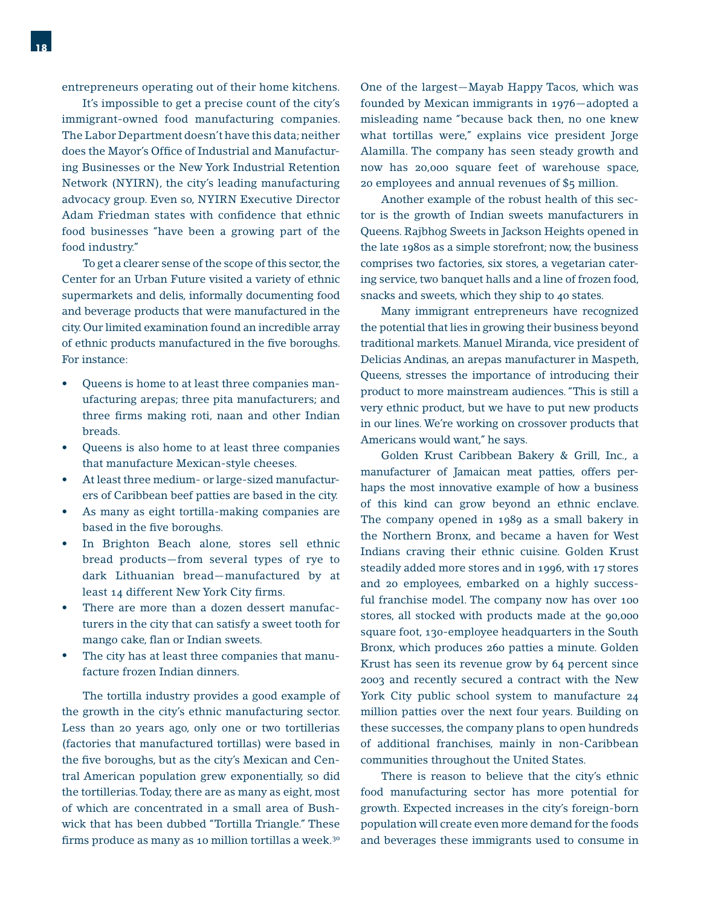entrepreneurs operating out of their home kitchens.

It's impossible to get a precise count of the city's immigrant-owned food manufacturing companies. The Labor Department doesn't have this data; neither does the Mayor's Office of Industrial and Manufacturing Businesses or the New York Industrial Retention Network (NYIRN), the city's leading manufacturing advocacy group. Even so, NYIRN Executive Director Adam Friedman states with confidence that ethnic food businesses "have been a growing part of the food industry."

To get a clearer sense of the scope of this sector, the Center for an Urban Future visited a variety of ethnic supermarkets and delis, informally documenting food and beverage products that were manufactured in the city. Our limited examination found an incredible array of ethnic products manufactured in the five boroughs. For instance:

- Queens is home to at least three companies manufacturing arepas; three pita manufacturers; and three firms making roti, naan and other Indian breads.
- Queens is also home to at least three companies that manufacture Mexican-style cheeses.
- At least three medium- or large-sized manufacturers of Caribbean beef patties are based in the city.
- As many as eight tortilla-making companies are based in the five boroughs.
- In Brighton Beach alone, stores sell ethnic bread products—from several types of rye to dark Lithuanian bread—manufactured by at least 14 different New York City firms.
- There are more than a dozen dessert manufacturers in the city that can satisfy a sweet tooth for mango cake, flan or Indian sweets.
- The city has at least three companies that manufacture frozen Indian dinners.

The tortilla industry provides a good example of the growth in the city's ethnic manufacturing sector. Less than 20 years ago, only one or two tortillerias (factories that manufactured tortillas) were based in the five boroughs, but as the city's Mexican and Central American population grew exponentially, so did the tortillerias. Today, there are as many as eight, most of which are concentrated in a small area of Bushwick that has been dubbed "Tortilla Triangle." These firms produce as many as 10 million tortillas a week.[30] One of the largest—Mayab Happy Tacos, which was founded by Mexican immigrants in 1976—adopted a misleading name "because back then, no one knew what tortillas were," explains vice president Jorge Alamilla. The company has seen steady growth and now has 20,000 square feet of warehouse space, 20 employees and annual revenues of $5 million.

Another example of the robust health of this sector is the growth of Indian sweets manufacturers in Queens. Rajbhog Sweets in Jackson Heights opened in the late 1980s as a simple storefront; now, the business comprises two factories, six stores, a vegetarian catering service, two banquet halls and a line of frozen food, snacks and sweets, which they ship to 40 states.

Many immigrant entrepreneurs have recognized the potential that lies in growing their business beyond traditional markets. Manuel Miranda, vice president of Delicias Andinas, an arepas manufacturer in Maspeth, Queens, stresses the importance of introducing their product to more mainstream audiences. "This is still a very ethnic product, but we have to put new products in our lines. We're working on crossover products that Americans would want," he says.

Golden Krust Caribbean Bakery & Grill, Inc., a manufacturer of Jamaican meat patties, offers perhaps the most innovative example of how a business of this kind can grow beyond an ethnic enclave. The company opened in 1989 as a small bakery in the Northern Bronx, and became a haven for West Indians craving their ethnic cuisine. Golden Krust steadily added more stores and in 1996, with 17 stores and 20 employees, embarked on a highly successful franchise model. The company now has over 100 stores, all stocked with products made at the 90,000 square foot, 130-employee headquarters in the South Bronx, which produces 260 patties a minute. Golden Krust has seen its revenue grow by 64 percent since 2003 and recently secured a contract with the New York City public school system to manufacture 24 million patties over the next four years. Building on these successes, the company plans to open hundreds of additional franchises, mainly in non-Caribbean communities throughout the United States.

There is reason to believe that the city's ethnic food manufacturing sector has more potential for growth. Expected increases in the city's foreign-born population will create even more demand for the foods and beverages these immigrants used to consume in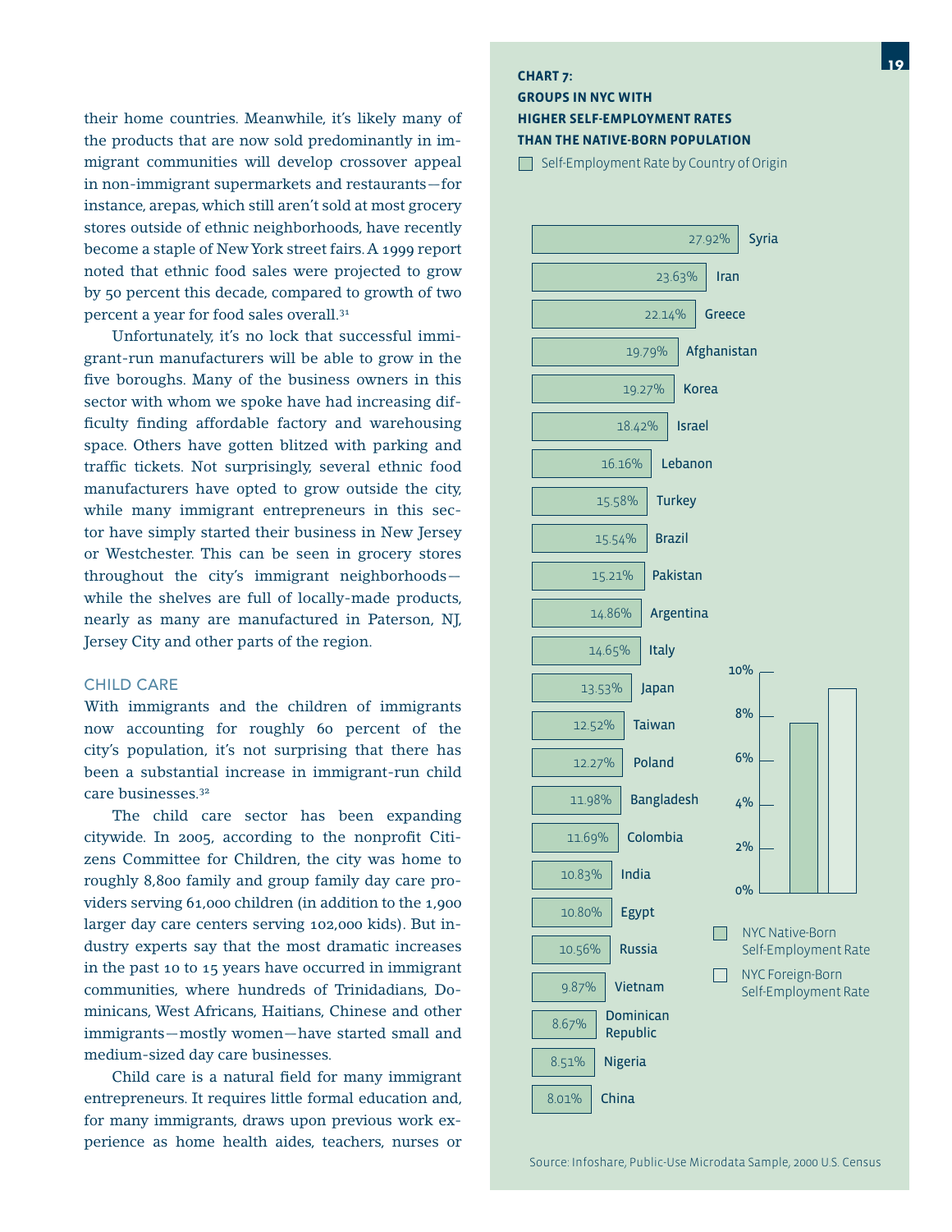their home countries. Meanwhile, it's likely many of the products that are now sold predominantly in immigrant communities will develop crossover appeal in non-immigrant supermarkets and restaurants—for instance, arepas, which still aren't sold at most grocery stores outside of ethnic neighborhoods, have recently become a staple of New York street fairs. A 1999 report noted that ethnic food sales were projected to grow by 50 percent this decade, compared to growth of two percent a year for food sales overall.[31]

Unfortunately, it's no lock that successful immigrant-run manufacturers will be able to grow in the five boroughs. Many of the business owners in this sector with whom we spoke have had increasing difficulty finding affordable factory and warehousing space. Others have gotten blitzed with parking and traffic tickets. Not surprisingly, several ethnic food manufacturers have opted to grow outside the city, while many immigrant entrepreneurs in this sector have simply started their business in New Jersey or Westchester. This can be seen in grocery stores throughout the city's immigrant neighborhoods—while the shelves are full of locally-made products, nearly as many are manufactured in Paterson, NJ, Jersey City and other parts of the region.

## CHILD CARE

With immigrants and the children of immigrants now accounting for roughly 60 percent of the city's population, it's not surprising that there has been a substantial increase in immigrant-run child care businesses.[32]

The child care sector has been expanding citywide. In 2005, according to the nonprofit Citizens Committee for Children, the city was home to roughly 8,800 family and group family day care providers serving 61,000 children (in addition to the 1,900 larger day care centers serving 102,000 kids). But industry experts say that the most dramatic increases in the past 10 to 15 years have occurred in immigrant communities, where hundreds of Trinidadians, Dominicans, West Africans, Haitians, Chinese and other immigrants—mostly women—have started small and medium-sized day care businesses.

Child care is a natural field for many immigrant entrepreneurs. It requires little formal education and, for many immigrants, draws upon previous work experience as home health aides, teachers, nurses or

**CHART 7: GROUPS IN NYC WITH HIGHER SELF-EMPLOYMENT RATES THAN THE NATIVE-BORN POPULATION**

Self-Employment Rate by Country of Origin

| Country of Origin | Self-Employment Rate |
|---|---|
| Syria | 27.92% |
| Iran | 23.63% |
| Greece | 22.14% |
| Afghanistan | 19.79% |
| Korea | 19.27% |
| Israel | 18.42% |
| Lebanon | 16.16% |
| Turkey | 15.58% |
| Brazil | 15.54% |
| Pakistan | 15.21% |
| Argentina | 14.86% |
| Italy | 14.65% |
| Japan | 13.53% |
| Taiwan | 12.52% |
| Poland | 12.27% |
| Bangladesh | 11.98% |
| Colombia | 11.69% |
| India | 10.83% |
| Egypt | 10.80% |
| Russia | 10.56% |
| Vietnam | 9.87% |
| Dominican Republic | 8.67% |
| Nigeria | 8.51% |
| China | 8.01% |

NYC Native-Born Self-Employment Rate; NYC Foreign-Born Self-Employment Rate (bar chart, scale 0%–10%)

Source: Infoshare, Public-Use Microdata Sample, 2000 U.S. Census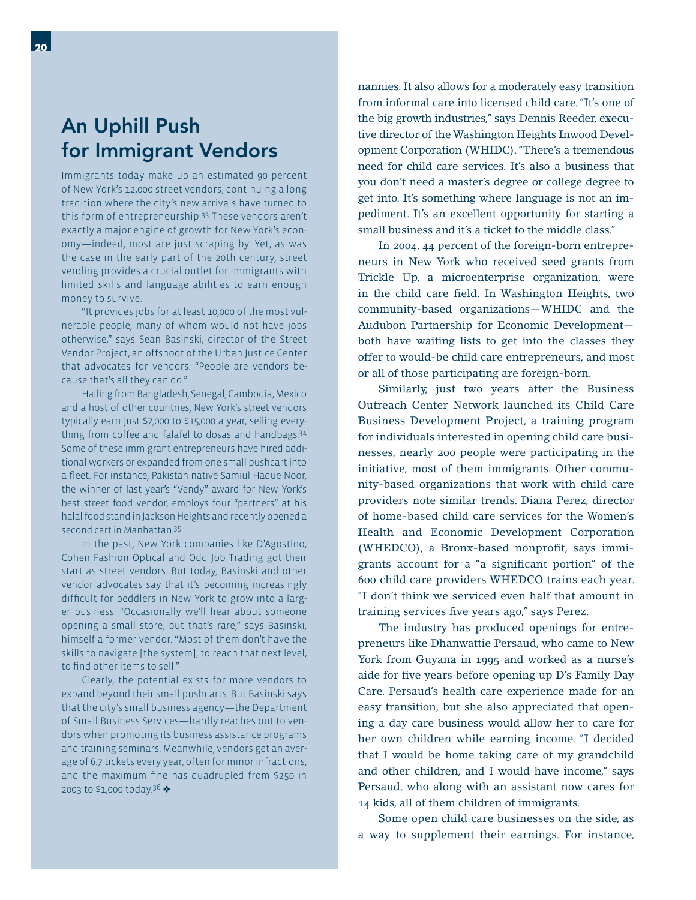## An Uphill Push for Immigrant Vendors

Immigrants today make up an estimated 90 percent of New York's 12,000 street vendors, continuing a long tradition where the city's new arrivals have turned to this form of entrepreneurship.[33] These vendors aren't exactly a major engine of growth for New York's economy—indeed, most are just scraping by. Yet, as was the case in the early part of the 20th century, street vending provides a crucial outlet for immigrants with limited skills and language abilities to earn enough money to survive.

"It provides jobs for at least 10,000 of the most vulnerable people, many of whom would not have jobs otherwise," says Sean Basinski, director of the Street Vendor Project, an offshoot of the Urban Justice Center that advocates for vendors. "People are vendors because that's all they can do."

Hailing from Bangladesh, Senegal, Cambodia, Mexico and a host of other countries, New York's street vendors typically earn just $7,000 to $15,000 a year, selling everything from coffee and falafel to dosas and handbags.[34] Some of these immigrant entrepreneurs have hired additional workers or expanded from one small pushcart into a fleet. For instance, Pakistan native Samiul Haque Noor, the winner of last year's "Vendy" award for New York's best street food vendor, employs four "partners" at his halal food stand in Jackson Heights and recently opened a second cart in Manhattan.[35]

In the past, New York companies like D'Agostino, Cohen Fashion Optical and Odd Job Trading got their start as street vendors. But today, Basinski and other vendor advocates say that it's becoming increasingly difficult for peddlers in New York to grow into a larger business. "Occasionally we'll hear about someone opening a small store, but that's rare," says Basinski, himself a former vendor. "Most of them don't have the skills to navigate [the system], to reach that next level, to find other items to sell."

Clearly, the potential exists for more vendors to expand beyond their small pushcarts. But Basinski says that the city's small business agency—the Department of Small Business Services—hardly reaches out to vendors when promoting its business assistance programs and training seminars. Meanwhile, vendors get an average of 6.7 tickets every year, often for minor infractions, and the maximum fine has quadrupled from $250 in 2003 to $1,000 today.[36] ❖

nannies. It also allows for a moderately easy transition from informal care into licensed child care. "It's one of the big growth industries," says Dennis Reeder, executive director of the Washington Heights Inwood Development Corporation (WHIDC). "There's a tremendous need for child care services. It's also a business that you don't need a master's degree or college degree to get into. It's something where language is not an impediment. It's an excellent opportunity for starting a small business and it's a ticket to the middle class."

In 2004, 44 percent of the foreign-born entrepreneurs in New York who received seed grants from Trickle Up, a microenterprise organization, were in the child care field. In Washington Heights, two community-based organizations—WHIDC and the Audubon Partnership for Economic Development—both have waiting lists to get into the classes they offer to would-be child care entrepreneurs, and most or all of those participating are foreign-born.

Similarly, just two years after the Business Outreach Center Network launched its Child Care Business Development Project, a training program for individuals interested in opening child care businesses, nearly 200 people were participating in the initiative, most of them immigrants. Other community-based organizations that work with child care providers note similar trends. Diana Perez, director of home-based child care services for the Women's Health and Economic Development Corporation (WHEDCO), a Bronx-based nonprofit, says immigrants account for a "a significant portion" of the 600 child care providers WHEDCO trains each year. "I don't think we serviced even half that amount in training services five years ago," says Perez.

The industry has produced openings for entrepreneurs like Dhanwattie Persaud, who came to New York from Guyana in 1995 and worked as a nurse's aide for five years before opening up D's Family Day Care. Persaud's health care experience made for an easy transition, but she also appreciated that opening a day care business would allow her to care for her own children while earning income. "I decided that I would be home taking care of my grandchild and other children, and I would have income," says Persaud, who along with an assistant now cares for 14 kids, all of them children of immigrants.

Some open child care businesses on the side, as a way to supplement their earnings. For instance,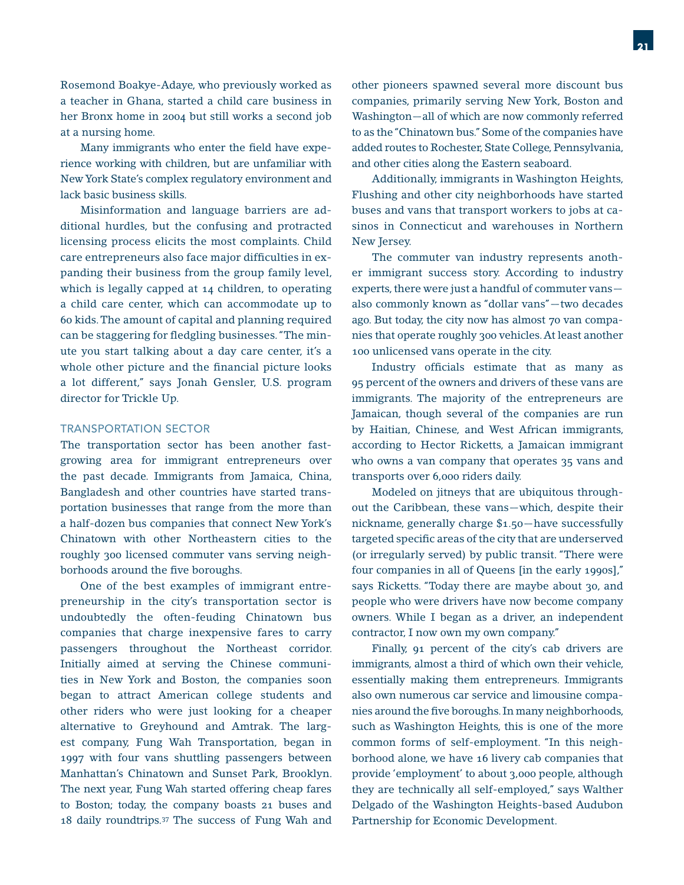Rosemond Boakye-Adaye, who previously worked as a teacher in Ghana, started a child care business in her Bronx home in 2004 but still works a second job at a nursing home.

Many immigrants who enter the field have experience working with children, but are unfamiliar with New York State's complex regulatory environment and lack basic business skills.

Misinformation and language barriers are additional hurdles, but the confusing and protracted licensing process elicits the most complaints. Child care entrepreneurs also face major difficulties in expanding their business from the group family level, which is legally capped at 14 children, to operating a child care center, which can accommodate up to 60 kids. The amount of capital and planning required can be staggering for fledgling businesses. "The minute you start talking about a day care center, it's a whole other picture and the financial picture looks a lot different," says Jonah Gensler, U.S. program director for Trickle Up.

## TRANSPORTATION SECTOR

The transportation sector has been another fast-growing area for immigrant entrepreneurs over the past decade. Immigrants from Jamaica, China, Bangladesh and other countries have started transportation businesses that range from the more than a half-dozen bus companies that connect New York's Chinatown with other Northeastern cities to the roughly 300 licensed commuter vans serving neighborhoods around the five boroughs.

One of the best examples of immigrant entrepreneurship in the city's transportation sector is undoubtedly the often-feuding Chinatown bus companies that charge inexpensive fares to carry passengers throughout the Northeast corridor. Initially aimed at serving the Chinese communities in New York and Boston, the companies soon began to attract American college students and other riders who were just looking for a cheaper alternative to Greyhound and Amtrak. The largest company, Fung Wah Transportation, began in 1997 with four vans shuttling passengers between Manhattan's Chinatown and Sunset Park, Brooklyn. The next year, Fung Wah started offering cheap fares to Boston; today, the company boasts 21 buses and 18 daily roundtrips.[37] The success of Fung Wah and other pioneers spawned several more discount bus companies, primarily serving New York, Boston and Washington—all of which are now commonly referred to as the "Chinatown bus." Some of the companies have added routes to Rochester, State College, Pennsylvania, and other cities along the Eastern seaboard.

Additionally, immigrants in Washington Heights, Flushing and other city neighborhoods have started buses and vans that transport workers to jobs at casinos in Connecticut and warehouses in Northern New Jersey.

The commuter van industry represents another immigrant success story. According to industry experts, there were just a handful of commuter vans—also commonly known as "dollar vans"—two decades ago. But today, the city now has almost 70 van companies that operate roughly 300 vehicles. At least another 100 unlicensed vans operate in the city.

Industry officials estimate that as many as 95 percent of the owners and drivers of these vans are immigrants. The majority of the entrepreneurs are Jamaican, though several of the companies are run by Haitian, Chinese, and West African immigrants, according to Hector Ricketts, a Jamaican immigrant who owns a van company that operates 35 vans and transports over 6,000 riders daily.

Modeled on jitneys that are ubiquitous throughout the Caribbean, these vans—which, despite their nickname, generally charge $1.50—have successfully targeted specific areas of the city that are underserved (or irregularly served) by public transit. "There were four companies in all of Queens [in the early 1990s]," says Ricketts. "Today there are maybe about 30, and people who were drivers have now become company owners. While I began as a driver, an independent contractor, I now own my own company."

Finally, 91 percent of the city's cab drivers are immigrants, almost a third of which own their vehicle, essentially making them entrepreneurs. Immigrants also own numerous car service and limousine companies around the five boroughs. In many neighborhoods, such as Washington Heights, this is one of the more common forms of self-employment. "In this neighborhood alone, we have 16 livery cab companies that provide 'employment' to about 3,000 people, although they are technically all self-employed," says Walther Delgado of the Washington Heights-based Audubon Partnership for Economic Development.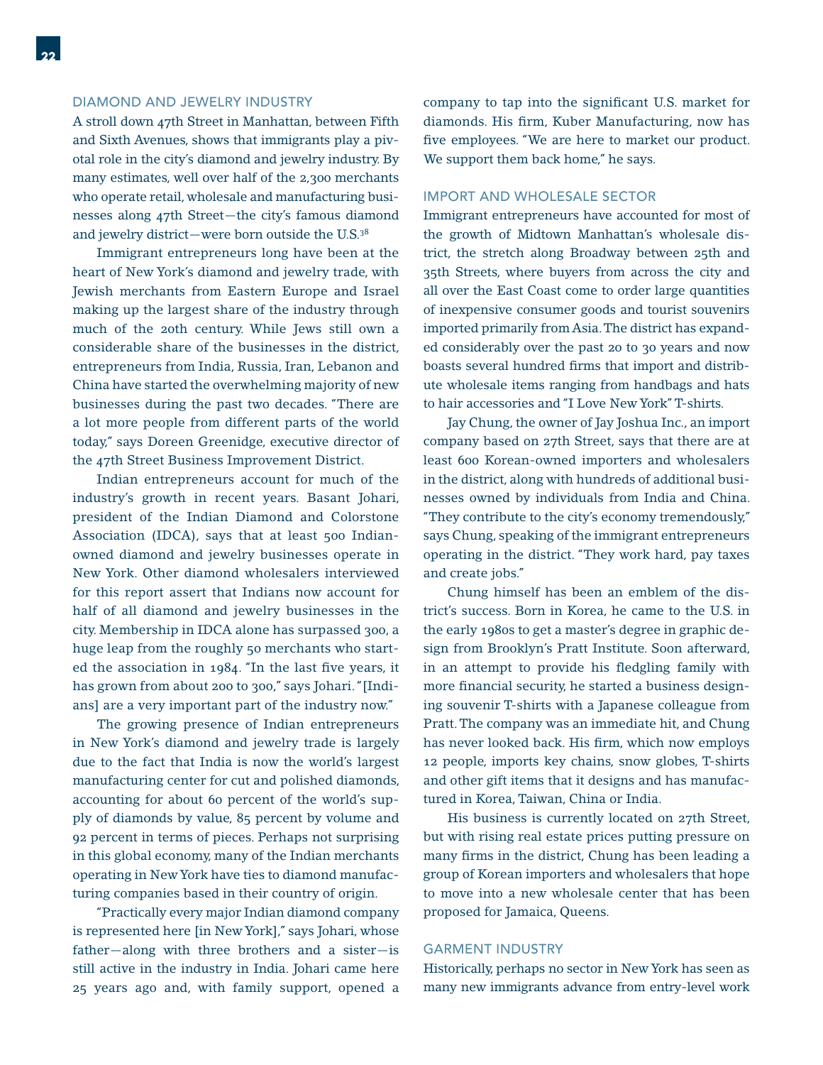## DIAMOND AND JEWELRY INDUSTRY

A stroll down 47th Street in Manhattan, between Fifth and Sixth Avenues, shows that immigrants play a pivotal role in the city's diamond and jewelry industry. By many estimates, well over half of the 2,300 merchants who operate retail, wholesale and manufacturing businesses along 47th Street—the city's famous diamond and jewelry district—were born outside the U.S.[38]

Immigrant entrepreneurs long have been at the heart of New York's diamond and jewelry trade, with Jewish merchants from Eastern Europe and Israel making up the largest share of the industry through much of the 20th century. While Jews still own a considerable share of the businesses in the district, entrepreneurs from India, Russia, Iran, Lebanon and China have started the overwhelming majority of new businesses during the past two decades. "There are a lot more people from different parts of the world today," says Doreen Greenidge, executive director of the 47th Street Business Improvement District.

Indian entrepreneurs account for much of the industry's growth in recent years. Basant Johari, president of the Indian Diamond and Colorstone Association (IDCA), says that at least 500 Indian-owned diamond and jewelry businesses operate in New York. Other diamond wholesalers interviewed for this report assert that Indians now account for half of all diamond and jewelry businesses in the city. Membership in IDCA alone has surpassed 300, a huge leap from the roughly 50 merchants who started the association in 1984. "In the last five years, it has grown from about 200 to 300," says Johari. "[Indians] are a very important part of the industry now."

The growing presence of Indian entrepreneurs in New York's diamond and jewelry trade is largely due to the fact that India is now the world's largest manufacturing center for cut and polished diamonds, accounting for about 60 percent of the world's supply of diamonds by value, 85 percent by volume and 92 percent in terms of pieces. Perhaps not surprising in this global economy, many of the Indian merchants operating in New York have ties to diamond manufacturing companies based in their country of origin.

"Practically every major Indian diamond company is represented here [in New York]," says Johari, whose father—along with three brothers and a sister—is still active in the industry in India. Johari came here 25 years ago and, with family support, opened a company to tap into the significant U.S. market for diamonds. His firm, Kuber Manufacturing, now has five employees. "We are here to market our product. We support them back home," he says.

## IMPORT AND WHOLESALE SECTOR

Immigrant entrepreneurs have accounted for most of the growth of Midtown Manhattan's wholesale district, the stretch along Broadway between 25th and 35th Streets, where buyers from across the city and all over the East Coast come to order large quantities of inexpensive consumer goods and tourist souvenirs imported primarily from Asia. The district has expanded considerably over the past 20 to 30 years and now boasts several hundred firms that import and distribute wholesale items ranging from handbags and hats to hair accessories and "I Love New York" T-shirts.

Jay Chung, the owner of Jay Joshua Inc., an import company based on 27th Street, says that there are at least 600 Korean-owned importers and wholesalers in the district, along with hundreds of additional businesses owned by individuals from India and China. "They contribute to the city's economy tremendously," says Chung, speaking of the immigrant entrepreneurs operating in the district. "They work hard, pay taxes and create jobs."

Chung himself has been an emblem of the district's success. Born in Korea, he came to the U.S. in the early 1980s to get a master's degree in graphic design from Brooklyn's Pratt Institute. Soon afterward, in an attempt to provide his fledgling family with more financial security, he started a business designing souvenir T-shirts with a Japanese colleague from Pratt. The company was an immediate hit, and Chung has never looked back. His firm, which now employs 12 people, imports key chains, snow globes, T-shirts and other gift items that it designs and has manufactured in Korea, Taiwan, China or India.

His business is currently located on 27th Street, but with rising real estate prices putting pressure on many firms in the district, Chung has been leading a group of Korean importers and wholesalers that hope to move into a new wholesale center that has been proposed for Jamaica, Queens.

## GARMENT INDUSTRY

Historically, perhaps no sector in New York has seen as many new immigrants advance from entry-level work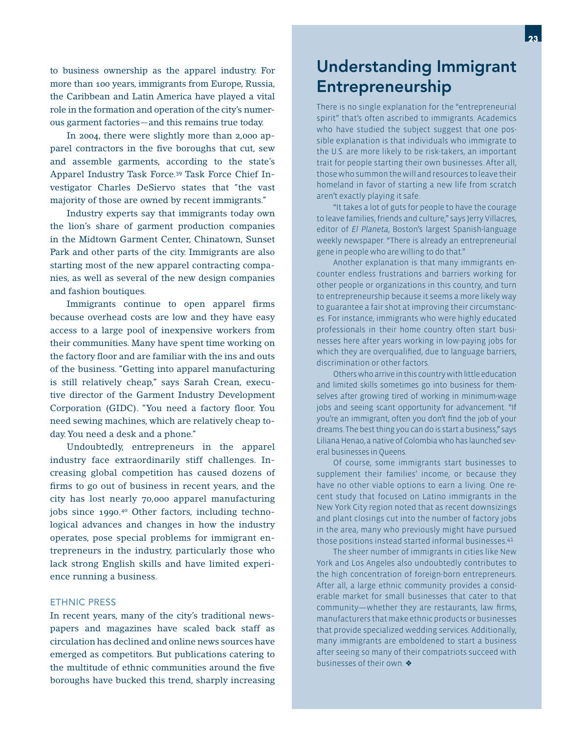to business ownership as the apparel industry. For more than 100 years, immigrants from Europe, Russia, the Caribbean and Latin America have played a vital role in the formation and operation of the city's numerous garment factories—and this remains true today.

In 2004, there were slightly more than 2,000 apparel contractors in the five boroughs that cut, sew and assemble garments, according to the state's Apparel Industry Task Force.[39] Task Force Chief Investigator Charles DeSiervo states that "the vast majority of those are owned by recent immigrants."

Industry experts say that immigrants today own the lion's share of garment production companies in the Midtown Garment Center, Chinatown, Sunset Park and other parts of the city. Immigrants are also starting most of the new apparel contracting companies, as well as several of the new design companies and fashion boutiques.

Immigrants continue to open apparel firms because overhead costs are low and they have easy access to a large pool of inexpensive workers from their communities. Many have spent time working on the factory floor and are familiar with the ins and outs of the business. "Getting into apparel manufacturing is still relatively cheap," says Sarah Crean, executive director of the Garment Industry Development Corporation (GIDC). "You need a factory floor. You need sewing machines, which are relatively cheap today. You need a desk and a phone."

Undoubtedly, entrepreneurs in the apparel industry face extraordinarily stiff challenges. Increasing global competition has caused dozens of firms to go out of business in recent years, and the city has lost nearly 70,000 apparel manufacturing jobs since 1990.[40] Other factors, including technological advances and changes in how the industry operates, pose special problems for immigrant entrepreneurs in the industry, particularly those who lack strong English skills and have limited experience running a business.

### ETHNIC PRESS

In recent years, many of the city's traditional newspapers and magazines have scaled back staff as circulation has declined and online news sources have emerged as competitors. But publications catering to the multitude of ethnic communities around the five boroughs have bucked this trend, sharply increasing

## Understanding Immigrant Entrepreneurship

There is no single explanation for the "entrepreneurial spirit" that's often ascribed to immigrants. Academics who have studied the subject suggest that one possible explanation is that individuals who immigrate to the U.S. are more likely to be risk-takers, an important trait for people starting their own businesses. After all, those who summon the will and resources to leave their homeland in favor of starting a new life from scratch aren't exactly playing it safe.

"It takes a lot of guts for people to have the courage to leave families, friends and culture," says Jerry Villacres, editor of *El Planeta*, Boston's largest Spanish-language weekly newspaper. "There is already an entrepreneurial gene in people who are willing to do that."

Another explanation is that many immigrants encounter endless frustrations and barriers working for other people or organizations in this country, and turn to entrepreneurship because it seems a more likely way to guarantee a fair shot at improving their circumstances. For instance, immigrants who were highly educated professionals in their home country often start businesses here after years working in low-paying jobs for which they are overqualified, due to language barriers, discrimination or other factors.

Others who arrive in this country with little education and limited skills sometimes go into business for themselves after growing tired of working in minimum-wage jobs and seeing scant opportunity for advancement. "If you're an immigrant, often you don't find the job of your dreams. The best thing you can do is start a business," says Liliana Henao, a native of Colombia who has launched several businesses in Queens.

Of course, some immigrants start businesses to supplement their families' income, or because they have no other viable options to earn a living. One recent study that focused on Latino immigrants in the New York City region noted that as recent downsizings and plant closings cut into the number of factory jobs in the area, many who previously might have pursued those positions instead started informal businesses.[41]

The sheer number of immigrants in cities like New York and Los Angeles also undoubtedly contributes to the high concentration of foreign-born entrepreneurs. After all, a large ethnic community provides a considerable market for small businesses that cater to that community—whether they are restaurants, law firms, manufacturers that make ethnic products or businesses that provide specialized wedding services. Additionally, many immigrants are emboldened to start a business after seeing so many of their compatriots succeed with businesses of their own. ❖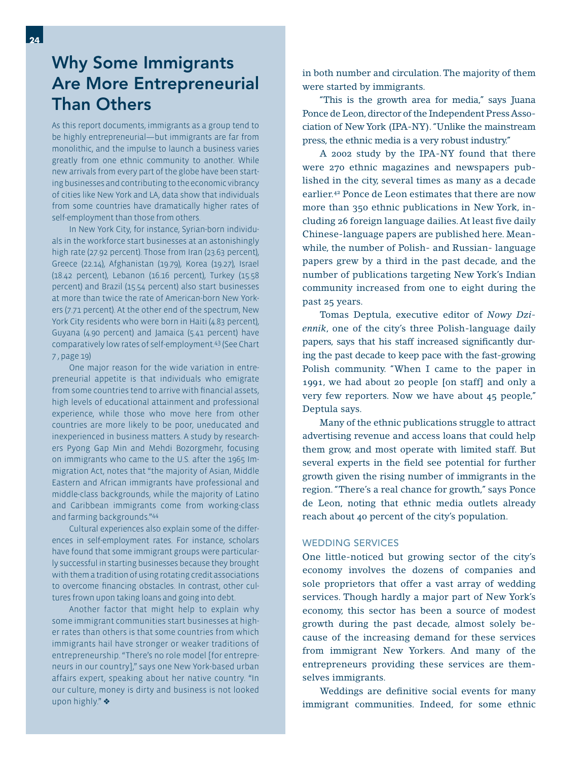## Why Some Immigrants Are More Entrepreneurial Than Others

As this report documents, immigrants as a group tend to be highly entrepreneurial—but immigrants are far from monolithic, and the impulse to launch a business varies greatly from one ethnic community to another. While new arrivals from every part of the globe have been starting businesses and contributing to the economic vibrancy of cities like New York and LA, data show that individuals from some countries have dramatically higher rates of self-employment than those from others.

In New York City, for instance, Syrian-born individuals in the workforce start businesses at an astonishingly high rate (27.92 percent). Those from Iran (23.63 percent), Greece (22.14), Afghanistan (19.79), Korea (19.27), Israel (18.42 percent), Lebanon (16.16 percent), Turkey (15.58 percent) and Brazil (15.54 percent) also start businesses at more than twice the rate of American-born New Yorkers (7.71 percent). At the other end of the spectrum, New York City residents who were born in Haiti (4.83 percent), Guyana (4.90 percent) and Jamaica (5.41 percent) have comparatively low rates of self-employment.[43] (See Chart 7 , page 19)

One major reason for the wide variation in entrepreneurial appetite is that individuals who emigrate from some countries tend to arrive with financial assets, high levels of educational attainment and professional experience, while those who move here from other countries are more likely to be poor, uneducated and inexperienced in business matters. A study by researchers Pyong Gap Min and Mehdi Bozorgmehr, focusing on immigrants who came to the U.S. after the 1965 Immigration Act, notes that "the majority of Asian, Middle Eastern and African immigrants have professional and middle-class backgrounds, while the majority of Latino and Caribbean immigrants come from working-class and farming backgrounds."[44]

Cultural experiences also explain some of the differences in self-employment rates. For instance, scholars have found that some immigrant groups were particularly successful in starting businesses because they brought with them a tradition of using rotating credit associations to overcome financing obstacles. In contrast, other cultures frown upon taking loans and going into debt.

Another factor that might help to explain why some immigrant communities start businesses at higher rates than others is that some countries from which immigrants hail have stronger or weaker traditions of entrepreneurship. "There's no role model [for entrepreneurs in our country]," says one New York-based urban affairs expert, speaking about her native country. "In our culture, money is dirty and business is not looked upon highly." ❖

in both number and circulation. The majority of them were started by immigrants.

"This is the growth area for media," says Juana Ponce de Leon, director of the Independent Press Association of New York (IPA-NY). "Unlike the mainstream press, the ethnic media is a very robust industry."

A 2002 study by the IPA-NY found that there were 270 ethnic magazines and newspapers published in the city, several times as many as a decade earlier.[42] Ponce de Leon estimates that there are now more than 350 ethnic publications in New York, including 26 foreign language dailies. At least five daily Chinese-language papers are published here. Meanwhile, the number of Polish- and Russian- language papers grew by a third in the past decade, and the number of publications targeting New York's Indian community increased from one to eight during the past 25 years.

Tomas Deptula, executive editor of *Nowy Dziennik*, one of the city's three Polish-language daily papers, says that his staff increased significantly during the past decade to keep pace with the fast-growing Polish community. "When I came to the paper in 1991, we had about 20 people [on staff] and only a very few reporters. Now we have about 45 people," Deptula says.

Many of the ethnic publications struggle to attract advertising revenue and access loans that could help them grow, and most operate with limited staff. But several experts in the field see potential for further growth given the rising number of immigrants in the region. "There's a real chance for growth," says Ponce de Leon, noting that ethnic media outlets already reach about 40 percent of the city's population.

### WEDDING SERVICES

One little-noticed but growing sector of the city's economy involves the dozens of companies and sole proprietors that offer a vast array of wedding services. Though hardly a major part of New York's economy, this sector has been a source of modest growth during the past decade, almost solely because of the increasing demand for these services from immigrant New Yorkers. And many of the entrepreneurs providing these services are themselves immigrants.

Weddings are definitive social events for many immigrant communities. Indeed, for some ethnic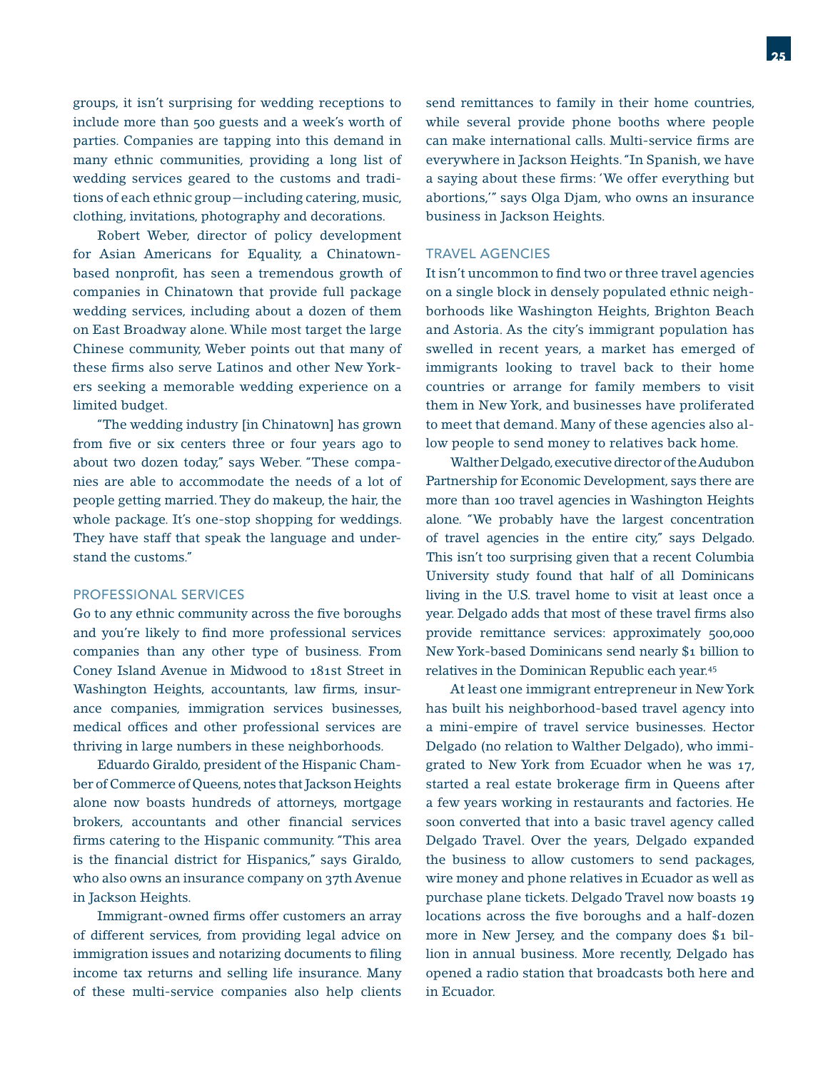groups, it isn't surprising for wedding receptions to include more than 500 guests and a week's worth of parties. Companies are tapping into this demand in many ethnic communities, providing a long list of wedding services geared to the customs and traditions of each ethnic group—including catering, music, clothing, invitations, photography and decorations.

Robert Weber, director of policy development for Asian Americans for Equality, a Chinatown-based nonprofit, has seen a tremendous growth of companies in Chinatown that provide full package wedding services, including about a dozen of them on East Broadway alone. While most target the large Chinese community, Weber points out that many of these firms also serve Latinos and other New Yorkers seeking a memorable wedding experience on a limited budget.

"The wedding industry [in Chinatown] has grown from five or six centers three or four years ago to about two dozen today," says Weber. "These companies are able to accommodate the needs of a lot of people getting married. They do makeup, the hair, the whole package. It's one-stop shopping for weddings. They have staff that speak the language and understand the customs."

## PROFESSIONAL SERVICES

Go to any ethnic community across the five boroughs and you're likely to find more professional services companies than any other type of business. From Coney Island Avenue in Midwood to 181st Street in Washington Heights, accountants, law firms, insurance companies, immigration services businesses, medical offices and other professional services are thriving in large numbers in these neighborhoods.

Eduardo Giraldo, president of the Hispanic Chamber of Commerce of Queens, notes that Jackson Heights alone now boasts hundreds of attorneys, mortgage brokers, accountants and other financial services firms catering to the Hispanic community. "This area is the financial district for Hispanics," says Giraldo, who also owns an insurance company on 37th Avenue in Jackson Heights.

Immigrant-owned firms offer customers an array of different services, from providing legal advice on immigration issues and notarizing documents to filing income tax returns and selling life insurance. Many of these multi-service companies also help clients send remittances to family in their home countries, while several provide phone booths where people can make international calls. Multi-service firms are everywhere in Jackson Heights. "In Spanish, we have a saying about these firms: 'We offer everything but abortions,'" says Olga Djam, who owns an insurance business in Jackson Heights.

## TRAVEL AGENCIES

It isn't uncommon to find two or three travel agencies on a single block in densely populated ethnic neighborhoods like Washington Heights, Brighton Beach and Astoria. As the city's immigrant population has swelled in recent years, a market has emerged of immigrants looking to travel back to their home countries or arrange for family members to visit them in New York, and businesses have proliferated to meet that demand. Many of these agencies also allow people to send money to relatives back home.

Walther Delgado, executive director of the Audubon Partnership for Economic Development, says there are more than 100 travel agencies in Washington Heights alone. "We probably have the largest concentration of travel agencies in the entire city," says Delgado. This isn't too surprising given that a recent Columbia University study found that half of all Dominicans living in the U.S. travel home to visit at least once a year. Delgado adds that most of these travel firms also provide remittance services: approximately 500,000 New York-based Dominicans send nearly $1 billion to relatives in the Dominican Republic each year.[45]

At least one immigrant entrepreneur in New York has built his neighborhood-based travel agency into a mini-empire of travel service businesses. Hector Delgado (no relation to Walther Delgado), who immigrated to New York from Ecuador when he was 17, started a real estate brokerage firm in Queens after a few years working in restaurants and factories. He soon converted that into a basic travel agency called Delgado Travel. Over the years, Delgado expanded the business to allow customers to send packages, wire money and phone relatives in Ecuador as well as purchase plane tickets. Delgado Travel now boasts 19 locations across the five boroughs and a half-dozen more in New Jersey, and the company does $1 billion in annual business. More recently, Delgado has opened a radio station that broadcasts both here and in Ecuador.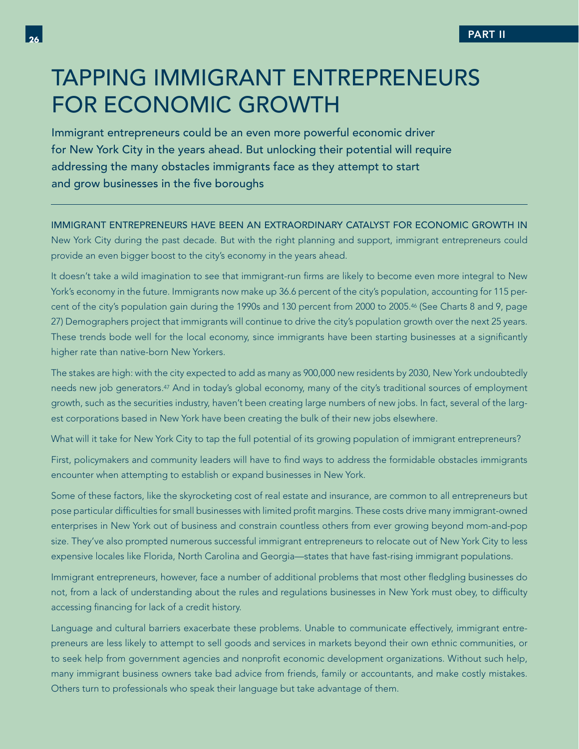# TAPPING IMMIGRANT ENTREPRENEURS FOR ECONOMIC GROWTH

Immigrant entrepreneurs could be an even more powerful economic driver for New York City in the years ahead. But unlocking their potential will require addressing the many obstacles immigrants face as they attempt to start and grow businesses in the five boroughs

---

IMMIGRANT ENTREPRENEURS HAVE BEEN AN EXTRAORDINARY CATALYST FOR ECONOMIC GROWTH IN New York City during the past decade. But with the right planning and support, immigrant entrepreneurs could provide an even bigger boost to the city's economy in the years ahead.

It doesn't take a wild imagination to see that immigrant-run firms are likely to become even more integral to New York's economy in the future. Immigrants now make up 36.6 percent of the city's population, accounting for 115 percent of the city's population gain during the 1990s and 130 percent from 2000 to 2005.[46] (See Charts 8 and 9, page 27) Demographers project that immigrants will continue to drive the city's population growth over the next 25 years. These trends bode well for the local economy, since immigrants have been starting businesses at a significantly higher rate than native-born New Yorkers.

The stakes are high: with the city expected to add as many as 900,000 new residents by 2030, New York undoubtedly needs new job generators.[47] And in today's global economy, many of the city's traditional sources of employment growth, such as the securities industry, haven't been creating large numbers of new jobs. In fact, several of the largest corporations based in New York have been creating the bulk of their new jobs elsewhere.

What will it take for New York City to tap the full potential of its growing population of immigrant entrepreneurs?

First, policymakers and community leaders will have to find ways to address the formidable obstacles immigrants encounter when attempting to establish or expand businesses in New York.

Some of these factors, like the skyrocketing cost of real estate and insurance, are common to all entrepreneurs but pose particular difficulties for small businesses with limited profit margins. These costs drive many immigrant-owned enterprises in New York out of business and constrain countless others from ever growing beyond mom-and-pop size. They've also prompted numerous successful immigrant entrepreneurs to relocate out of New York City to less expensive locales like Florida, North Carolina and Georgia—states that have fast-rising immigrant populations.

Immigrant entrepreneurs, however, face a number of additional problems that most other fledgling businesses do not, from a lack of understanding about the rules and regulations businesses in New York must obey, to difficulty accessing financing for lack of a credit history.

Language and cultural barriers exacerbate these problems. Unable to communicate effectively, immigrant entrepreneurs are less likely to attempt to sell goods and services in markets beyond their own ethnic communities, or to seek help from government agencies and nonprofit economic development organizations. Without such help, many immigrant business owners take bad advice from friends, family or accountants, and make costly mistakes. Others turn to professionals who speak their language but take advantage of them.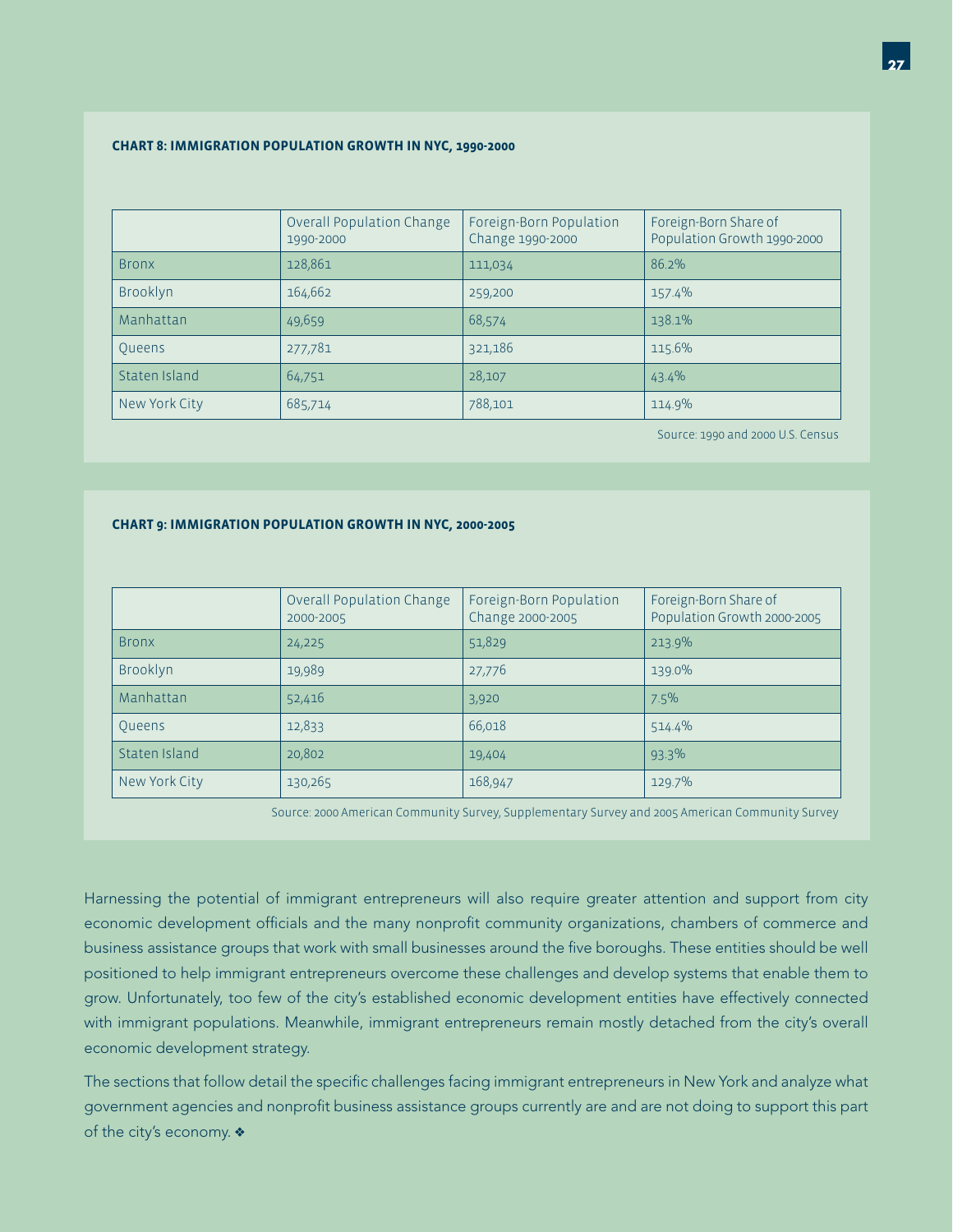**CHART 8: IMMIGRATION POPULATION GROWTH IN NYC, 1990-2000**

| | Overall Population Change 1990-2000 | Foreign-Born Population Change 1990-2000 | Foreign-Born Share of Population Growth 1990-2000 |
|---|---|---|---|
| Bronx | 128,861 | 111,034 | 86.2% |
| Brooklyn | 164,662 | 259,200 | 157.4% |
| Manhattan | 49,659 | 68,574 | 138.1% |
| Queens | 277,781 | 321,186 | 115.6% |
| Staten Island | 64,751 | 28,107 | 43.4% |
| New York City | 685,714 | 788,101 | 114.9% |

Source: 1990 and 2000 U.S. Census

**CHART 9: IMMIGRATION POPULATION GROWTH IN NYC, 2000-2005**

| | Overall Population Change 2000-2005 | Foreign-Born Population Change 2000-2005 | Foreign-Born Share of Population Growth 2000-2005 |
|---|---|---|---|
| Bronx | 24,225 | 51,829 | 213.9% |
| Brooklyn | 19,989 | 27,776 | 139.0% |
| Manhattan | 52,416 | 3,920 | 7.5% |
| Queens | 12,833 | 66,018 | 514.4% |
| Staten Island | 20,802 | 19,404 | 93.3% |
| New York City | 130,265 | 168,947 | 129.7% |

Source: 2000 American Community Survey, Supplementary Survey and 2005 American Community Survey

Harnessing the potential of immigrant entrepreneurs will also require greater attention and support from city economic development officials and the many nonprofit community organizations, chambers of commerce and business assistance groups that work with small businesses around the five boroughs. These entities should be well positioned to help immigrant entrepreneurs overcome these challenges and develop systems that enable them to grow. Unfortunately, too few of the city's established economic development entities have effectively connected with immigrant populations. Meanwhile, immigrant entrepreneurs remain mostly detached from the city's overall economic development strategy.

The sections that follow detail the specific challenges facing immigrant entrepreneurs in New York and analyze what government agencies and nonprofit business assistance groups currently are and are not doing to support this part of the city's economy. ❖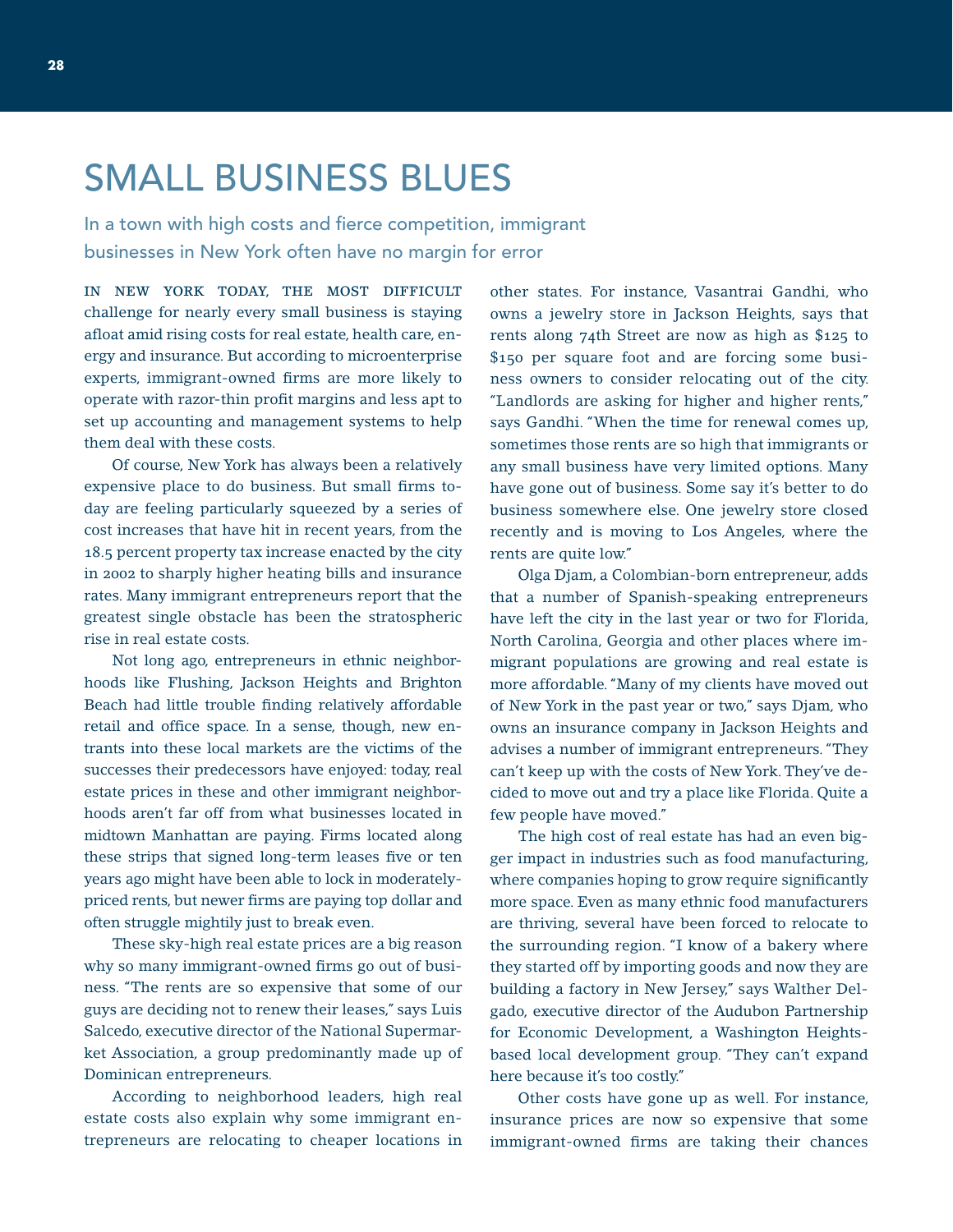# SMALL BUSINESS BLUES

In a town with high costs and fierce competition, immigrant businesses in New York often have no margin for error

IN NEW YORK TODAY, THE MOST DIFFICULT challenge for nearly every small business is staying afloat amid rising costs for real estate, health care, energy and insurance. But according to microenterprise experts, immigrant-owned firms are more likely to operate with razor-thin profit margins and less apt to set up accounting and management systems to help them deal with these costs.

Of course, New York has always been a relatively expensive place to do business. But small firms today are feeling particularly squeezed by a series of cost increases that have hit in recent years, from the 18.5 percent property tax increase enacted by the city in 2002 to sharply higher heating bills and insurance rates. Many immigrant entrepreneurs report that the greatest single obstacle has been the stratospheric rise in real estate costs.

Not long ago, entrepreneurs in ethnic neighborhoods like Flushing, Jackson Heights and Brighton Beach had little trouble finding relatively affordable retail and office space. In a sense, though, new entrants into these local markets are the victims of the successes their predecessors have enjoyed: today, real estate prices in these and other immigrant neighborhoods aren't far off from what businesses located in midtown Manhattan are paying. Firms located along these strips that signed long-term leases five or ten years ago might have been able to lock in moderately-priced rents, but newer firms are paying top dollar and often struggle mightily just to break even.

These sky-high real estate prices are a big reason why so many immigrant-owned firms go out of business. "The rents are so expensive that some of our guys are deciding not to renew their leases," says Luis Salcedo, executive director of the National Supermarket Association, a group predominantly made up of Dominican entrepreneurs.

According to neighborhood leaders, high real estate costs also explain why some immigrant entrepreneurs are relocating to cheaper locations in other states. For instance, Vasantrai Gandhi, who owns a jewelry store in Jackson Heights, says that rents along 74th Street are now as high as $125 to $150 per square foot and are forcing some business owners to consider relocating out of the city. "Landlords are asking for higher and higher rents," says Gandhi. "When the time for renewal comes up, sometimes those rents are so high that immigrants or any small business have very limited options. Many have gone out of business. Some say it's better to do business somewhere else. One jewelry store closed recently and is moving to Los Angeles, where the rents are quite low."

Olga Djam, a Colombian-born entrepreneur, adds that a number of Spanish-speaking entrepreneurs have left the city in the last year or two for Florida, North Carolina, Georgia and other places where immigrant populations are growing and real estate is more affordable. "Many of my clients have moved out of New York in the past year or two," says Djam, who owns an insurance company in Jackson Heights and advises a number of immigrant entrepreneurs. "They can't keep up with the costs of New York. They've decided to move out and try a place like Florida. Quite a few people have moved."

The high cost of real estate has had an even bigger impact in industries such as food manufacturing, where companies hoping to grow require significantly more space. Even as many ethnic food manufacturers are thriving, several have been forced to relocate to the surrounding region. "I know of a bakery where they started off by importing goods and now they are building a factory in New Jersey," says Walther Delgado, executive director of the Audubon Partnership for Economic Development, a Washington Heights-based local development group. "They can't expand here because it's too costly."

Other costs have gone up as well. For instance, insurance prices are now so expensive that some immigrant-owned firms are taking their chances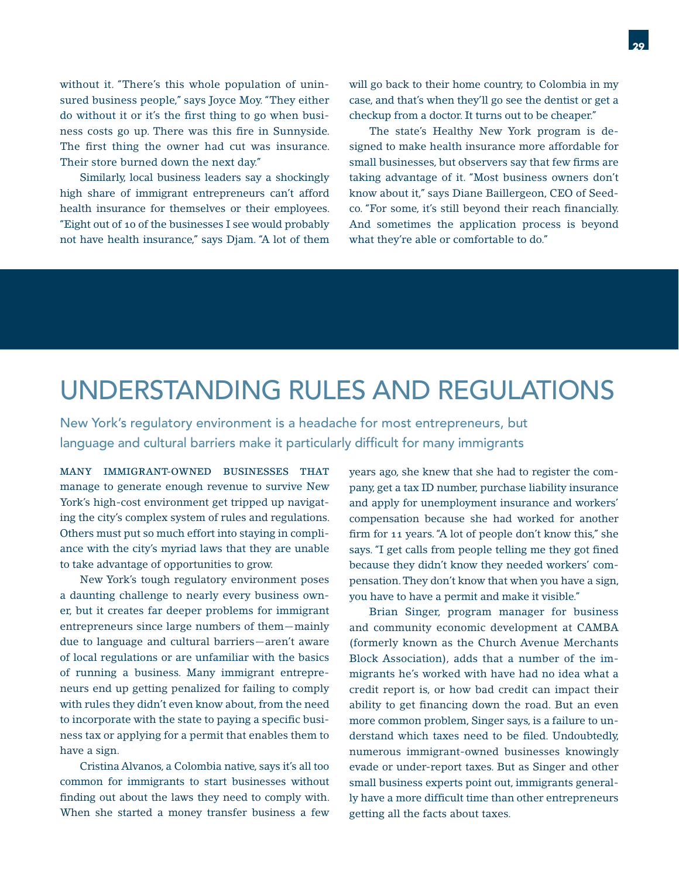without it. "There's this whole population of uninsured business people," says Joyce Moy. "They either do without it or it's the first thing to go when business costs go up. There was this fire in Sunnyside. The first thing the owner had cut was insurance. Their store burned down the next day."

Similarly, local business leaders say a shockingly high share of immigrant entrepreneurs can't afford health insurance for themselves or their employees. "Eight out of 10 of the businesses I see would probably not have health insurance," says Djam. "A lot of them will go back to their home country, to Colombia in my case, and that's when they'll go see the dentist or get a checkup from a doctor. It turns out to be cheaper."

The state's Healthy New York program is designed to make health insurance more affordable for small businesses, but observers say that few firms are taking advantage of it. "Most business owners don't know about it," says Diane Baillergeon, CEO of Seedco. "For some, it's still beyond their reach financially. And sometimes the application process is beyond what they're able or comfortable to do."

# UNDERSTANDING RULES AND REGULATIONS

New York's regulatory environment is a headache for most entrepreneurs, but language and cultural barriers make it particularly difficult for many immigrants

MANY IMMIGRANT-OWNED BUSINESSES THAT manage to generate enough revenue to survive New York's high-cost environment get tripped up navigating the city's complex system of rules and regulations. Others must put so much effort into staying in compliance with the city's myriad laws that they are unable to take advantage of opportunities to grow.

New York's tough regulatory environment poses a daunting challenge to nearly every business owner, but it creates far deeper problems for immigrant entrepreneurs since large numbers of them—mainly due to language and cultural barriers—aren't aware of local regulations or are unfamiliar with the basics of running a business. Many immigrant entrepreneurs end up getting penalized for failing to comply with rules they didn't even know about, from the need to incorporate with the state to paying a specific business tax or applying for a permit that enables them to have a sign.

Cristina Alvanos, a Colombia native, says it's all too common for immigrants to start businesses without finding out about the laws they need to comply with. When she started a money transfer business a few years ago, she knew that she had to register the company, get a tax ID number, purchase liability insurance and apply for unemployment insurance and workers' compensation because she had worked for another firm for 11 years. "A lot of people don't know this," she says. "I get calls from people telling me they got fined because they didn't know they needed workers' compensation. They don't know that when you have a sign, you have to have a permit and make it visible."

Brian Singer, program manager for business and community economic development at CAMBA (formerly known as the Church Avenue Merchants Block Association), adds that a number of the immigrants he's worked with have had no idea what a credit report is, or how bad credit can impact their ability to get financing down the road. But an even more common problem, Singer says, is a failure to understand which taxes need to be filed. Undoubtedly, numerous immigrant-owned businesses knowingly evade or under-report taxes. But as Singer and other small business experts point out, immigrants generally have a more difficult time than other entrepreneurs getting all the facts about taxes.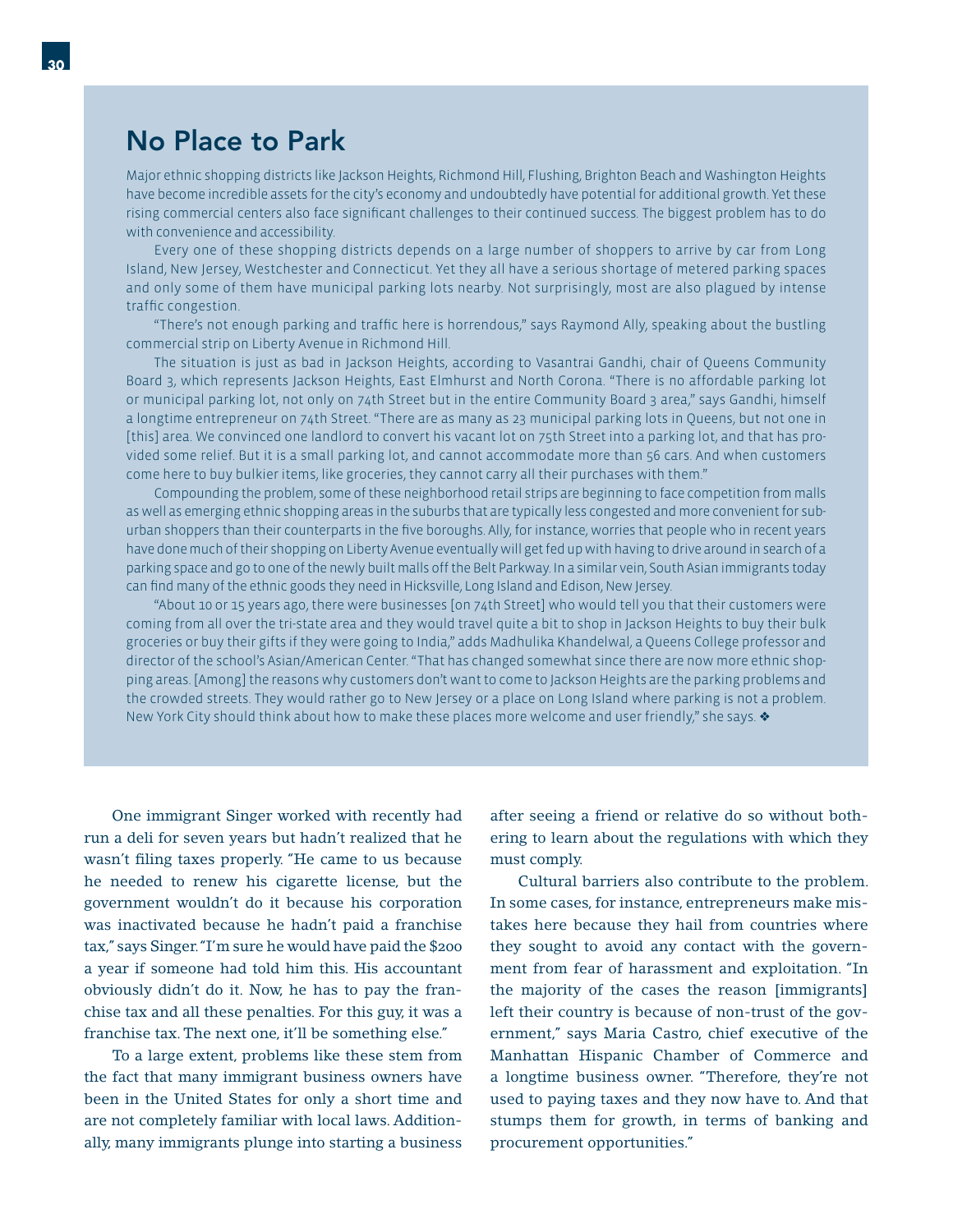## No Place to Park

Major ethnic shopping districts like Jackson Heights, Richmond Hill, Flushing, Brighton Beach and Washington Heights have become incredible assets for the city's economy and undoubtedly have potential for additional growth. Yet these rising commercial centers also face significant challenges to their continued success. The biggest problem has to do with convenience and accessibility.

Every one of these shopping districts depends on a large number of shoppers to arrive by car from Long Island, New Jersey, Westchester and Connecticut. Yet they all have a serious shortage of metered parking spaces and only some of them have municipal parking lots nearby. Not surprisingly, most are also plagued by intense traffic congestion.

"There's not enough parking and traffic here is horrendous," says Raymond Ally, speaking about the bustling commercial strip on Liberty Avenue in Richmond Hill.

The situation is just as bad in Jackson Heights, according to Vasantrai Gandhi, chair of Queens Community Board 3, which represents Jackson Heights, East Elmhurst and North Corona. "There is no affordable parking lot or municipal parking lot, not only on 74th Street but in the entire Community Board 3 area," says Gandhi, himself a longtime entrepreneur on 74th Street. "There are as many as 23 municipal parking lots in Queens, but not one in [this] area. We convinced one landlord to convert his vacant lot on 75th Street into a parking lot, and that has provided some relief. But it is a small parking lot, and cannot accommodate more than 56 cars. And when customers come here to buy bulkier items, like groceries, they cannot carry all their purchases with them."

Compounding the problem, some of these neighborhood retail strips are beginning to face competition from malls as well as emerging ethnic shopping areas in the suburbs that are typically less congested and more convenient for suburban shoppers than their counterparts in the five boroughs. Ally, for instance, worries that people who in recent years have done much of their shopping on Liberty Avenue eventually will get fed up with having to drive around in search of a parking space and go to one of the newly built malls off the Belt Parkway. In a similar vein, South Asian immigrants today can find many of the ethnic goods they need in Hicksville, Long Island and Edison, New Jersey.

"About 10 or 15 years ago, there were businesses [on 74th Street] who would tell you that their customers were coming from all over the tri-state area and they would travel quite a bit to shop in Jackson Heights to buy their bulk groceries or buy their gifts if they were going to India," adds Madhulika Khandelwal, a Queens College professor and director of the school's Asian/American Center. "That has changed somewhat since there are now more ethnic shopping areas. [Among] the reasons why customers don't want to come to Jackson Heights are the parking problems and the crowded streets. They would rather go to New Jersey or a place on Long Island where parking is not a problem. New York City should think about how to make these places more welcome and user friendly," she says. ❖

One immigrant Singer worked with recently had run a deli for seven years but hadn't realized that he wasn't filing taxes properly. "He came to us because he needed to renew his cigarette license, but the government wouldn't do it because his corporation was inactivated because he hadn't paid a franchise tax," says Singer. "I'm sure he would have paid the $200 a year if someone had told him this. His accountant obviously didn't do it. Now, he has to pay the franchise tax and all these penalties. For this guy, it was a franchise tax. The next one, it'll be something else."

To a large extent, problems like these stem from the fact that many immigrant business owners have been in the United States for only a short time and are not completely familiar with local laws. Additionally, many immigrants plunge into starting a business after seeing a friend or relative do so without bothering to learn about the regulations with which they must comply.

Cultural barriers also contribute to the problem. In some cases, for instance, entrepreneurs make mistakes here because they hail from countries where they sought to avoid any contact with the government from fear of harassment and exploitation. "In the majority of the cases the reason [immigrants] left their country is because of non-trust of the government," says Maria Castro, chief executive of the Manhattan Hispanic Chamber of Commerce and a longtime business owner. "Therefore, they're not used to paying taxes and they now have to. And that stumps them for growth, in terms of banking and procurement opportunities."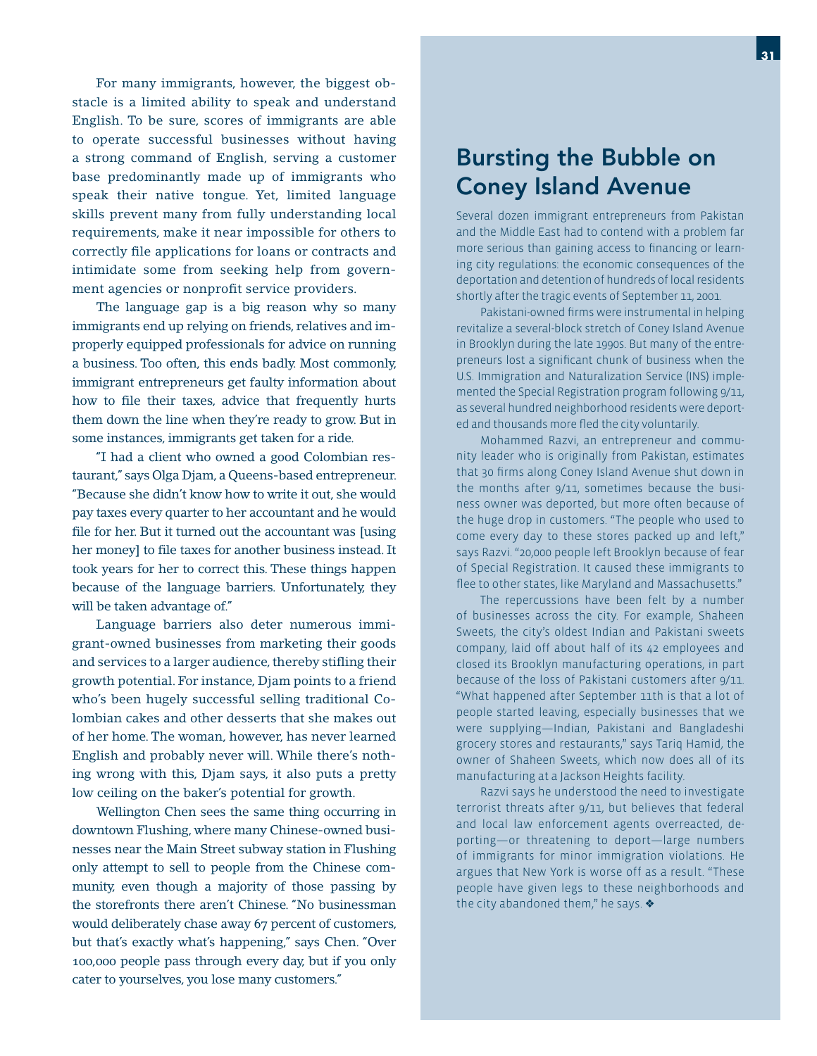For many immigrants, however, the biggest obstacle is a limited ability to speak and understand English. To be sure, scores of immigrants are able to operate successful businesses without having a strong command of English, serving a customer base predominantly made up of immigrants who speak their native tongue. Yet, limited language skills prevent many from fully understanding local requirements, make it near impossible for others to correctly file applications for loans or contracts and intimidate some from seeking help from government agencies or nonprofit service providers.

The language gap is a big reason why so many immigrants end up relying on friends, relatives and improperly equipped professionals for advice on running a business. Too often, this ends badly. Most commonly, immigrant entrepreneurs get faulty information about how to file their taxes, advice that frequently hurts them down the line when they're ready to grow. But in some instances, immigrants get taken for a ride.

"I had a client who owned a good Colombian restaurant," says Olga Djam, a Queens-based entrepreneur. "Because she didn't know how to write it out, she would pay taxes every quarter to her accountant and he would file for her. But it turned out the accountant was [using her money] to file taxes for another business instead. It took years for her to correct this. These things happen because of the language barriers. Unfortunately, they will be taken advantage of."

Language barriers also deter numerous immigrant-owned businesses from marketing their goods and services to a larger audience, thereby stifling their growth potential. For instance, Djam points to a friend who's been hugely successful selling traditional Colombian cakes and other desserts that she makes out of her home. The woman, however, has never learned English and probably never will. While there's nothing wrong with this, Djam says, it also puts a pretty low ceiling on the baker's potential for growth.

Wellington Chen sees the same thing occurring in downtown Flushing, where many Chinese-owned businesses near the Main Street subway station in Flushing only attempt to sell to people from the Chinese community, even though a majority of those passing by the storefronts there aren't Chinese. "No businessman would deliberately chase away 67 percent of customers, but that's exactly what's happening," says Chen. "Over 100,000 people pass through every day, but if you only cater to yourselves, you lose many customers."

## Bursting the Bubble on Coney Island Avenue

Several dozen immigrant entrepreneurs from Pakistan and the Middle East had to contend with a problem far more serious than gaining access to financing or learning city regulations: the economic consequences of the deportation and detention of hundreds of local residents shortly after the tragic events of September 11, 2001.

Pakistani-owned firms were instrumental in helping revitalize a several-block stretch of Coney Island Avenue in Brooklyn during the late 1990s. But many of the entrepreneurs lost a significant chunk of business when the U.S. Immigration and Naturalization Service (INS) implemented the Special Registration program following 9/11, as several hundred neighborhood residents were deported and thousands more fled the city voluntarily.

Mohammed Razvi, an entrepreneur and community leader who is originally from Pakistan, estimates that 30 firms along Coney Island Avenue shut down in the months after 9/11, sometimes because the business owner was deported, but more often because of the huge drop in customers. "The people who used to come every day to these stores packed up and left," says Razvi. "20,000 people left Brooklyn because of fear of Special Registration. It caused these immigrants to flee to other states, like Maryland and Massachusetts."

The repercussions have been felt by a number of businesses across the city. For example, Shaheen Sweets, the city's oldest Indian and Pakistani sweets company, laid off about half of its 42 employees and closed its Brooklyn manufacturing operations, in part because of the loss of Pakistani customers after 9/11. "What happened after September 11th is that a lot of people started leaving, especially businesses that we were supplying—Indian, Pakistani and Bangladeshi grocery stores and restaurants," says Tariq Hamid, the owner of Shaheen Sweets, which now does all of its manufacturing at a Jackson Heights facility.

Razvi says he understood the need to investigate terrorist threats after 9/11, but believes that federal and local law enforcement agents overreacted, deporting—or threatening to deport—large numbers of immigrants for minor immigration violations. He argues that New York is worse off as a result. "These people have given legs to these neighborhoods and the city abandoned them," he says. ❖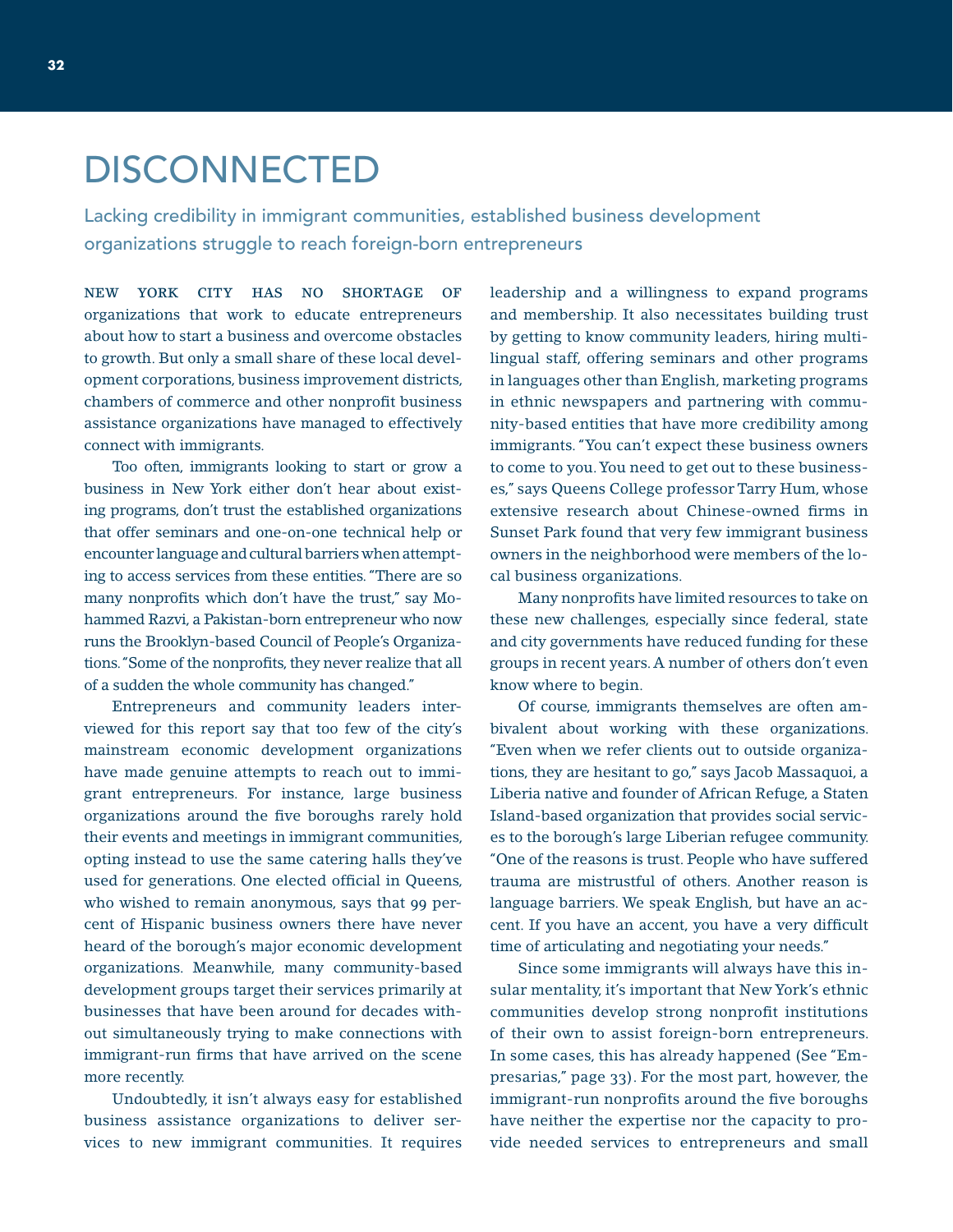# DISCONNECTED

## Lacking credibility in immigrant communities, established business development organizations struggle to reach foreign-born entrepreneurs

NEW YORK CITY HAS NO SHORTAGE OF organizations that work to educate entrepreneurs about how to start a business and overcome obstacles to growth. But only a small share of these local development corporations, business improvement districts, chambers of commerce and other nonprofit business assistance organizations have managed to effectively connect with immigrants.

Too often, immigrants looking to start or grow a business in New York either don't hear about existing programs, don't trust the established organizations that offer seminars and one-on-one technical help or encounter language and cultural barriers when attempting to access services from these entities. "There are so many nonprofits which don't have the trust," say Mohammed Razvi, a Pakistan-born entrepreneur who now runs the Brooklyn-based Council of People's Organizations. "Some of the nonprofits, they never realize that all of a sudden the whole community has changed."

Entrepreneurs and community leaders interviewed for this report say that too few of the city's mainstream economic development organizations have made genuine attempts to reach out to immigrant entrepreneurs. For instance, large business organizations around the five boroughs rarely hold their events and meetings in immigrant communities, opting instead to use the same catering halls they've used for generations. One elected official in Queens, who wished to remain anonymous, says that 99 percent of Hispanic business owners there have never heard of the borough's major economic development organizations. Meanwhile, many community-based development groups target their services primarily at businesses that have been around for decades without simultaneously trying to make connections with immigrant-run firms that have arrived on the scene more recently.

Undoubtedly, it isn't always easy for established business assistance organizations to deliver services to new immigrant communities. It requires leadership and a willingness to expand programs and membership. It also necessitates building trust by getting to know community leaders, hiring multilingual staff, offering seminars and other programs in languages other than English, marketing programs in ethnic newspapers and partnering with community-based entities that have more credibility among immigrants. "You can't expect these business owners to come to you. You need to get out to these businesses," says Queens College professor Tarry Hum, whose extensive research about Chinese-owned firms in Sunset Park found that very few immigrant business owners in the neighborhood were members of the local business organizations.

Many nonprofits have limited resources to take on these new challenges, especially since federal, state and city governments have reduced funding for these groups in recent years. A number of others don't even know where to begin.

Of course, immigrants themselves are often ambivalent about working with these organizations. "Even when we refer clients out to outside organizations, they are hesitant to go," says Jacob Massaquoi, a Liberia native and founder of African Refuge, a Staten Island-based organization that provides social services to the borough's large Liberian refugee community. "One of the reasons is trust. People who have suffered trauma are mistrustful of others. Another reason is language barriers. We speak English, but have an accent. If you have an accent, you have a very difficult time of articulating and negotiating your needs."

Since some immigrants will always have this insular mentality, it's important that New York's ethnic communities develop strong nonprofit institutions of their own to assist foreign-born entrepreneurs. In some cases, this has already happened (See "Empresarias," page 33). For the most part, however, the immigrant-run nonprofits around the five boroughs have neither the expertise nor the capacity to provide needed services to entrepreneurs and small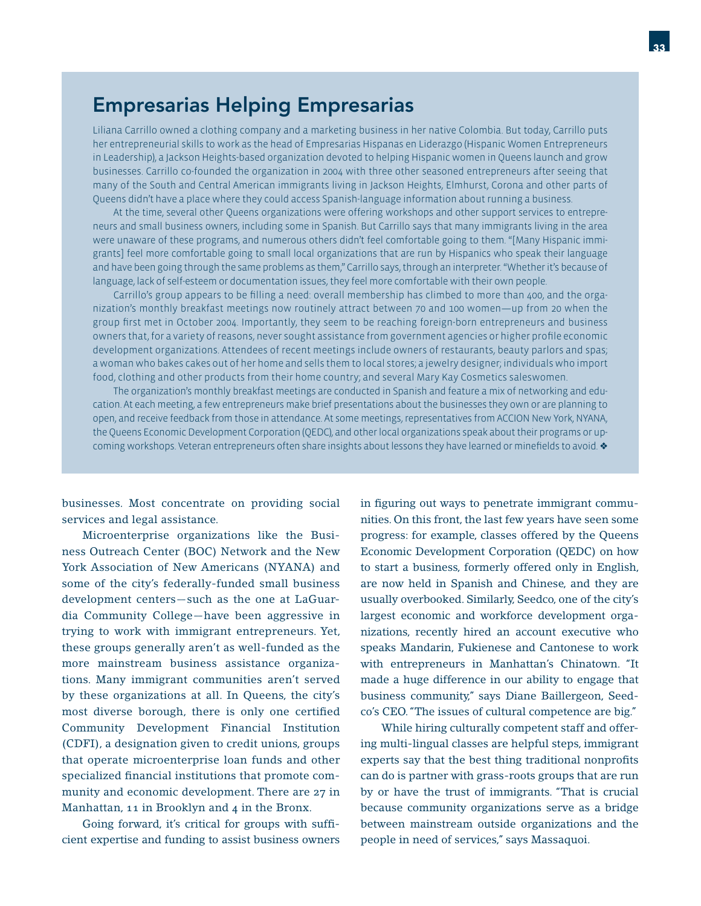## Empresarias Helping Empresarias

Liliana Carrillo owned a clothing company and a marketing business in her native Colombia. But today, Carrillo puts her entrepreneurial skills to work as the head of Empresarias Hispanas en Liderazgo (Hispanic Women Entrepreneurs in Leadership), a Jackson Heights-based organization devoted to helping Hispanic women in Queens launch and grow businesses. Carrillo co-founded the organization in 2004 with three other seasoned entrepreneurs after seeing that many of the South and Central American immigrants living in Jackson Heights, Elmhurst, Corona and other parts of Queens didn't have a place where they could access Spanish-language information about running a business.

At the time, several other Queens organizations were offering workshops and other support services to entrepreneurs and small business owners, including some in Spanish. But Carrillo says that many immigrants living in the area were unaware of these programs, and numerous others didn't feel comfortable going to them. "[Many Hispanic immigrants] feel more comfortable going to small local organizations that are run by Hispanics who speak their language and have been going through the same problems as them," Carrillo says, through an interpreter. "Whether it's because of language, lack of self-esteem or documentation issues, they feel more comfortable with their own people.

Carrillo's group appears to be filling a need: overall membership has climbed to more than 400, and the organization's monthly breakfast meetings now routinely attract between 70 and 100 women—up from 20 when the group first met in October 2004. Importantly, they seem to be reaching foreign-born entrepreneurs and business owners that, for a variety of reasons, never sought assistance from government agencies or higher profile economic development organizations. Attendees of recent meetings include owners of restaurants, beauty parlors and spas; a woman who bakes cakes out of her home and sells them to local stores; a jewelry designer; individuals who import food, clothing and other products from their home country; and several Mary Kay Cosmetics saleswomen.

The organization's monthly breakfast meetings are conducted in Spanish and feature a mix of networking and education. At each meeting, a few entrepreneurs make brief presentations about the businesses they own or are planning to open, and receive feedback from those in attendance. At some meetings, representatives from ACCION New York, NYANA, the Queens Economic Development Corporation (QEDC), and other local organizations speak about their programs or upcoming workshops. Veteran entrepreneurs often share insights about lessons they have learned or minefields to avoid. ❖

businesses. Most concentrate on providing social services and legal assistance.

Microenterprise organizations like the Business Outreach Center (BOC) Network and the New York Association of New Americans (NYANA) and some of the city's federally-funded small business development centers—such as the one at LaGuardia Community College—have been aggressive in trying to work with immigrant entrepreneurs. Yet, these groups generally aren't as well-funded as the more mainstream business assistance organizations. Many immigrant communities aren't served by these organizations at all. In Queens, the city's most diverse borough, there is only one certified Community Development Financial Institution (CDFI), a designation given to credit unions, groups that operate microenterprise loan funds and other specialized financial institutions that promote community and economic development. There are 27 in Manhattan, 11 in Brooklyn and 4 in the Bronx.

Going forward, it's critical for groups with sufficient expertise and funding to assist business owners in figuring out ways to penetrate immigrant communities. On this front, the last few years have seen some progress: for example, classes offered by the Queens Economic Development Corporation (QEDC) on how to start a business, formerly offered only in English, are now held in Spanish and Chinese, and they are usually overbooked. Similarly, Seedco, one of the city's largest economic and workforce development organizations, recently hired an account executive who speaks Mandarin, Fukienese and Cantonese to work with entrepreneurs in Manhattan's Chinatown. "It made a huge difference in our ability to engage that business community," says Diane Baillergeon, Seedco's CEO. "The issues of cultural competence are big."

While hiring culturally competent staff and offering multi-lingual classes are helpful steps, immigrant experts say that the best thing traditional nonprofits can do is partner with grass-roots groups that are run by or have the trust of immigrants. "That is crucial because community organizations serve as a bridge between mainstream outside organizations and the people in need of services," says Massaquoi.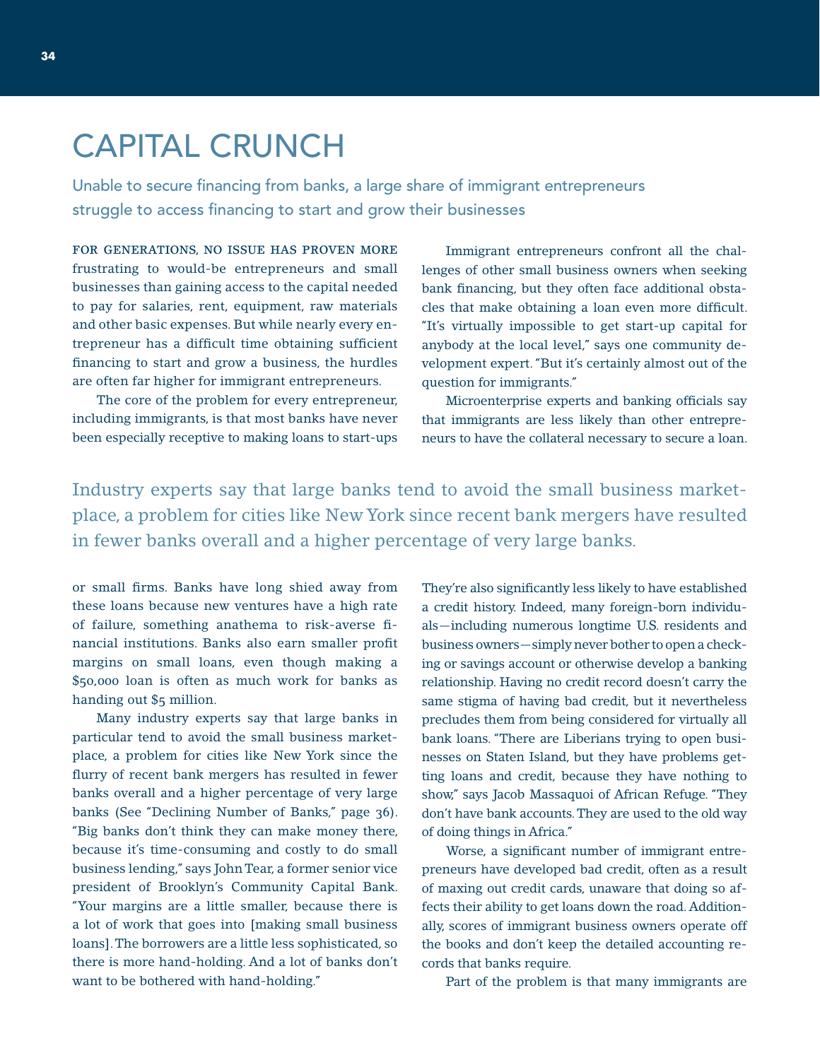# CAPITAL CRUNCH

Unable to secure financing from banks, a large share of immigrant entrepreneurs struggle to access financing to start and grow their businesses

FOR GENERATIONS, NO ISSUE HAS PROVEN MORE frustrating to would-be entrepreneurs and small businesses than gaining access to the capital needed to pay for salaries, rent, equipment, raw materials and other basic expenses. But while nearly every entrepreneur has a difficult time obtaining sufficient financing to start and grow a business, the hurdles are often far higher for immigrant entrepreneurs.

The core of the problem for every entrepreneur, including immigrants, is that most banks have never been especially receptive to making loans to start-ups or small firms. Banks have long shied away from these loans because new ventures have a high rate of failure, something anathema to risk-averse financial institutions. Banks also earn smaller profit margins on small loans, even though making a $50,000 loan is often as much work for banks as handing out $5 million.

Many industry experts say that large banks in particular tend to avoid the small business marketplace, a problem for cities like New York since the flurry of recent bank mergers has resulted in fewer banks overall and a higher percentage of very large banks (See "Declining Number of Banks," page 36). "Big banks don't think they can make money there, because it's time-consuming and costly to do small business lending," says John Tear, a former senior vice president of Brooklyn's Community Capital Bank. "Your margins are a little smaller, because there is a lot of work that goes into [making small business loans]. The borrowers are a little less sophisticated, so there is more hand-holding. And a lot of banks don't want to be bothered with hand-holding."

> Industry experts say that large banks tend to avoid the small business marketplace, a problem for cities like New York since recent bank mergers have resulted in fewer banks overall and a higher percentage of very large banks.

Immigrant entrepreneurs confront all the challenges of other small business owners when seeking bank financing, but they often face additional obstacles that make obtaining a loan even more difficult. "It's virtually impossible to get start-up capital for anybody at the local level," says one community development expert. "But it's certainly almost out of the question for immigrants."

Microenterprise experts and banking officials say that immigrants are less likely than other entrepreneurs to have the collateral necessary to secure a loan. They're also significantly less likely to have established a credit history. Indeed, many foreign-born individuals—including numerous longtime U.S. residents and business owners—simply never bother to open a checking or savings account or otherwise develop a banking relationship. Having no credit record doesn't carry the same stigma of having bad credit, but it nevertheless precludes them from being considered for virtually all bank loans. "There are Liberians trying to open businesses on Staten Island, but they have problems getting loans and credit, because they have nothing to show," says Jacob Massaquoi of African Refuge. "They don't have bank accounts. They are used to the old way of doing things in Africa."

Worse, a significant number of immigrant entrepreneurs have developed bad credit, often as a result of maxing out credit cards, unaware that doing so affects their ability to get loans down the road. Additionally, scores of immigrant business owners operate off the books and don't keep the detailed accounting records that banks require.

Part of the problem is that many immigrants are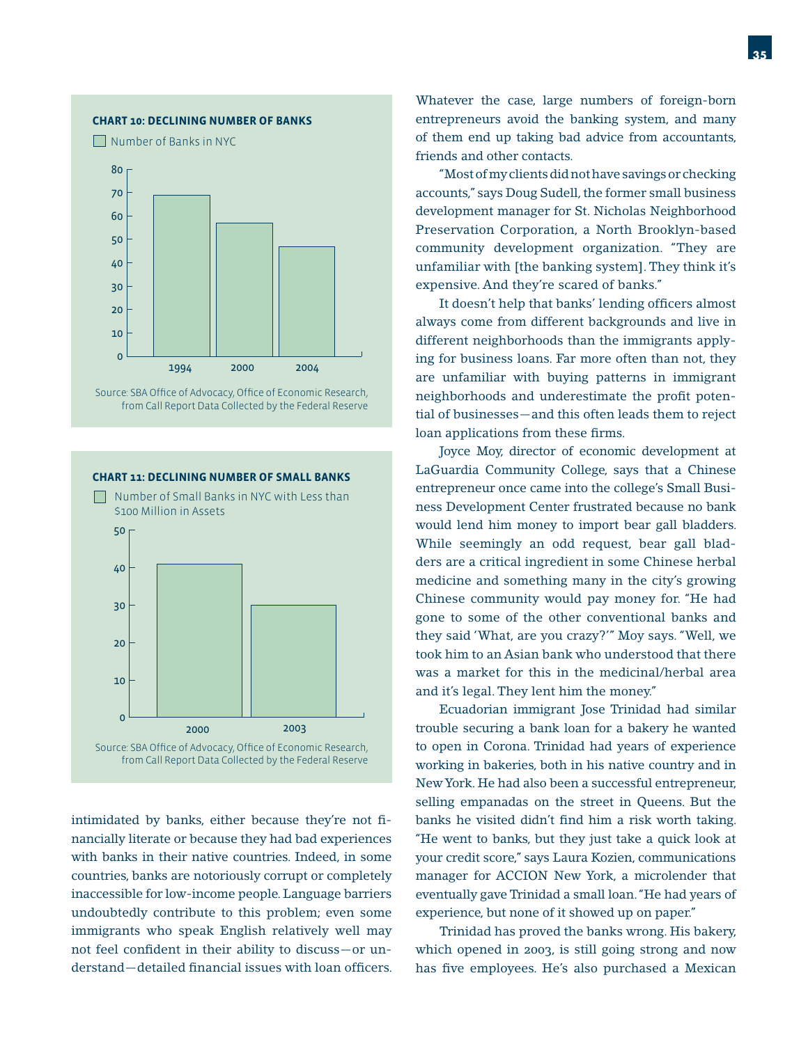**CHART 10: DECLINING NUMBER OF BANKS**

Number of Banks in NYC

| Year | Number of Banks in NYC |
|---|---|
| 1994 | 69 |
| 2000 | 57 |
| 2004 | 47 |

Source: SBA Office of Advocacy, Office of Economic Research, from Call Report Data Collected by the Federal Reserve

**CHART 11: DECLINING NUMBER OF SMALL BANKS**

Number of Small Banks in NYC with Less than $100 Million in Assets

| Year | Number of Small Banks |
|---|---|
| 2000 | 41 |
| 2003 | 30 |

Source: SBA Office of Advocacy, Office of Economic Research, from Call Report Data Collected by the Federal Reserve

intimidated by banks, either because they're not financially literate or because they had bad experiences with banks in their native countries. Indeed, in some countries, banks are notoriously corrupt or completely inaccessible for low-income people. Language barriers undoubtedly contribute to this problem; even some immigrants who speak English relatively well may not feel confident in their ability to discuss—or understand—detailed financial issues with loan officers. Whatever the case, large numbers of foreign-born entrepreneurs avoid the banking system, and many of them end up taking bad advice from accountants, friends and other contacts.

"Most of my clients did not have savings or checking accounts," says Doug Sudell, the former small business development manager for St. Nicholas Neighborhood Preservation Corporation, a North Brooklyn-based community development organization. "They are unfamiliar with [the banking system]. They think it's expensive. And they're scared of banks."

It doesn't help that banks' lending officers almost always come from different backgrounds and live in different neighborhoods than the immigrants applying for business loans. Far more often than not, they are unfamiliar with buying patterns in immigrant neighborhoods and underestimate the profit potential of businesses—and this often leads them to reject loan applications from these firms.

Joyce Moy, director of economic development at LaGuardia Community College, says that a Chinese entrepreneur once came into the college's Small Business Development Center frustrated because no bank would lend him money to import bear gall bladders. While seemingly an odd request, bear gall bladders are a critical ingredient in some Chinese herbal medicine and something many in the city's growing Chinese community would pay money for. "He had gone to some of the other conventional banks and they said 'What, are you crazy?'" Moy says. "Well, we took him to an Asian bank who understood that there was a market for this in the medicinal/herbal area and it's legal. They lent him the money."

Ecuadorian immigrant Jose Trinidad had similar trouble securing a bank loan for a bakery he wanted to open in Corona. Trinidad had years of experience working in bakeries, both in his native country and in New York. He had also been a successful entrepreneur, selling empanadas on the street in Queens. But the banks he visited didn't find him a risk worth taking. "He went to banks, but they just take a quick look at your credit score," says Laura Kozien, communications manager for ACCION New York, a microlender that eventually gave Trinidad a small loan. "He had years of experience, but none of it showed up on paper."

Trinidad has proved the banks wrong. His bakery, which opened in 2003, is still going strong and now has five employees. He's also purchased a Mexican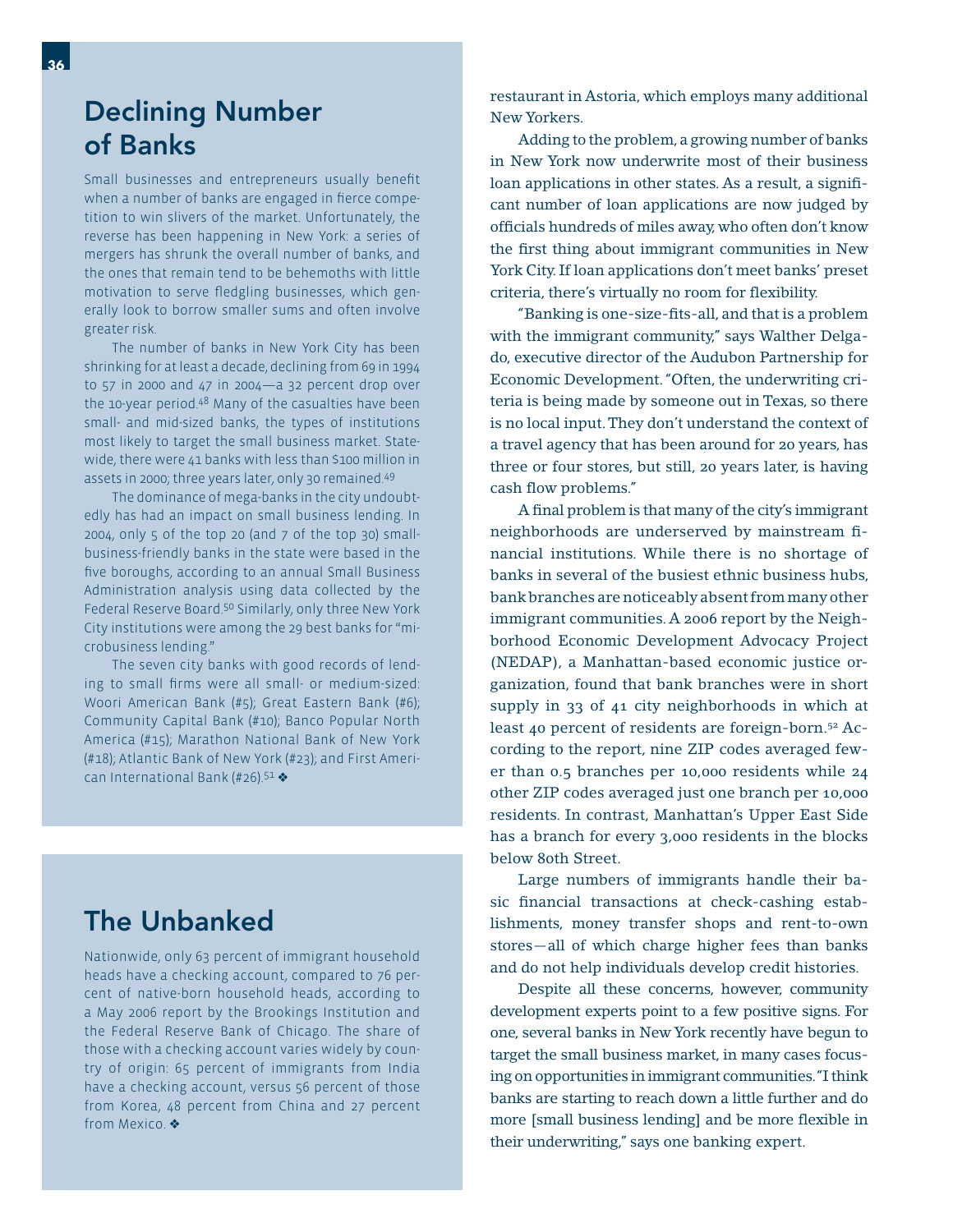## Declining Number of Banks

Small businesses and entrepreneurs usually benefit when a number of banks are engaged in fierce competition to win slivers of the market. Unfortunately, the reverse has been happening in New York: a series of mergers has shrunk the overall number of banks, and the ones that remain tend to be behemoths with little motivation to serve fledgling businesses, which generally look to borrow smaller sums and often involve greater risk.

The number of banks in New York City has been shrinking for at least a decade, declining from 69 in 1994 to 57 in 2000 and 47 in 2004—a 32 percent drop over the 10-year period.[48] Many of the casualties have been small- and mid-sized banks, the types of institutions most likely to target the small business market. Statewide, there were 41 banks with less than $100 million in assets in 2000; three years later, only 30 remained.[49]

The dominance of mega-banks in the city undoubtedly has had an impact on small business lending. In 2004, only 5 of the top 20 (and 7 of the top 30) small-business-friendly banks in the state were based in the five boroughs, according to an annual Small Business Administration analysis using data collected by the Federal Reserve Board.[50] Similarly, only three New York City institutions were among the 29 best banks for "microbusiness lending."

The seven city banks with good records of lending to small firms were all small- or medium-sized: Woori American Bank (#5); Great Eastern Bank (#6); Community Capital Bank (#10); Banco Popular North America (#15); Marathon National Bank of New York (#18); Atlantic Bank of New York (#23); and First American International Bank (#26).[51] ❖

## The Unbanked

Nationwide, only 63 percent of immigrant household heads have a checking account, compared to 76 percent of native-born household heads, according to a May 2006 report by the Brookings Institution and the Federal Reserve Bank of Chicago. The share of those with a checking account varies widely by country of origin: 65 percent of immigrants from India have a checking account, versus 56 percent of those from Korea, 48 percent from China and 27 percent from Mexico. ❖

restaurant in Astoria, which employs many additional New Yorkers.

Adding to the problem, a growing number of banks in New York now underwrite most of their business loan applications in other states. As a result, a significant number of loan applications are now judged by officials hundreds of miles away, who often don't know the first thing about immigrant communities in New York City. If loan applications don't meet banks' preset criteria, there's virtually no room for flexibility.

"Banking is one-size-fits-all, and that is a problem with the immigrant community," says Walther Delgado, executive director of the Audubon Partnership for Economic Development. "Often, the underwriting criteria is being made by someone out in Texas, so there is no local input. They don't understand the context of a travel agency that has been around for 20 years, has three or four stores, but still, 20 years later, is having cash flow problems."

A final problem is that many of the city's immigrant neighborhoods are underserved by mainstream financial institutions. While there is no shortage of banks in several of the busiest ethnic business hubs, bank branches are noticeably absent from many other immigrant communities. A 2006 report by the Neighborhood Economic Development Advocacy Project (NEDAP), a Manhattan-based economic justice organization, found that bank branches were in short supply in 33 of 41 city neighborhoods in which at least 40 percent of residents are foreign-born.[52] According to the report, nine ZIP codes averaged fewer than 0.5 branches per 10,000 residents while 24 other ZIP codes averaged just one branch per 10,000 residents. In contrast, Manhattan's Upper East Side has a branch for every 3,000 residents in the blocks below 80th Street.

Large numbers of immigrants handle their basic financial transactions at check-cashing establishments, money transfer shops and rent-to-own stores—all of which charge higher fees than banks and do not help individuals develop credit histories.

Despite all these concerns, however, community development experts point to a few positive signs. For one, several banks in New York recently have begun to target the small business market, in many cases focusing on opportunities in immigrant communities. "I think banks are starting to reach down a little further and do more [small business lending] and be more flexible in their underwriting," says one banking expert.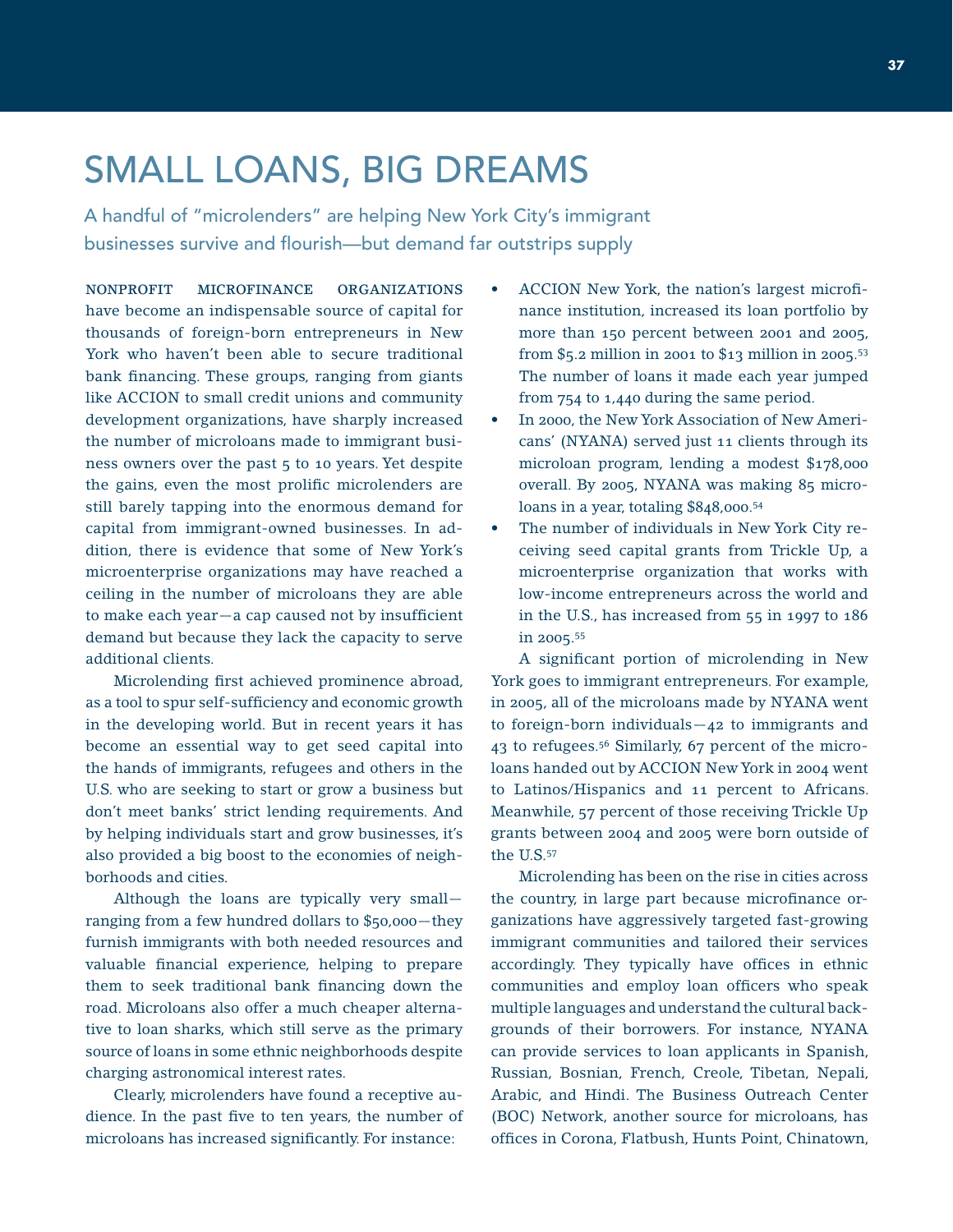# SMALL LOANS, BIG DREAMS

## A handful of "microlenders" are helping New York City's immigrant businesses survive and flourish—but demand far outstrips supply

NONPROFIT MICROFINANCE ORGANIZATIONS have become an indispensable source of capital for thousands of foreign-born entrepreneurs in New York who haven't been able to secure traditional bank financing. These groups, ranging from giants like ACCION to small credit unions and community development organizations, have sharply increased the number of microloans made to immigrant business owners over the past 5 to 10 years. Yet despite the gains, even the most prolific microlenders are still barely tapping into the enormous demand for capital from immigrant-owned businesses. In addition, there is evidence that some of New York's microenterprise organizations may have reached a ceiling in the number of microloans they are able to make each year—a cap caused not by insufficient demand but because they lack the capacity to serve additional clients.

Microlending first achieved prominence abroad, as a tool to spur self-sufficiency and economic growth in the developing world. But in recent years it has become an essential way to get seed capital into the hands of immigrants, refugees and others in the U.S. who are seeking to start or grow a business but don't meet banks' strict lending requirements. And by helping individuals start and grow businesses, it's also provided a big boost to the economies of neighborhoods and cities.

Although the loans are typically very small—ranging from a few hundred dollars to $50,000—they furnish immigrants with both needed resources and valuable financial experience, helping to prepare them to seek traditional bank financing down the road. Microloans also offer a much cheaper alternative to loan sharks, which still serve as the primary source of loans in some ethnic neighborhoods despite charging astronomical interest rates.

Clearly, microlenders have found a receptive audience. In the past five to ten years, the number of microloans has increased significantly. For instance:

- ACCION New York, the nation's largest microfinance institution, increased its loan portfolio by more than 150 percent between 2001 and 2005, from $5.2 million in 2001 to $13 million in 2005.[53] The number of loans it made each year jumped from 754 to 1,440 during the same period.
- In 2000, the New York Association of New Americans' (NYANA) served just 11 clients through its microloan program, lending a modest $178,000 overall. By 2005, NYANA was making 85 microloans in a year, totaling $848,000.[54]
- The number of individuals in New York City receiving seed capital grants from Trickle Up, a microenterprise organization that works with low-income entrepreneurs across the world and in the U.S., has increased from 55 in 1997 to 186 in 2005.[55]

A significant portion of microlending in New York goes to immigrant entrepreneurs. For example, in 2005, all of the microloans made by NYANA went to foreign-born individuals—42 to immigrants and 43 to refugees.[56] Similarly, 67 percent of the microloans handed out by ACCION New York in 2004 went to Latinos/Hispanics and 11 percent to Africans. Meanwhile, 57 percent of those receiving Trickle Up grants between 2004 and 2005 were born outside of the U.S.[57]

Microlending has been on the rise in cities across the country, in large part because microfinance organizations have aggressively targeted fast-growing immigrant communities and tailored their services accordingly. They typically have offices in ethnic communities and employ loan officers who speak multiple languages and understand the cultural backgrounds of their borrowers. For instance, NYANA can provide services to loan applicants in Spanish, Russian, Bosnian, French, Creole, Tibetan, Nepali, Arabic, and Hindi. The Business Outreach Center (BOC) Network, another source for microloans, has offices in Corona, Flatbush, Hunts Point, Chinatown,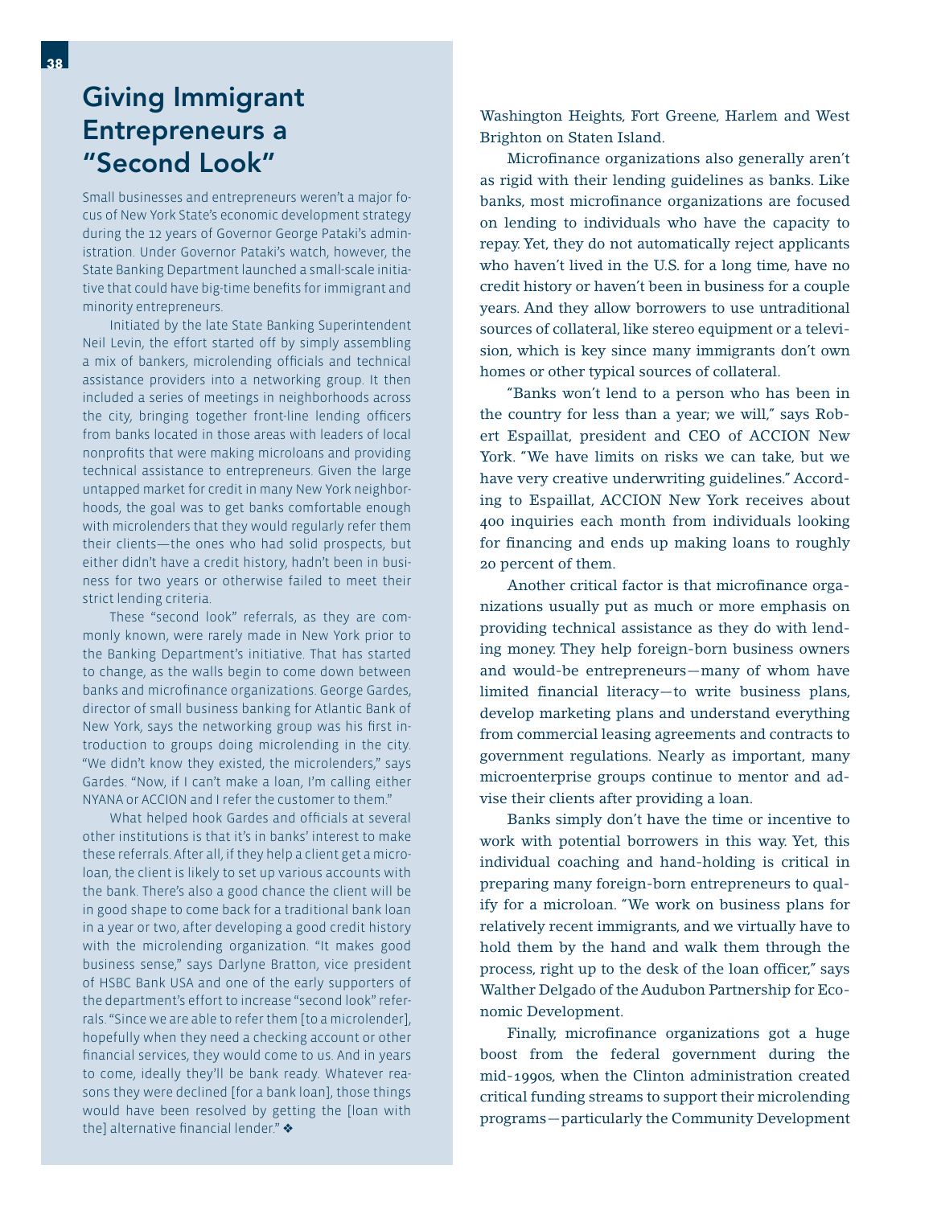## Giving Immigrant Entrepreneurs a "Second Look"

Small businesses and entrepreneurs weren't a major focus of New York State's economic development strategy during the 12 years of Governor George Pataki's administration. Under Governor Pataki's watch, however, the State Banking Department launched a small-scale initiative that could have big-time benefits for immigrant and minority entrepreneurs.

Initiated by the late State Banking Superintendent Neil Levin, the effort started off by simply assembling a mix of bankers, microlending officials and technical assistance providers into a networking group. It then included a series of meetings in neighborhoods across the city, bringing together front-line lending officers from banks located in those areas with leaders of local nonprofits that were making microloans and providing technical assistance to entrepreneurs. Given the large untapped market for credit in many New York neighborhoods, the goal was to get banks comfortable enough with microlenders that they would regularly refer them their clients—the ones who had solid prospects, but either didn't have a credit history, hadn't been in business for two years or otherwise failed to meet their strict lending criteria.

These "second look" referrals, as they are commonly known, were rarely made in New York prior to the Banking Department's initiative. That has started to change, as the walls begin to come down between banks and microfinance organizations. George Gardes, director of small business banking for Atlantic Bank of New York, says the networking group was his first introduction to groups doing microlending in the city. "We didn't know they existed, the microlenders," says Gardes. "Now, if I can't make a loan, I'm calling either NYANA or ACCION and I refer the customer to them."

What helped hook Gardes and officials at several other institutions is that it's in banks' interest to make these referrals. After all, if they help a client get a microloan, the client is likely to set up various accounts with the bank. There's also a good chance the client will be in good shape to come back for a traditional bank loan in a year or two, after developing a good credit history with the microlending organization. "It makes good business sense," says Darlyne Bratton, vice president of HSBC Bank USA and one of the early supporters of the department's effort to increase "second look" referrals. "Since we are able to refer them [to a microlender], hopefully when they need a checking account or other financial services, they would come to us. And in years to come, ideally they'll be bank ready. Whatever reasons they were declined [for a bank loan], those things would have been resolved by getting the [loan with the] alternative financial lender." ❖

Washington Heights, Fort Greene, Harlem and West Brighton on Staten Island.

Microfinance organizations also generally aren't as rigid with their lending guidelines as banks. Like banks, most microfinance organizations are focused on lending to individuals who have the capacity to repay. Yet, they do not automatically reject applicants who haven't lived in the U.S. for a long time, have no credit history or haven't been in business for a couple years. And they allow borrowers to use untraditional sources of collateral, like stereo equipment or a television, which is key since many immigrants don't own homes or other typical sources of collateral.

"Banks won't lend to a person who has been in the country for less than a year; we will," says Robert Espaillat, president and CEO of ACCION New York. "We have limits on risks we can take, but we have very creative underwriting guidelines." According to Espaillat, ACCION New York receives about 400 inquiries each month from individuals looking for financing and ends up making loans to roughly 20 percent of them.

Another critical factor is that microfinance organizations usually put as much or more emphasis on providing technical assistance as they do with lending money. They help foreign-born business owners and would-be entrepreneurs—many of whom have limited financial literacy—to write business plans, develop marketing plans and understand everything from commercial leasing agreements and contracts to government regulations. Nearly as important, many microenterprise groups continue to mentor and advise their clients after providing a loan.

Banks simply don't have the time or incentive to work with potential borrowers in this way. Yet, this individual coaching and hand-holding is critical in preparing many foreign-born entrepreneurs to qualify for a microloan. "We work on business plans for relatively recent immigrants, and we virtually have to hold them by the hand and walk them through the process, right up to the desk of the loan officer," says Walther Delgado of the Audubon Partnership for Economic Development.

Finally, microfinance organizations got a huge boost from the federal government during the mid-1990s, when the Clinton administration created critical funding streams to support their microlending programs—particularly the Community Development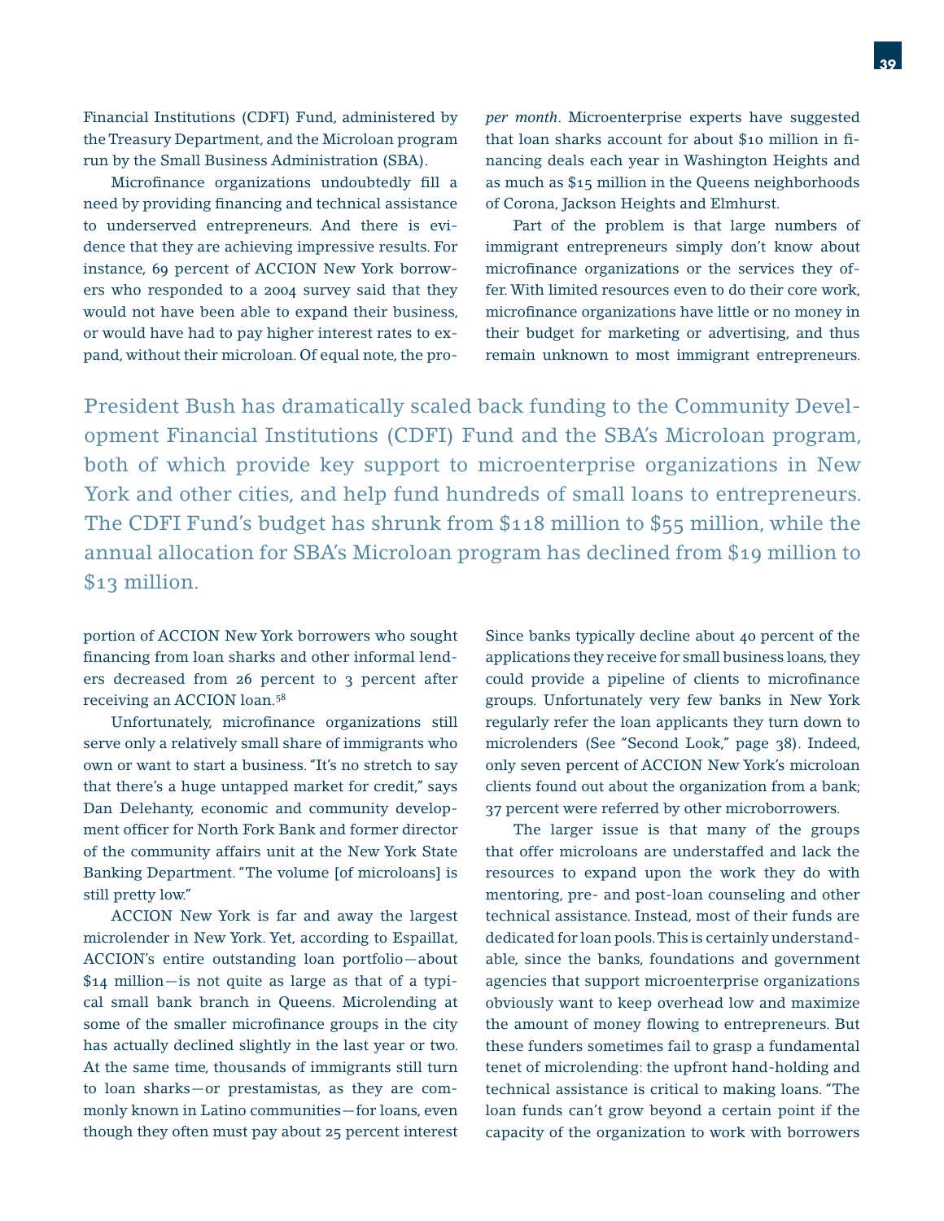Financial Institutions (CDFI) Fund, administered by the Treasury Department, and the Microloan program run by the Small Business Administration (SBA).

Microfinance organizations undoubtedly fill a need by providing financing and technical assistance to underserved entrepreneurs. And there is evidence that they are achieving impressive results. For instance, 69 percent of ACCION New York borrowers who responded to a 2004 survey said that they would not have been able to expand their business, or would have had to pay higher interest rates to expand, without their microloan. Of equal note, the proportion of ACCION New York borrowers who sought financing from loan sharks and other informal lenders decreased from 26 percent to 3 percent after receiving an ACCION loan.[58]

Unfortunately, microfinance organizations still serve only a relatively small share of immigrants who own or want to start a business. "It's no stretch to say that there's a huge untapped market for credit," says Dan Delehanty, economic and community development officer for North Fork Bank and former director of the community affairs unit at the New York State Banking Department. "The volume [of microloans] is still pretty low."

ACCION New York is far and away the largest microlender in New York. Yet, according to Espaillat, ACCION's entire outstanding loan portfolio—about $14 million—is not quite as large as that of a typical small bank branch in Queens. Microlending at some of the smaller microfinance groups in the city has actually declined slightly in the last year or two. At the same time, thousands of immigrants still turn to loan sharks—or prestamistas, as they are commonly known in Latino communities—for loans, even though they often must pay about 25 percent interest *per month*. Microenterprise experts have suggested that loan sharks account for about $10 million in financing deals each year in Washington Heights and as much as $15 million in the Queens neighborhoods of Corona, Jackson Heights and Elmhurst.

Part of the problem is that large numbers of immigrant entrepreneurs simply don't know about microfinance organizations or the services they offer. With limited resources even to do their core work, microfinance organizations have little or no money in their budget for marketing or advertising, and thus remain unknown to most immigrant entrepreneurs. Since banks typically decline about 40 percent of the applications they receive for small business loans, they could provide a pipeline of clients to microfinance groups. Unfortunately very few banks in New York regularly refer the loan applicants they turn down to microlenders (See "Second Look," page 38). Indeed, only seven percent of ACCION New York's microloan clients found out about the organization from a bank; 37 percent were referred by other microborrowers.

The larger issue is that many of the groups that offer microloans are understaffed and lack the resources to expand upon the work they do with mentoring, pre- and post-loan counseling and other technical assistance. Instead, most of their funds are dedicated for loan pools. This is certainly understandable, since the banks, foundations and government agencies that support microenterprise organizations obviously want to keep overhead low and maximize the amount of money flowing to entrepreneurs. But these funders sometimes fail to grasp a fundamental tenet of microlending: the upfront hand-holding and technical assistance is critical to making loans. "The loan funds can't grow beyond a certain point if the capacity of the organization to work with borrowers

> President Bush has dramatically scaled back funding to the Community Development Financial Institutions (CDFI) Fund and the SBA's Microloan program, both of which provide key support to microenterprise organizations in New York and other cities, and help fund hundreds of small loans to entrepreneurs. The CDFI Fund's budget has shrunk from $118 million to $55 million, while the annual allocation for SBA's Microloan program has declined from $19 million to $13 million.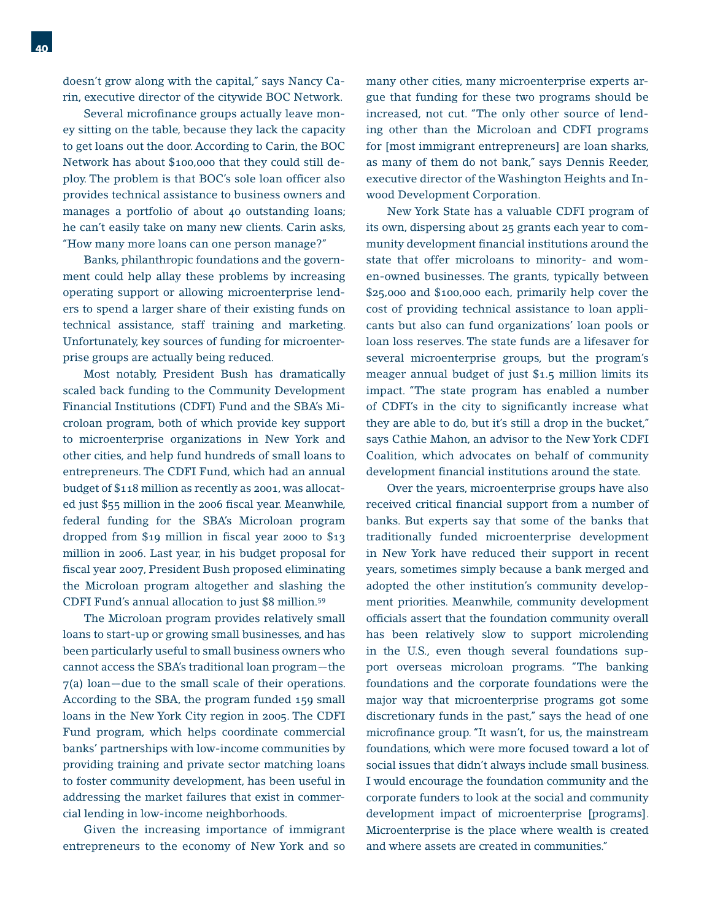doesn't grow along with the capital," says Nancy Carin, executive director of the citywide BOC Network.

Several microfinance groups actually leave money sitting on the table, because they lack the capacity to get loans out the door. According to Carin, the BOC Network has about $100,000 that they could still deploy. The problem is that BOC's sole loan officer also provides technical assistance to business owners and manages a portfolio of about 40 outstanding loans; he can't easily take on many new clients. Carin asks, "How many more loans can one person manage?"

Banks, philanthropic foundations and the government could help allay these problems by increasing operating support or allowing microenterprise lenders to spend a larger share of their existing funds on technical assistance, staff training and marketing. Unfortunately, key sources of funding for microenterprise groups are actually being reduced.

Most notably, President Bush has dramatically scaled back funding to the Community Development Financial Institutions (CDFI) Fund and the SBA's Microloan program, both of which provide key support to microenterprise organizations in New York and other cities, and help fund hundreds of small loans to entrepreneurs. The CDFI Fund, which had an annual budget of $118 million as recently as 2001, was allocated just $55 million in the 2006 fiscal year. Meanwhile, federal funding for the SBA's Microloan program dropped from $19 million in fiscal year 2000 to $13 million in 2006. Last year, in his budget proposal for fiscal year 2007, President Bush proposed eliminating the Microloan program altogether and slashing the CDFI Fund's annual allocation to just $8 million.[59]

The Microloan program provides relatively small loans to start-up or growing small businesses, and has been particularly useful to small business owners who cannot access the SBA's traditional loan program—the 7(a) loan—due to the small scale of their operations. According to the SBA, the program funded 159 small loans in the New York City region in 2005. The CDFI Fund program, which helps coordinate commercial banks' partnerships with low-income communities by providing training and private sector matching loans to foster community development, has been useful in addressing the market failures that exist in commercial lending in low-income neighborhoods.

Given the increasing importance of immigrant entrepreneurs to the economy of New York and so many other cities, many microenterprise experts argue that funding for these two programs should be increased, not cut. "The only other source of lending other than the Microloan and CDFI programs for [most immigrant entrepreneurs] are loan sharks, as many of them do not bank," says Dennis Reeder, executive director of the Washington Heights and Inwood Development Corporation.

New York State has a valuable CDFI program of its own, dispersing about 25 grants each year to community development financial institutions around the state that offer microloans to minority- and women-owned businesses. The grants, typically between $25,000 and $100,000 each, primarily help cover the cost of providing technical assistance to loan applicants but also can fund organizations' loan pools or loan loss reserves. The state funds are a lifesaver for several microenterprise groups, but the program's meager annual budget of just $1.5 million limits its impact. "The state program has enabled a number of CDFI's in the city to significantly increase what they are able to do, but it's still a drop in the bucket," says Cathie Mahon, an advisor to the New York CDFI Coalition, which advocates on behalf of community development financial institutions around the state.

Over the years, microenterprise groups have also received critical financial support from a number of banks. But experts say that some of the banks that traditionally funded microenterprise development in New York have reduced their support in recent years, sometimes simply because a bank merged and adopted the other institution's community development priorities. Meanwhile, community development officials assert that the foundation community overall has been relatively slow to support microlending in the U.S., even though several foundations support overseas microloan programs. "The banking foundations and the corporate foundations were the major way that microenterprise programs got some discretionary funds in the past," says the head of one microfinance group. "It wasn't, for us, the mainstream foundations, which were more focused toward a lot of social issues that didn't always include small business. I would encourage the foundation community and the corporate funders to look at the social and community development impact of microenterprise [programs]. Microenterprise is the place where wealth is created and where assets are created in communities."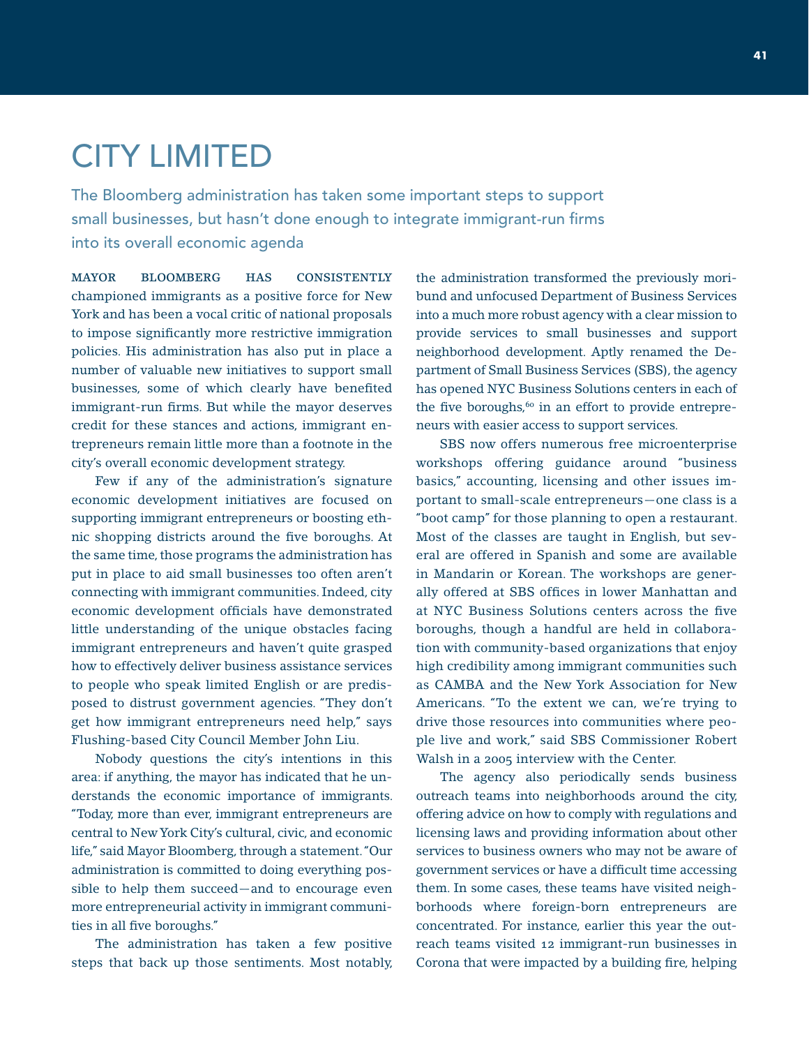# CITY LIMITED

The Bloomberg administration has taken some important steps to support small businesses, but hasn't done enough to integrate immigrant-run firms into its overall economic agenda

MAYOR BLOOMBERG HAS CONSISTENTLY championed immigrants as a positive force for New York and has been a vocal critic of national proposals to impose significantly more restrictive immigration policies. His administration has also put in place a number of valuable new initiatives to support small businesses, some of which clearly have benefited immigrant-run firms. But while the mayor deserves credit for these stances and actions, immigrant entrepreneurs remain little more than a footnote in the city's overall economic development strategy.

Few if any of the administration's signature economic development initiatives are focused on supporting immigrant entrepreneurs or boosting ethnic shopping districts around the five boroughs. At the same time, those programs the administration has put in place to aid small businesses too often aren't connecting with immigrant communities. Indeed, city economic development officials have demonstrated little understanding of the unique obstacles facing immigrant entrepreneurs and haven't quite grasped how to effectively deliver business assistance services to people who speak limited English or are predisposed to distrust government agencies. "They don't get how immigrant entrepreneurs need help," says Flushing-based City Council Member John Liu.

Nobody questions the city's intentions in this area: if anything, the mayor has indicated that he understands the economic importance of immigrants. "Today, more than ever, immigrant entrepreneurs are central to New York City's cultural, civic, and economic life," said Mayor Bloomberg, through a statement. "Our administration is committed to doing everything possible to help them succeed—and to encourage even more entrepreneurial activity in immigrant communities in all five boroughs."

The administration has taken a few positive steps that back up those sentiments. Most notably, the administration transformed the previously moribund and unfocused Department of Business Services into a much more robust agency with a clear mission to provide services to small businesses and support neighborhood development. Aptly renamed the Department of Small Business Services (SBS), the agency has opened NYC Business Solutions centers in each of the five boroughs,[60] in an effort to provide entrepreneurs with easier access to support services.

SBS now offers numerous free microenterprise workshops offering guidance around "business basics," accounting, licensing and other issues important to small-scale entrepreneurs—one class is a "boot camp" for those planning to open a restaurant. Most of the classes are taught in English, but several are offered in Spanish and some are available in Mandarin or Korean. The workshops are generally offered at SBS offices in lower Manhattan and at NYC Business Solutions centers across the five boroughs, though a handful are held in collaboration with community-based organizations that enjoy high credibility among immigrant communities such as CAMBA and the New York Association for New Americans. "To the extent we can, we're trying to drive those resources into communities where people live and work," said SBS Commissioner Robert Walsh in a 2005 interview with the Center.

The agency also periodically sends business outreach teams into neighborhoods around the city, offering advice on how to comply with regulations and licensing laws and providing information about other services to business owners who may not be aware of government services or have a difficult time accessing them. In some cases, these teams have visited neighborhoods where foreign-born entrepreneurs are concentrated. For instance, earlier this year the outreach teams visited 12 immigrant-run businesses in Corona that were impacted by a building fire, helping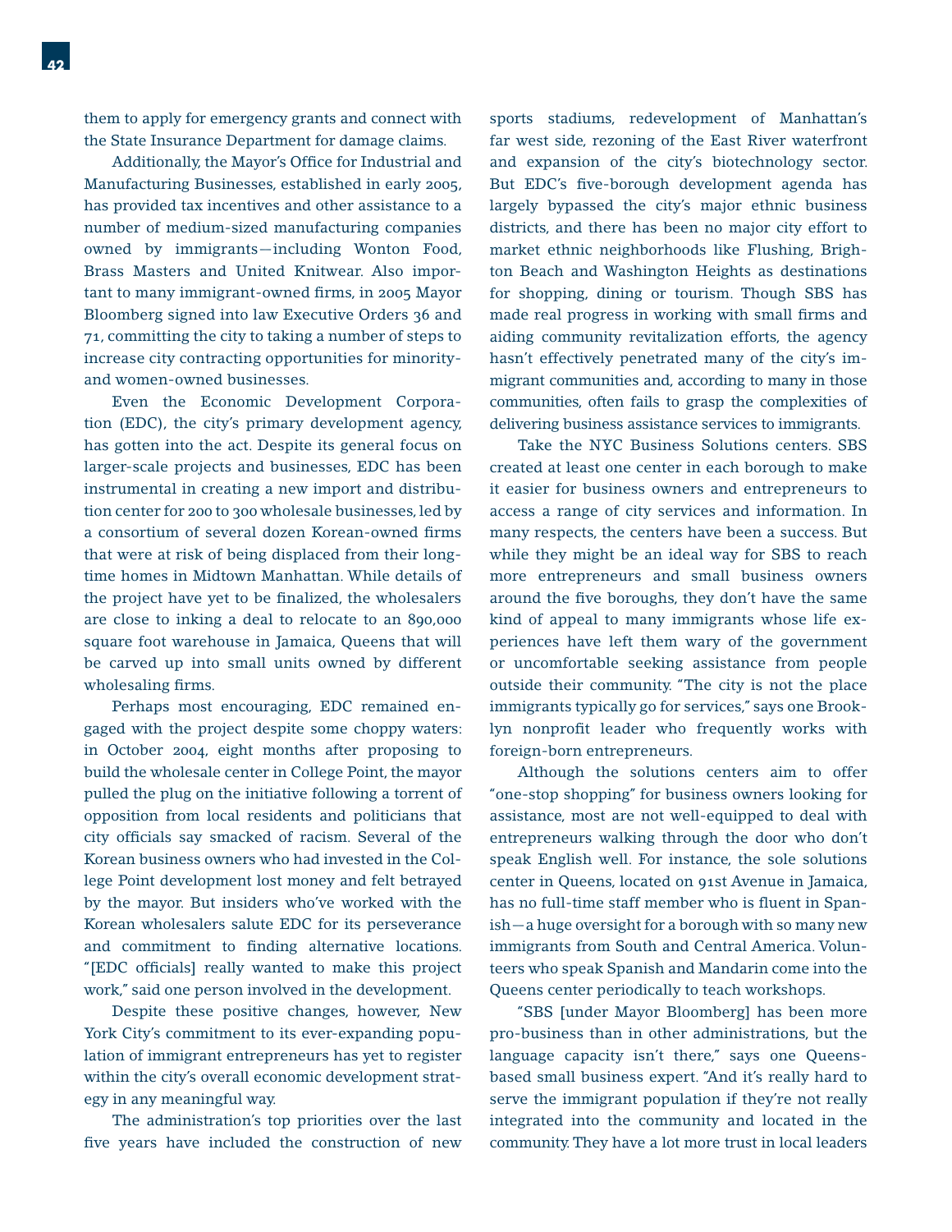them to apply for emergency grants and connect with the State Insurance Department for damage claims.

Additionally, the Mayor's Office for Industrial and Manufacturing Businesses, established in early 2005, has provided tax incentives and other assistance to a number of medium-sized manufacturing companies owned by immigrants—including Wonton Food, Brass Masters and United Knitwear. Also important to many immigrant-owned firms, in 2005 Mayor Bloomberg signed into law Executive Orders 36 and 71, committing the city to taking a number of steps to increase city contracting opportunities for minority- and women-owned businesses.

Even the Economic Development Corporation (EDC), the city's primary development agency, has gotten into the act. Despite its general focus on larger-scale projects and businesses, EDC has been instrumental in creating a new import and distribution center for 200 to 300 wholesale businesses, led by a consortium of several dozen Korean-owned firms that were at risk of being displaced from their longtime homes in Midtown Manhattan. While details of the project have yet to be finalized, the wholesalers are close to inking a deal to relocate to an 890,000 square foot warehouse in Jamaica, Queens that will be carved up into small units owned by different wholesaling firms.

Perhaps most encouraging, EDC remained engaged with the project despite some choppy waters: in October 2004, eight months after proposing to build the wholesale center in College Point, the mayor pulled the plug on the initiative following a torrent of opposition from local residents and politicians that city officials say smacked of racism. Several of the Korean business owners who had invested in the College Point development lost money and felt betrayed by the mayor. But insiders who've worked with the Korean wholesalers salute EDC for its perseverance and commitment to finding alternative locations. "[EDC officials] really wanted to make this project work," said one person involved in the development.

Despite these positive changes, however, New York City's commitment to its ever-expanding population of immigrant entrepreneurs has yet to register within the city's overall economic development strategy in any meaningful way.

The administration's top priorities over the last five years have included the construction of new sports stadiums, redevelopment of Manhattan's far west side, rezoning of the East River waterfront and expansion of the city's biotechnology sector. But EDC's five-borough development agenda has largely bypassed the city's major ethnic business districts, and there has been no major city effort to market ethnic neighborhoods like Flushing, Brighton Beach and Washington Heights as destinations for shopping, dining or tourism. Though SBS has made real progress in working with small firms and aiding community revitalization efforts, the agency hasn't effectively penetrated many of the city's immigrant communities and, according to many in those communities, often fails to grasp the complexities of delivering business assistance services to immigrants.

Take the NYC Business Solutions centers. SBS created at least one center in each borough to make it easier for business owners and entrepreneurs to access a range of city services and information. In many respects, the centers have been a success. But while they might be an ideal way for SBS to reach more entrepreneurs and small business owners around the five boroughs, they don't have the same kind of appeal to many immigrants whose life experiences have left them wary of the government or uncomfortable seeking assistance from people outside their community. "The city is not the place immigrants typically go for services," says one Brooklyn nonprofit leader who frequently works with foreign-born entrepreneurs.

Although the solutions centers aim to offer "one-stop shopping" for business owners looking for assistance, most are not well-equipped to deal with entrepreneurs walking through the door who don't speak English well. For instance, the sole solutions center in Queens, located on 91st Avenue in Jamaica, has no full-time staff member who is fluent in Spanish—a huge oversight for a borough with so many new immigrants from South and Central America. Volunteers who speak Spanish and Mandarin come into the Queens center periodically to teach workshops.

"SBS [under Mayor Bloomberg] has been more pro-business than in other administrations, but the language capacity isn't there," says one Queens-based small business expert. "And it's really hard to serve the immigrant population if they're not really integrated into the community and located in the community. They have a lot more trust in local leaders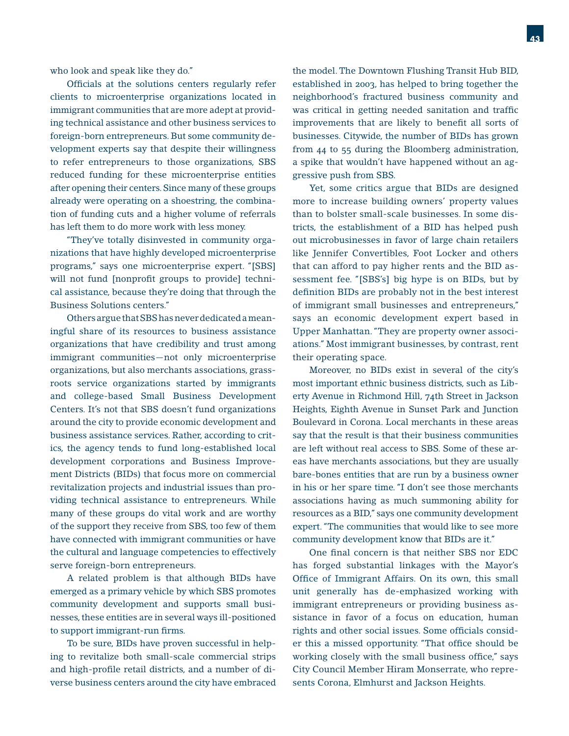who look and speak like they do."

Officials at the solutions centers regularly refer clients to microenterprise organizations located in immigrant communities that are more adept at providing technical assistance and other business services to foreign-born entrepreneurs. But some community development experts say that despite their willingness to refer entrepreneurs to those organizations, SBS reduced funding for these microenterprise entities after opening their centers. Since many of these groups already were operating on a shoestring, the combination of funding cuts and a higher volume of referrals has left them to do more work with less money.

"They've totally disinvested in community organizations that have highly developed microenterprise programs," says one microenterprise expert. "[SBS] will not fund [nonprofit groups to provide] technical assistance, because they're doing that through the Business Solutions centers."

Others argue that SBS has never dedicated a meaningful share of its resources to business assistance organizations that have credibility and trust among immigrant communities—not only microenterprise organizations, but also merchants associations, grassroots service organizations started by immigrants and college-based Small Business Development Centers. It's not that SBS doesn't fund organizations around the city to provide economic development and business assistance services. Rather, according to critics, the agency tends to fund long-established local development corporations and Business Improvement Districts (BIDs) that focus more on commercial revitalization projects and industrial issues than providing technical assistance to entrepreneurs. While many of these groups do vital work and are worthy of the support they receive from SBS, too few of them have connected with immigrant communities or have the cultural and language competencies to effectively serve foreign-born entrepreneurs.

A related problem is that although BIDs have emerged as a primary vehicle by which SBS promotes community development and supports small businesses, these entities are in several ways ill-positioned to support immigrant-run firms.

To be sure, BIDs have proven successful in helping to revitalize both small-scale commercial strips and high-profile retail districts, and a number of diverse business centers around the city have embraced the model. The Downtown Flushing Transit Hub BID, established in 2003, has helped to bring together the neighborhood's fractured business community and was critical in getting needed sanitation and traffic improvements that are likely to benefit all sorts of businesses. Citywide, the number of BIDs has grown from 44 to 55 during the Bloomberg administration, a spike that wouldn't have happened without an aggressive push from SBS.

Yet, some critics argue that BIDs are designed more to increase building owners' property values than to bolster small-scale businesses. In some districts, the establishment of a BID has helped push out microbusinesses in favor of large chain retailers like Jennifer Convertibles, Foot Locker and others that can afford to pay higher rents and the BID assessment fee. "[SBS's] big hype is on BIDs, but by definition BIDs are probably not in the best interest of immigrant small businesses and entrepreneurs," says an economic development expert based in Upper Manhattan. "They are property owner associations." Most immigrant businesses, by contrast, rent their operating space.

Moreover, no BIDs exist in several of the city's most important ethnic business districts, such as Liberty Avenue in Richmond Hill, 74th Street in Jackson Heights, Eighth Avenue in Sunset Park and Junction Boulevard in Corona. Local merchants in these areas say that the result is that their business communities are left without real access to SBS. Some of these areas have merchants associations, but they are usually bare-bones entities that are run by a business owner in his or her spare time. "I don't see those merchants associations having as much summoning ability for resources as a BID," says one community development expert. "The communities that would like to see more community development know that BIDs are it."

One final concern is that neither SBS nor EDC has forged substantial linkages with the Mayor's Office of Immigrant Affairs. On its own, this small unit generally has de-emphasized working with immigrant entrepreneurs or providing business assistance in favor of a focus on education, human rights and other social issues. Some officials consider this a missed opportunity. "That office should be working closely with the small business office," says City Council Member Hiram Monserrate, who represents Corona, Elmhurst and Jackson Heights.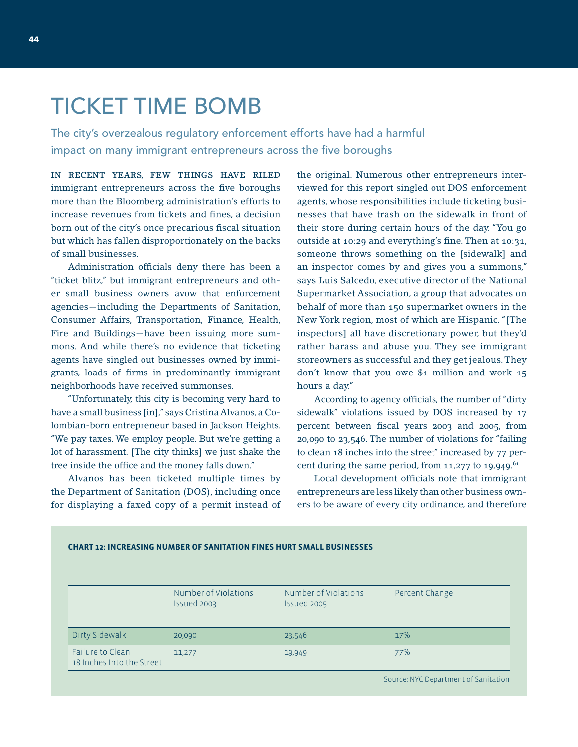# TICKET TIME BOMB

## The city's overzealous regulatory enforcement efforts have had a harmful impact on many immigrant entrepreneurs across the five boroughs

IN RECENT YEARS, FEW THINGS HAVE RILED immigrant entrepreneurs across the five boroughs more than the Bloomberg administration's efforts to increase revenues from tickets and fines, a decision born out of the city's once precarious fiscal situation but which has fallen disproportionately on the backs of small businesses.

Administration officials deny there has been a "ticket blitz," but immigrant entrepreneurs and other small business owners avow that enforcement agencies—including the Departments of Sanitation, Consumer Affairs, Transportation, Finance, Health, Fire and Buildings—have been issuing more summons. And while there's no evidence that ticketing agents have singled out businesses owned by immigrants, loads of firms in predominantly immigrant neighborhoods have received summonses.

"Unfortunately, this city is becoming very hard to have a small business [in]," says Cristina Alvanos, a Colombian-born entrepreneur based in Jackson Heights. "We pay taxes. We employ people. But we're getting a lot of harassment. [The city thinks] we just shake the tree inside the office and the money falls down."

Alvanos has been ticketed multiple times by the Department of Sanitation (DOS), including once for displaying a faxed copy of a permit instead of the original. Numerous other entrepreneurs interviewed for this report singled out DOS enforcement agents, whose responsibilities include ticketing businesses that have trash on the sidewalk in front of their store during certain hours of the day. "You go outside at 10:29 and everything's fine. Then at 10:31, someone throws something on the [sidewalk] and an inspector comes by and gives you a summons," says Luis Salcedo, executive director of the National Supermarket Association, a group that advocates on behalf of more than 150 supermarket owners in the New York region, most of which are Hispanic. "[The inspectors] all have discretionary power, but they'd rather harass and abuse you. They see immigrant storeowners as successful and they get jealous. They don't know that you owe $1 million and work 15 hours a day."

According to agency officials, the number of "dirty sidewalk" violations issued by DOS increased by 17 percent between fiscal years 2003 and 2005, from 20,090 to 23,546. The number of violations for "failing to clean 18 inches into the street" increased by 77 percent during the same period, from 11,277 to 19,949.[61]

Local development officials note that immigrant entrepreneurs are less likely than other business owners to be aware of every city ordinance, and therefore

**CHART 12: INCREASING NUMBER OF SANITATION FINES HURT SMALL BUSINESSES**

| | Number of Violations Issued 2003 | Number of Violations Issued 2005 | Percent Change |
|---|---|---|---|
| Dirty Sidewalk | 20,090 | 23,546 | 17% |
| Failure to Clean 18 Inches Into the Street | 11,277 | 19,949 | 77% |

Source: NYC Department of Sanitation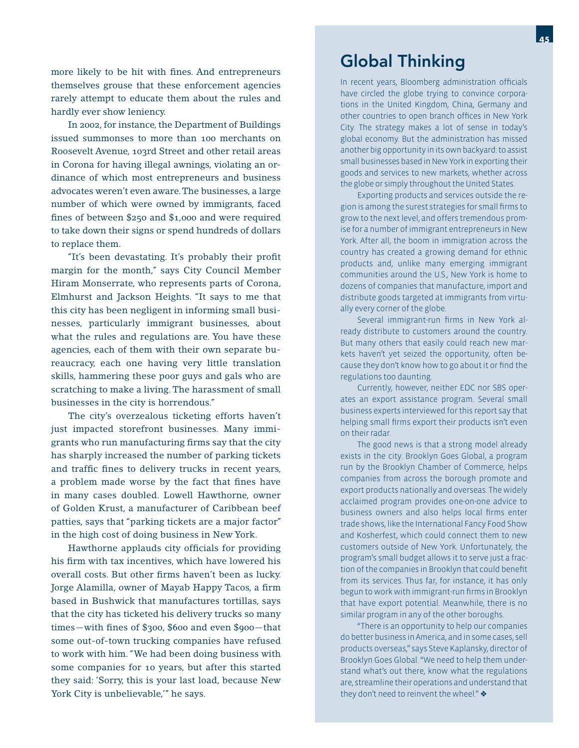more likely to be hit with fines. And entrepreneurs themselves grouse that these enforcement agencies rarely attempt to educate them about the rules and hardly ever show leniency.

In 2002, for instance, the Department of Buildings issued summonses to more than 100 merchants on Roosevelt Avenue, 103rd Street and other retail areas in Corona for having illegal awnings, violating an ordinance of which most entrepreneurs and business advocates weren't even aware. The businesses, a large number of which were owned by immigrants, faced fines of between $250 and $1,000 and were required to take down their signs or spend hundreds of dollars to replace them.

"It's been devastating. It's probably their profit margin for the month," says City Council Member Hiram Monserrate, who represents parts of Corona, Elmhurst and Jackson Heights. "It says to me that this city has been negligent in informing small businesses, particularly immigrant businesses, about what the rules and regulations are. You have these agencies, each of them with their own separate bureaucracy, each one having very little translation skills, hammering these poor guys and gals who are scratching to make a living. The harassment of small businesses in the city is horrendous."

The city's overzealous ticketing efforts haven't just impacted storefront businesses. Many immigrants who run manufacturing firms say that the city has sharply increased the number of parking tickets and traffic fines to delivery trucks in recent years, a problem made worse by the fact that fines have in many cases doubled. Lowell Hawthorne, owner of Golden Krust, a manufacturer of Caribbean beef patties, says that "parking tickets are a major factor" in the high cost of doing business in New York.

Hawthorne applauds city officials for providing his firm with tax incentives, which have lowered his overall costs. But other firms haven't been as lucky. Jorge Alamilla, owner of Mayab Happy Tacos, a firm based in Bushwick that manufactures tortillas, says that the city has ticketed his delivery trucks so many times—with fines of $300, $600 and even $900—that some out-of-town trucking companies have refused to work with him. "We had been doing business with some companies for 10 years, but after this started they said: 'Sorry, this is your last load, because New York City is unbelievable,'" he says.

## Global Thinking

In recent years, Bloomberg administration officials have circled the globe trying to convince corporations in the United Kingdom, China, Germany and other countries to open branch offices in New York City. The strategy makes a lot of sense in today's global economy. But the administration has missed another big opportunity in its own backyard: to assist small businesses based in New York in exporting their goods and services to new markets, whether across the globe or simply throughout the United States.

Exporting products and services outside the region is among the surest strategies for small firms to grow to the next level, and offers tremendous promise for a number of immigrant entrepreneurs in New York. After all, the boom in immigration across the country has created a growing demand for ethnic products and, unlike many emerging immigrant communities around the U.S., New York is home to dozens of companies that manufacture, import and distribute goods targeted at immigrants from virtually every corner of the globe.

Several immigrant-run firms in New York already distribute to customers around the country. But many others that easily could reach new markets haven't yet seized the opportunity, often because they don't know how to go about it or find the regulations too daunting.

Currently, however, neither EDC nor SBS operates an export assistance program. Several small business experts interviewed for this report say that helping small firms export their products isn't even on their radar.

The good news is that a strong model already exists in the city. Brooklyn Goes Global, a program run by the Brooklyn Chamber of Commerce, helps companies from across the borough promote and export products nationally and overseas. The widely acclaimed program provides one-on-one advice to business owners and also helps local firms enter trade shows, like the International Fancy Food Show and Kosherfest, which could connect them to new customers outside of New York. Unfortunately, the program's small budget allows it to serve just a fraction of the companies in Brooklyn that could benefit from its services. Thus far, for instance, it has only begun to work with immigrant-run firms in Brooklyn that have export potential. Meanwhile, there is no similar program in any of the other boroughs.

"There is an opportunity to help our companies do better business in America, and in some cases, sell products overseas," says Steve Kaplansky, director of Brooklyn Goes Global. "We need to help them understand what's out there, know what the regulations are, streamline their operations and understand that they don't need to reinvent the wheel." ❖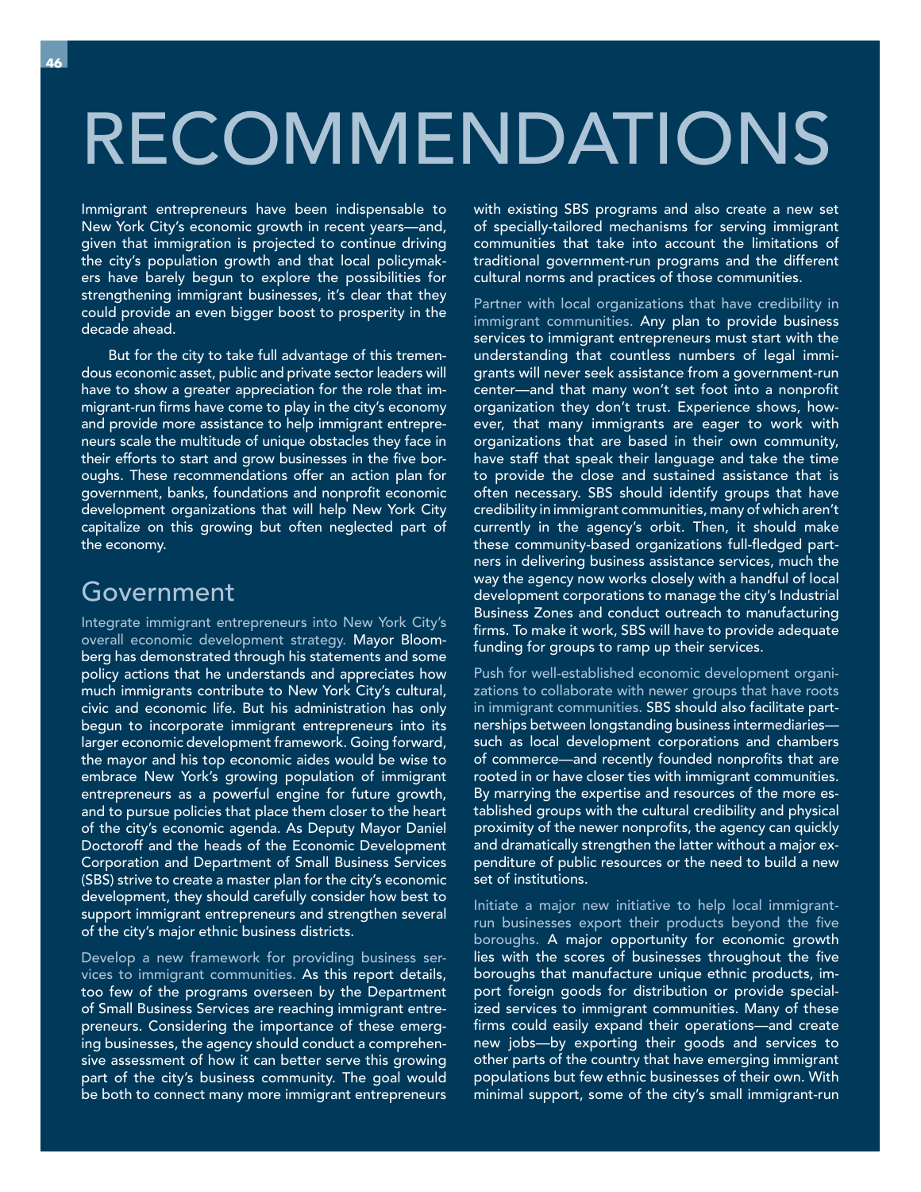# RECOMMENDATIONS

Immigrant entrepreneurs have been indispensable to New York City's economic growth in recent years—and, given that immigration is projected to continue driving the city's population growth and that local policymakers have barely begun to explore the possibilities for strengthening immigrant businesses, it's clear that they could provide an even bigger boost to prosperity in the decade ahead.

But for the city to take full advantage of this tremendous economic asset, public and private sector leaders will have to show a greater appreciation for the role that immigrant-run firms have come to play in the city's economy and provide more assistance to help immigrant entrepreneurs scale the multitude of unique obstacles they face in their efforts to start and grow businesses in the five boroughs. These recommendations offer an action plan for government, banks, foundations and nonprofit economic development organizations that will help New York City capitalize on this growing but often neglected part of the economy.

## Government

**Integrate immigrant entrepreneurs into New York City's overall economic development strategy.** Mayor Bloomberg has demonstrated through his statements and some policy actions that he understands and appreciates how much immigrants contribute to New York City's cultural, civic and economic life. But his administration has only begun to incorporate immigrant entrepreneurs into its larger economic development framework. Going forward, the mayor and his top economic aides would be wise to embrace New York's growing population of immigrant entrepreneurs as a powerful engine for future growth, and to pursue policies that place them closer to the heart of the city's economic agenda. As Deputy Mayor Daniel Doctoroff and the heads of the Economic Development Corporation and Department of Small Business Services (SBS) strive to create a master plan for the city's economic development, they should carefully consider how best to support immigrant entrepreneurs and strengthen several of the city's major ethnic business districts.

**Develop a new framework for providing business services to immigrant communities.** As this report details, too few of the programs overseen by the Department of Small Business Services are reaching immigrant entrepreneurs. Considering the importance of these emerging businesses, the agency should conduct a comprehensive assessment of how it can better serve this growing part of the city's business community. The goal would be both to connect many more immigrant entrepreneurs with existing SBS programs and also create a new set of specially-tailored mechanisms for serving immigrant communities that take into account the limitations of traditional government-run programs and the different cultural norms and practices of those communities.

**Partner with local organizations that have credibility in immigrant communities.** Any plan to provide business services to immigrant entrepreneurs must start with the understanding that countless numbers of legal immigrants will never seek assistance from a government-run center—and that many won't set foot into a nonprofit organization they don't trust. Experience shows, however, that many immigrants are eager to work with organizations that are based in their own community, have staff that speak their language and take the time to provide the close and sustained assistance that is often necessary. SBS should identify groups that have credibility in immigrant communities, many of which aren't currently in the agency's orbit. Then, it should make these community-based organizations full-fledged partners in delivering business assistance services, much the way the agency now works closely with a handful of local development corporations to manage the city's Industrial Business Zones and conduct outreach to manufacturing firms. To make it work, SBS will have to provide adequate funding for groups to ramp up their services.

**Push for well-established economic development organizations to collaborate with newer groups that have roots in immigrant communities.** SBS should also facilitate partnerships between longstanding business intermediaries—such as local development corporations and chambers of commerce—and recently founded nonprofits that are rooted in or have closer ties with immigrant communities. By marrying the expertise and resources of the more established groups with the cultural credibility and physical proximity of the newer nonprofits, the agency can quickly and dramatically strengthen the latter without a major expenditure of public resources or the need to build a new set of institutions.

**Initiate a major new initiative to help local immigrant-run businesses export their products beyond the five boroughs.** A major opportunity for economic growth lies with the scores of businesses throughout the five boroughs that manufacture unique ethnic products, import foreign goods for distribution or provide specialized services to immigrant communities. Many of these firms could easily expand their operations—and create new jobs—by exporting their goods and services to other parts of the country that have emerging immigrant populations but few ethnic businesses of their own. With minimal support, some of the city's small immigrant-run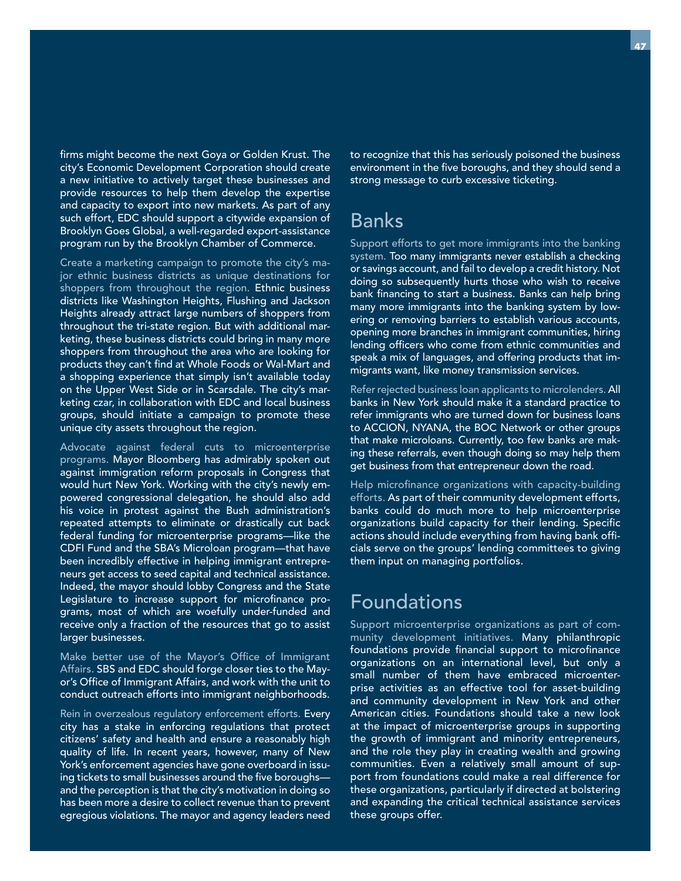firms might become the next Goya or Golden Krust. The city's Economic Development Corporation should create a new initiative to actively target these businesses and provide resources to help them develop the expertise and capacity to export into new markets. As part of any such effort, EDC should support a citywide expansion of Brooklyn Goes Global, a well-regarded export-assistance program run by the Brooklyn Chamber of Commerce.

Create a marketing campaign to promote the city's major ethnic business districts as unique destinations for shoppers from throughout the region. Ethnic business districts like Washington Heights, Flushing and Jackson Heights already attract large numbers of shoppers from throughout the tri-state region. But with additional marketing, these business districts could bring in many more shoppers from throughout the area who are looking for products they can't find at Whole Foods or Wal-Mart and a shopping experience that simply isn't available today on the Upper West Side or in Scarsdale. The city's marketing czar, in collaboration with EDC and local business groups, should initiate a campaign to promote these unique city assets throughout the region.

Advocate against federal cuts to microenterprise programs. Mayor Bloomberg has admirably spoken out against immigration reform proposals in Congress that would hurt New York. Working with the city's newly empowered congressional delegation, he should also add his voice in protest against the Bush administration's repeated attempts to eliminate or drastically cut back federal funding for microenterprise programs—like the CDFI Fund and the SBA's Microloan program—that have been incredibly effective in helping immigrant entrepreneurs get access to seed capital and technical assistance. Indeed, the mayor should lobby Congress and the State Legislature to increase support for microfinance programs, most of which are woefully under-funded and receive only a fraction of the resources that go to assist larger businesses.

Make better use of the Mayor's Office of Immigrant Affairs. SBS and EDC should forge closer ties to the Mayor's Office of Immigrant Affairs, and work with the unit to conduct outreach efforts into immigrant neighborhoods.

Rein in overzealous regulatory enforcement efforts. Every city has a stake in enforcing regulations that protect citizens' safety and health and ensure a reasonably high quality of life. In recent years, however, many of New York's enforcement agencies have gone overboard in issuing tickets to small businesses around the five boroughs—and the perception is that the city's motivation in doing so has been more a desire to collect revenue than to prevent egregious violations. The mayor and agency leaders need to recognize that this has seriously poisoned the business environment in the five boroughs, and they should send a strong message to curb excessive ticketing.

## Banks

Support efforts to get more immigrants into the banking system. Too many immigrants never establish a checking or savings account, and fail to develop a credit history. Not doing so subsequently hurts those who wish to receive bank financing to start a business. Banks can help bring many more immigrants into the banking system by lowering or removing barriers to establish various accounts, opening more branches in immigrant communities, hiring lending officers who come from ethnic communities and speak a mix of languages, and offering products that immigrants want, like money transmission services.

Refer rejected business loan applicants to microlenders. All banks in New York should make it a standard practice to refer immigrants who are turned down for business loans to ACCION, NYANA, the BOC Network or other groups that make microloans. Currently, too few banks are making these referrals, even though doing so may help them get business from that entrepreneur down the road.

Help microfinance organizations with capacity-building efforts. As part of their community development efforts, banks could do much more to help microenterprise organizations build capacity for their lending. Specific actions should include everything from having bank officials serve on the groups' lending committees to giving them input on managing portfolios.

## Foundations

Support microenterprise organizations as part of community development initiatives. Many philanthropic foundations provide financial support to microfinance organizations on an international level, but only a small number of them have embraced microenterprise activities as an effective tool for asset-building and community development in New York and other American cities. Foundations should take a new look at the impact of microenterprise groups in supporting the growth of immigrant and minority entrepreneurs, and the role they play in creating wealth and growing communities. Even a relatively small amount of support from foundations could make a real difference for these organizations, particularly if directed at bolstering and expanding the critical technical assistance services these groups offer.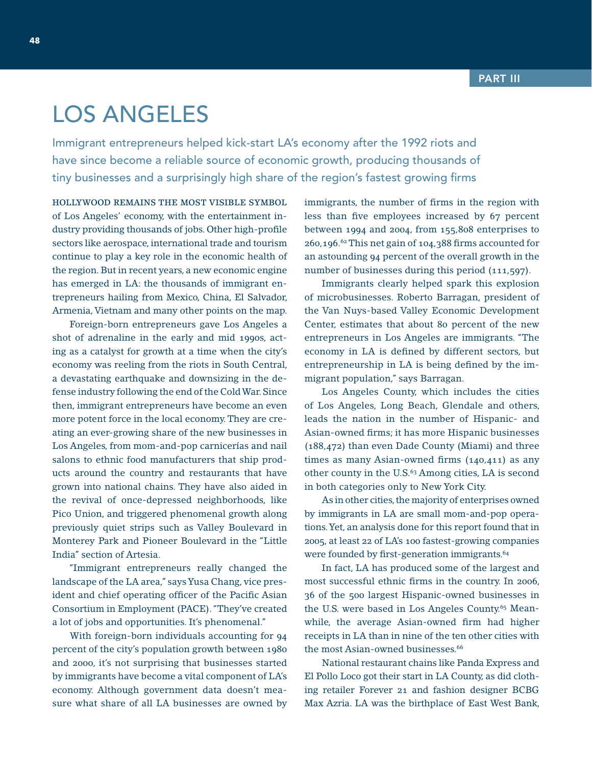PART III

# LOS ANGELES

Immigrant entrepreneurs helped kick-start LA's economy after the 1992 riots and have since become a reliable source of economic growth, producing thousands of tiny businesses and a surprisingly high share of the region's fastest growing firms

HOLLYWOOD REMAINS THE MOST VISIBLE SYMBOL of Los Angeles' economy, with the entertainment industry providing thousands of jobs. Other high-profile sectors like aerospace, international trade and tourism continue to play a key role in the economic health of the region. But in recent years, a new economic engine has emerged in LA: the thousands of immigrant entrepreneurs hailing from Mexico, China, El Salvador, Armenia, Vietnam and many other points on the map.

Foreign-born entrepreneurs gave Los Angeles a shot of adrenaline in the early and mid 1990s, acting as a catalyst for growth at a time when the city's economy was reeling from the riots in South Central, a devastating earthquake and downsizing in the defense industry following the end of the Cold War. Since then, immigrant entrepreneurs have become an even more potent force in the local economy. They are creating an ever-growing share of the new businesses in Los Angeles, from mom-and-pop carnicerías and nail salons to ethnic food manufacturers that ship products around the country and restaurants that have grown into national chains. They have also aided in the revival of once-depressed neighborhoods, like Pico Union, and triggered phenomenal growth along previously quiet strips such as Valley Boulevard in Monterey Park and Pioneer Boulevard in the "Little India" section of Artesia.

"Immigrant entrepreneurs really changed the landscape of the LA area," says Yusa Chang, vice president and chief operating officer of the Pacific Asian Consortium in Employment (PACE). "They've created a lot of jobs and opportunities. It's phenomenal."

With foreign-born individuals accounting for 94 percent of the city's population growth between 1980 and 2000, it's not surprising that businesses started by immigrants have become a vital component of LA's economy. Although government data doesn't measure what share of all LA businesses are owned by immigrants, the number of firms in the region with less than five employees increased by 67 percent between 1994 and 2004, from 155,808 enterprises to 260,196.[62] This net gain of 104,388 firms accounted for an astounding 94 percent of the overall growth in the number of businesses during this period (111,597).

Immigrants clearly helped spark this explosion of microbusinesses. Roberto Barragan, president of the Van Nuys-based Valley Economic Development Center, estimates that about 80 percent of the new entrepreneurs in Los Angeles are immigrants. "The economy in LA is defined by different sectors, but entrepreneurship in LA is being defined by the immigrant population," says Barragan.

Los Angeles County, which includes the cities of Los Angeles, Long Beach, Glendale and others, leads the nation in the number of Hispanic- and Asian-owned firms; it has more Hispanic businesses (188,472) than even Dade County (Miami) and three times as many Asian-owned firms (140,411) as any other county in the U.S.[63] Among cities, LA is second in both categories only to New York City.

As in other cities, the majority of enterprises owned by immigrants in LA are small mom-and-pop operations. Yet, an analysis done for this report found that in 2005, at least 22 of LA's 100 fastest-growing companies were founded by first-generation immigrants.[64]

In fact, LA has produced some of the largest and most successful ethnic firms in the country. In 2006, 36 of the 500 largest Hispanic-owned businesses in the U.S. were based in Los Angeles County.[65] Meanwhile, the average Asian-owned firm had higher receipts in LA than in nine of the ten other cities with the most Asian-owned businesses.[66]

National restaurant chains like Panda Express and El Pollo Loco got their start in LA County, as did clothing retailer Forever 21 and fashion designer BCBG Max Azria. LA was the birthplace of East West Bank,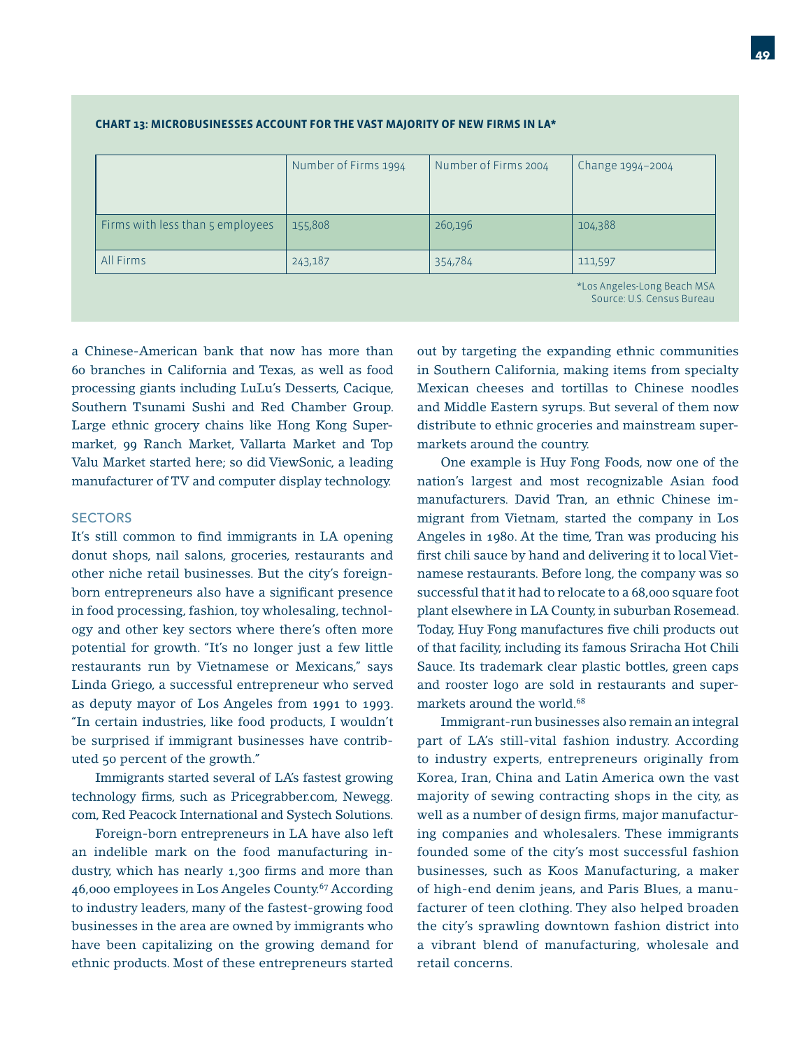**CHART 13: MICROBUSINESSES ACCOUNT FOR THE VAST MAJORITY OF NEW FIRMS IN LA***

| | Number of Firms 1994 | Number of Firms 2004 | Change 1994–2004 |
|---|---|---|---|
| Firms with less than 5 employees | 155,808 | 260,196 | 104,388 |
| All Firms | 243,187 | 354,784 | 111,597 |

*Los Angeles-Long Beach MSA
Source: U.S. Census Bureau

a Chinese-American bank that now has more than 60 branches in California and Texas, as well as food processing giants including LuLu's Desserts, Cacique, Southern Tsunami Sushi and Red Chamber Group. Large ethnic grocery chains like Hong Kong Supermarket, 99 Ranch Market, Vallarta Market and Top Valu Market started here; so did ViewSonic, a leading manufacturer of TV and computer display technology.

## SECTORS

It's still common to find immigrants in LA opening donut shops, nail salons, groceries, restaurants and other niche retail businesses. But the city's foreign-born entrepreneurs also have a significant presence in food processing, fashion, toy wholesaling, technology and other key sectors where there's often more potential for growth. "It's no longer just a few little restaurants run by Vietnamese or Mexicans," says Linda Griego, a successful entrepreneur who served as deputy mayor of Los Angeles from 1991 to 1993. "In certain industries, like food products, I wouldn't be surprised if immigrant businesses have contributed 50 percent of the growth."

Immigrants started several of LA's fastest growing technology firms, such as Pricegrabber.com, Newegg.com, Red Peacock International and Systech Solutions.

Foreign-born entrepreneurs in LA have also left an indelible mark on the food manufacturing industry, which has nearly 1,300 firms and more than 46,000 employees in Los Angeles County.[67] According to industry leaders, many of the fastest-growing food businesses in the area are owned by immigrants who have been capitalizing on the growing demand for ethnic products. Most of these entrepreneurs started out by targeting the expanding ethnic communities in Southern California, making items from specialty Mexican cheeses and tortillas to Chinese noodles and Middle Eastern syrups. But several of them now distribute to ethnic groceries and mainstream supermarkets around the country.

One example is Huy Fong Foods, now one of the nation's largest and most recognizable Asian food manufacturers. David Tran, an ethnic Chinese immigrant from Vietnam, started the company in Los Angeles in 1980. At the time, Tran was producing his first chili sauce by hand and delivering it to local Vietnamese restaurants. Before long, the company was so successful that it had to relocate to a 68,000 square foot plant elsewhere in LA County, in suburban Rosemead. Today, Huy Fong manufactures five chili products out of that facility, including its famous Sriracha Hot Chili Sauce. Its trademark clear plastic bottles, green caps and rooster logo are sold in restaurants and supermarkets around the world.[68]

Immigrant-run businesses also remain an integral part of LA's still-vital fashion industry. According to industry experts, entrepreneurs originally from Korea, Iran, China and Latin America own the vast majority of sewing contracting shops in the city, as well as a number of design firms, major manufacturing companies and wholesalers. These immigrants founded some of the city's most successful fashion businesses, such as Koos Manufacturing, a maker of high-end denim jeans, and Paris Blues, a manufacturer of teen clothing. They also helped broaden the city's sprawling downtown fashion district into a vibrant blend of manufacturing, wholesale and retail concerns.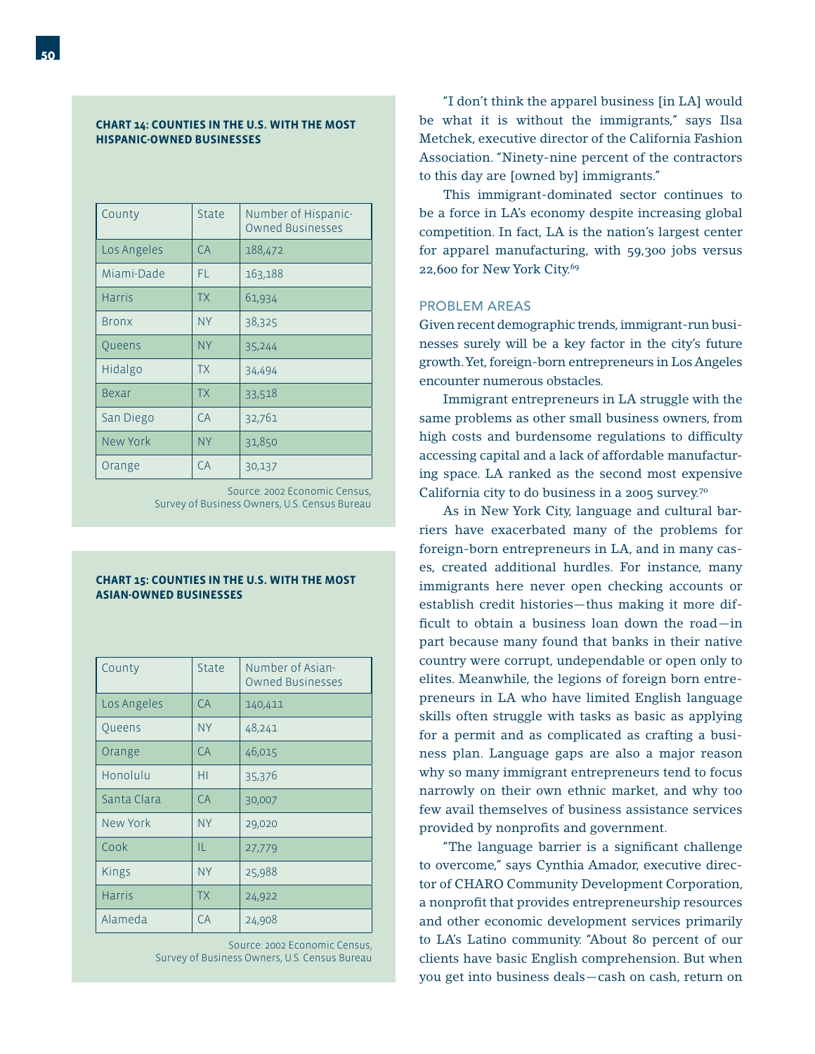**CHART 14: COUNTIES IN THE U.S. WITH THE MOST HISPANIC-OWNED BUSINESSES**

| County | State | Number of Hispanic-Owned Businesses |
|---|---|---|
| Los Angeles | CA | 188,472 |
| Miami-Dade | FL | 163,188 |
| Harris | TX | 61,934 |
| Bronx | NY | 38,325 |
| Queens | NY | 35,244 |
| Hidalgo | TX | 34,494 |
| Bexar | TX | 33,518 |
| San Diego | CA | 32,761 |
| New York | NY | 31,850 |
| Orange | CA | 30,137 |

Source: 2002 Economic Census, Survey of Business Owners, U.S. Census Bureau

**CHART 15: COUNTIES IN THE U.S. WITH THE MOST ASIAN-OWNED BUSINESSES**

| County | State | Number of Asian-Owned Businesses |
|---|---|---|
| Los Angeles | CA | 140,411 |
| Queens | NY | 48,241 |
| Orange | CA | 46,015 |
| Honolulu | HI | 35,376 |
| Santa Clara | CA | 30,007 |
| New York | NY | 29,020 |
| Cook | IL | 27,779 |
| Kings | NY | 25,988 |
| Harris | TX | 24,922 |
| Alameda | CA | 24,908 |

Source: 2002 Economic Census, Survey of Business Owners, U.S. Census Bureau

"I don't think the apparel business [in LA] would be what it is without the immigrants," says Ilsa Metchek, executive director of the California Fashion Association. "Ninety-nine percent of the contractors to this day are [owned by] immigrants."

This immigrant-dominated sector continues to be a force in LA's economy despite increasing global competition. In fact, LA is the nation's largest center for apparel manufacturing, with 59,300 jobs versus 22,600 for New York City.[69]

## PROBLEM AREAS

Given recent demographic trends, immigrant-run businesses surely will be a key factor in the city's future growth. Yet, foreign-born entrepreneurs in Los Angeles encounter numerous obstacles.

Immigrant entrepreneurs in LA struggle with the same problems as other small business owners, from high costs and burdensome regulations to difficulty accessing capital and a lack of affordable manufacturing space. LA ranked as the second most expensive California city to do business in a 2005 survey.[70]

As in New York City, language and cultural barriers have exacerbated many of the problems for foreign-born entrepreneurs in LA, and in many cases, created additional hurdles. For instance, many immigrants here never open checking accounts or establish credit histories—thus making it more difficult to obtain a business loan down the road—in part because many found that banks in their native country were corrupt, undependable or open only to elites. Meanwhile, the legions of foreign born entrepreneurs in LA who have limited English language skills often struggle with tasks as basic as applying for a permit and as complicated as crafting a business plan. Language gaps are also a major reason why so many immigrant entrepreneurs tend to focus narrowly on their own ethnic market, and why too few avail themselves of business assistance services provided by nonprofits and government.

"The language barrier is a significant challenge to overcome," says Cynthia Amador, executive director of CHARO Community Development Corporation, a nonprofit that provides entrepreneurship resources and other economic development services primarily to LA's Latino community. "About 80 percent of our clients have basic English comprehension. But when you get into business deals—cash on cash, return on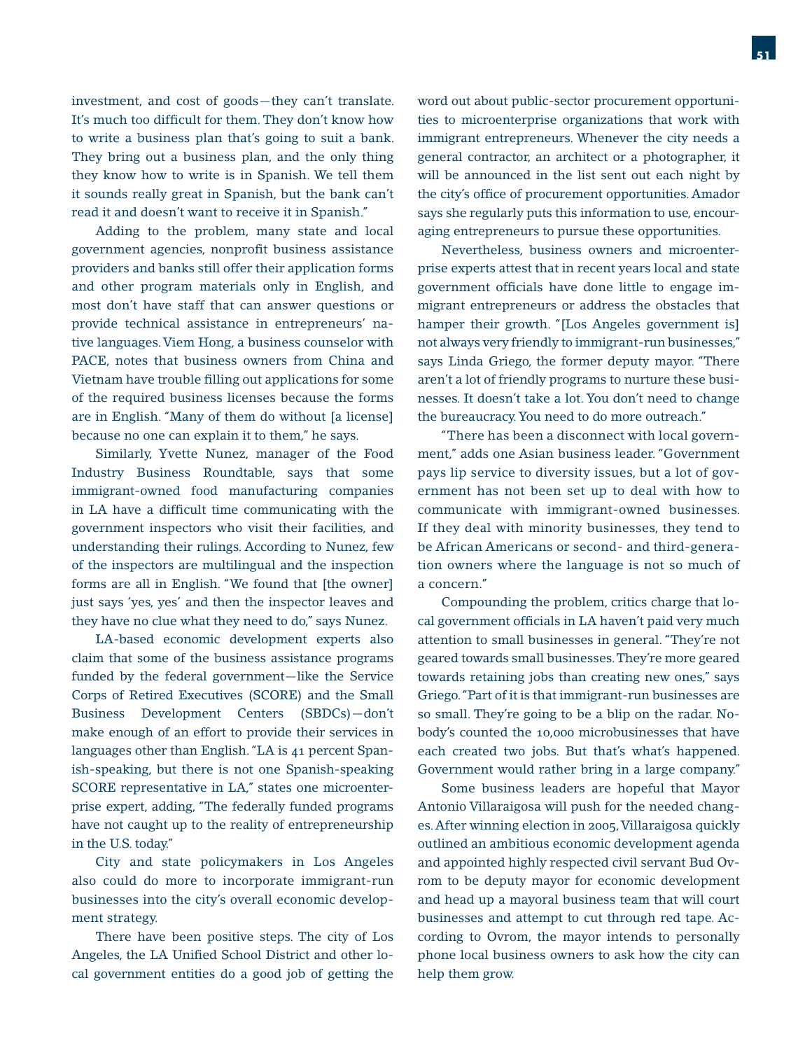investment, and cost of goods—they can't translate. It's much too difficult for them. They don't know how to write a business plan that's going to suit a bank. They bring out a business plan, and the only thing they know how to write is in Spanish. We tell them it sounds really great in Spanish, but the bank can't read it and doesn't want to receive it in Spanish."

Adding to the problem, many state and local government agencies, nonprofit business assistance providers and banks still offer their application forms and other program materials only in English, and most don't have staff that can answer questions or provide technical assistance in entrepreneurs' native languages. Viem Hong, a business counselor with PACE, notes that business owners from China and Vietnam have trouble filling out applications for some of the required business licenses because the forms are in English. "Many of them do without [a license] because no one can explain it to them," he says.

Similarly, Yvette Nunez, manager of the Food Industry Business Roundtable, says that some immigrant-owned food manufacturing companies in LA have a difficult time communicating with the government inspectors who visit their facilities, and understanding their rulings. According to Nunez, few of the inspectors are multilingual and the inspection forms are all in English. "We found that [the owner] just says 'yes, yes' and then the inspector leaves and they have no clue what they need to do," says Nunez.

LA-based economic development experts also claim that some of the business assistance programs funded by the federal government—like the Service Corps of Retired Executives (SCORE) and the Small Business Development Centers (SBDCs)—don't make enough of an effort to provide their services in languages other than English. "LA is 41 percent Spanish-speaking, but there is not one Spanish-speaking SCORE representative in LA," states one microenterprise expert, adding, "The federally funded programs have not caught up to the reality of entrepreneurship in the U.S. today."

City and state policymakers in Los Angeles also could do more to incorporate immigrant-run businesses into the city's overall economic development strategy.

There have been positive steps. The city of Los Angeles, the LA Unified School District and other local government entities do a good job of getting the word out about public-sector procurement opportunities to microenterprise organizations that work with immigrant entrepreneurs. Whenever the city needs a general contractor, an architect or a photographer, it will be announced in the list sent out each night by the city's office of procurement opportunities. Amador says she regularly puts this information to use, encouraging entrepreneurs to pursue these opportunities.

Nevertheless, business owners and microenterprise experts attest that in recent years local and state government officials have done little to engage immigrant entrepreneurs or address the obstacles that hamper their growth. "[Los Angeles government is] not always very friendly to immigrant-run businesses," says Linda Griego, the former deputy mayor. "There aren't a lot of friendly programs to nurture these businesses. It doesn't take a lot. You don't need to change the bureaucracy. You need to do more outreach."

"There has been a disconnect with local government," adds one Asian business leader. "Government pays lip service to diversity issues, but a lot of government has not been set up to deal with how to communicate with immigrant-owned businesses. If they deal with minority businesses, they tend to be African Americans or second- and third-generation owners where the language is not so much of a concern."

Compounding the problem, critics charge that local government officials in LA haven't paid very much attention to small businesses in general. "They're not geared towards small businesses. They're more geared towards retaining jobs than creating new ones," says Griego. "Part of it is that immigrant-run businesses are so small. They're going to be a blip on the radar. Nobody's counted the 10,000 microbusinesses that have each created two jobs. But that's what's happened. Government would rather bring in a large company."

Some business leaders are hopeful that Mayor Antonio Villaraigosa will push for the needed changes. After winning election in 2005, Villaraigosa quickly outlined an ambitious economic development agenda and appointed highly respected civil servant Bud Ovrom to be deputy mayor for economic development and head up a mayoral business team that will court businesses and attempt to cut through red tape. According to Ovrom, the mayor intends to personally phone local business owners to ask how the city can help them grow.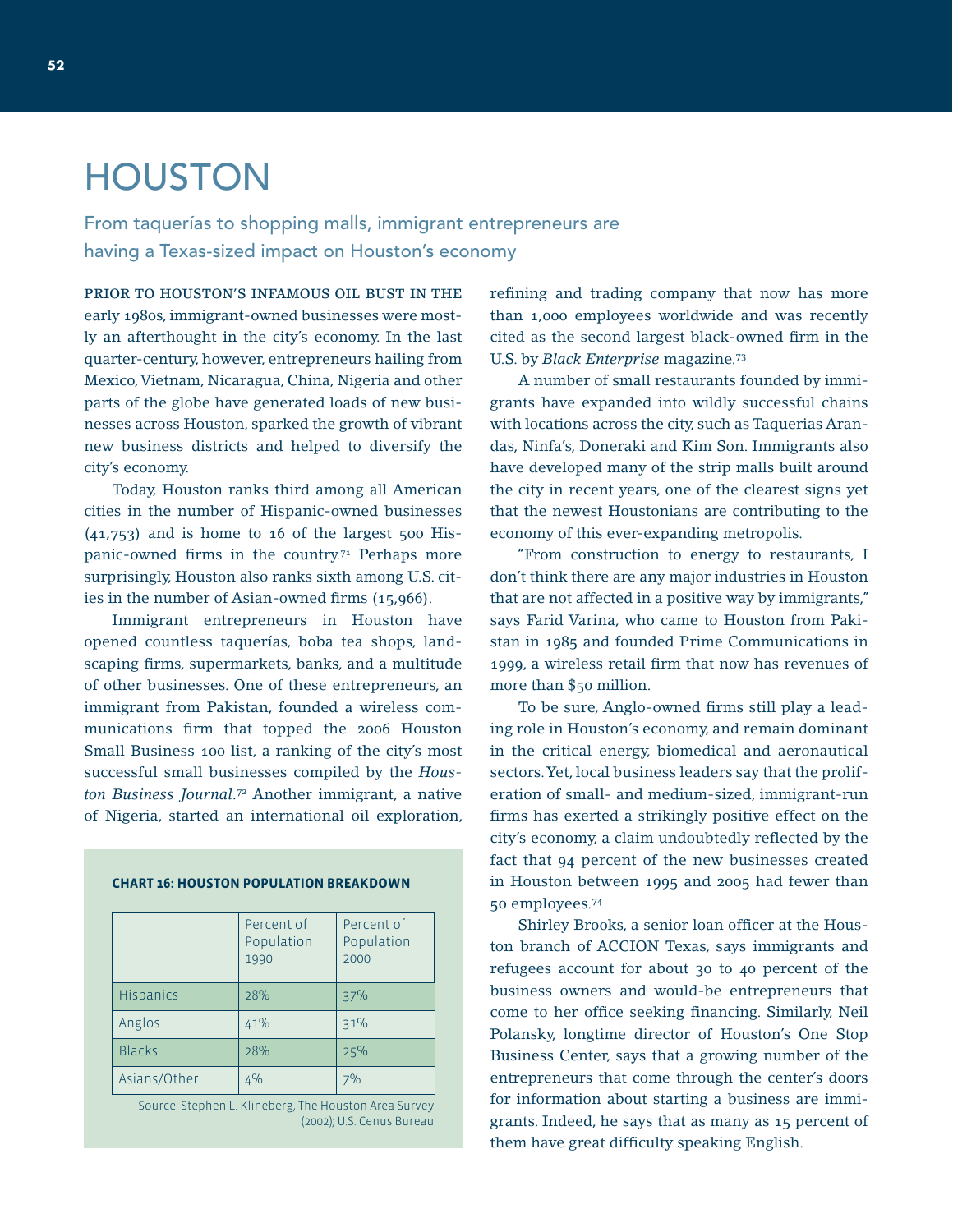# HOUSTON

## From taquerías to shopping malls, immigrant entrepreneurs are having a Texas-sized impact on Houston's economy

PRIOR TO HOUSTON'S INFAMOUS OIL BUST IN THE early 1980s, immigrant-owned businesses were mostly an afterthought in the city's economy. In the last quarter-century, however, entrepreneurs hailing from Mexico, Vietnam, Nicaragua, China, Nigeria and other parts of the globe have generated loads of new businesses across Houston, sparked the growth of vibrant new business districts and helped to diversify the city's economy.

Today, Houston ranks third among all American cities in the number of Hispanic-owned businesses (41,753) and is home to 16 of the largest 500 Hispanic-owned firms in the country.[71] Perhaps more surprisingly, Houston also ranks sixth among U.S. cities in the number of Asian-owned firms (15,966).

Immigrant entrepreneurs in Houston have opened countless taquerías, boba tea shops, landscaping firms, supermarkets, banks, and a multitude of other businesses. One of these entrepreneurs, an immigrant from Pakistan, founded a wireless communications firm that topped the 2006 Houston Small Business 100 list, a ranking of the city's most successful small businesses compiled by the *Houston Business Journal*.[72] Another immigrant, a native of Nigeria, started an international oil exploration, refining and trading company that now has more than 1,000 employees worldwide and was recently cited as the second largest black-owned firm in the U.S. by *Black Enterprise* magazine.[73]

**CHART 16: HOUSTON POPULATION BREAKDOWN**

| | Percent of Population 1990 | Percent of Population 2000 |
|---|---|---|
| Hispanics | 28% | 37% |
| Anglos | 41% | 31% |
| Blacks | 28% | 25% |
| Asians/Other | 4% | 7% |

Source: Stephen L. Klineberg, The Houston Area Survey (2002); U.S. Cenus Bureau

A number of small restaurants founded by immigrants have expanded into wildly successful chains with locations across the city, such as Taquerias Arandas, Ninfa's, Doneraki and Kim Son. Immigrants also have developed many of the strip malls built around the city in recent years, one of the clearest signs yet that the newest Houstonians are contributing to the economy of this ever-expanding metropolis.

"From construction to energy to restaurants, I don't think there are any major industries in Houston that are not affected in a positive way by immigrants," says Farid Varina, who came to Houston from Pakistan in 1985 and founded Prime Communications in 1999, a wireless retail firm that now has revenues of more than $50 million.

To be sure, Anglo-owned firms still play a leading role in Houston's economy, and remain dominant in the critical energy, biomedical and aeronautical sectors. Yet, local business leaders say that the proliferation of small- and medium-sized, immigrant-run firms has exerted a strikingly positive effect on the city's economy, a claim undoubtedly reflected by the fact that 94 percent of the new businesses created in Houston between 1995 and 2005 had fewer than 50 employees.[74]

Shirley Brooks, a senior loan officer at the Houston branch of ACCION Texas, says immigrants and refugees account for about 30 to 40 percent of the business owners and would-be entrepreneurs that come to her office seeking financing. Similarly, Neil Polansky, longtime director of Houston's One Stop Business Center, says that a growing number of the entrepreneurs that come through the center's doors for information about starting a business are immigrants. Indeed, he says that as many as 15 percent of them have great difficulty speaking English.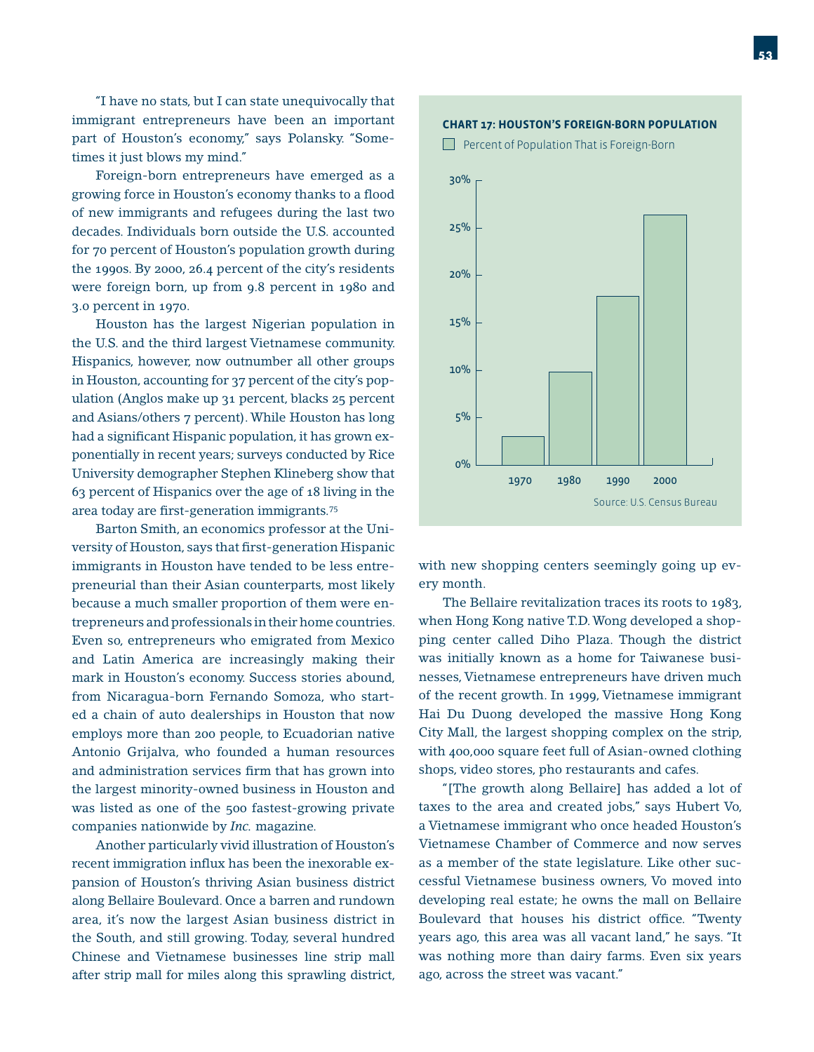"I have no stats, but I can state unequivocally that immigrant entrepreneurs have been an important part of Houston's economy," says Polansky. "Sometimes it just blows my mind."

Foreign-born entrepreneurs have emerged as a growing force in Houston's economy thanks to a flood of new immigrants and refugees during the last two decades. Individuals born outside the U.S. accounted for 70 percent of Houston's population growth during the 1990s. By 2000, 26.4 percent of the city's residents were foreign born, up from 9.8 percent in 1980 and 3.0 percent in 1970.

Houston has the largest Nigerian population in the U.S. and the third largest Vietnamese community. Hispanics, however, now outnumber all other groups in Houston, accounting for 37 percent of the city's population (Anglos make up 31 percent, blacks 25 percent and Asians/others 7 percent). While Houston has long had a significant Hispanic population, it has grown exponentially in recent years; surveys conducted by Rice University demographer Stephen Klineberg show that 63 percent of Hispanics over the age of 18 living in the area today are first-generation immigrants.[75]

Barton Smith, an economics professor at the University of Houston, says that first-generation Hispanic immigrants in Houston have tended to be less entrepreneurial than their Asian counterparts, most likely because a much smaller proportion of them were entrepreneurs and professionals in their home countries. Even so, entrepreneurs who emigrated from Mexico and Latin America are increasingly making their mark in Houston's economy. Success stories abound, from Nicaragua-born Fernando Somoza, who started a chain of auto dealerships in Houston that now employs more than 200 people, to Ecuadorian native Antonio Grijalva, who founded a human resources and administration services firm that has grown into the largest minority-owned business in Houston and was listed as one of the 500 fastest-growing private companies nationwide by *Inc.* magazine.

Another particularly vivid illustration of Houston's recent immigration influx has been the inexorable expansion of Houston's thriving Asian business district along Bellaire Boulevard. Once a barren and rundown area, it's now the largest Asian business district in the South, and still growing. Today, several hundred Chinese and Vietnamese businesses line strip mall after strip mall for miles along this sprawling district, with new shopping centers seemingly going up every month.

**CHART 17: HOUSTON'S FOREIGN-BORN POPULATION**

Percent of Population That is Foreign-Born

| Year | Percent |
|---|---|
| 1970 | 3.0% |
| 1980 | 9.8% |
| 1990 | ~18% |
| 2000 | 26.4% |

Source: U.S. Census Bureau

The Bellaire revitalization traces its roots to 1983, when Hong Kong native T.D. Wong developed a shopping center called Diho Plaza. Though the district was initially known as a home for Taiwanese businesses, Vietnamese entrepreneurs have driven much of the recent growth. In 1999, Vietnamese immigrant Hai Du Duong developed the massive Hong Kong City Mall, the largest shopping complex on the strip, with 400,000 square feet full of Asian-owned clothing shops, video stores, pho restaurants and cafes.

"[The growth along Bellaire] has added a lot of taxes to the area and created jobs," says Hubert Vo, a Vietnamese immigrant who once headed Houston's Vietnamese Chamber of Commerce and now serves as a member of the state legislature. Like other successful Vietnamese business owners, Vo moved into developing real estate; he owns the mall on Bellaire Boulevard that houses his district office. "Twenty years ago, this area was all vacant land," he says. "It was nothing more than dairy farms. Even six years ago, across the street was vacant."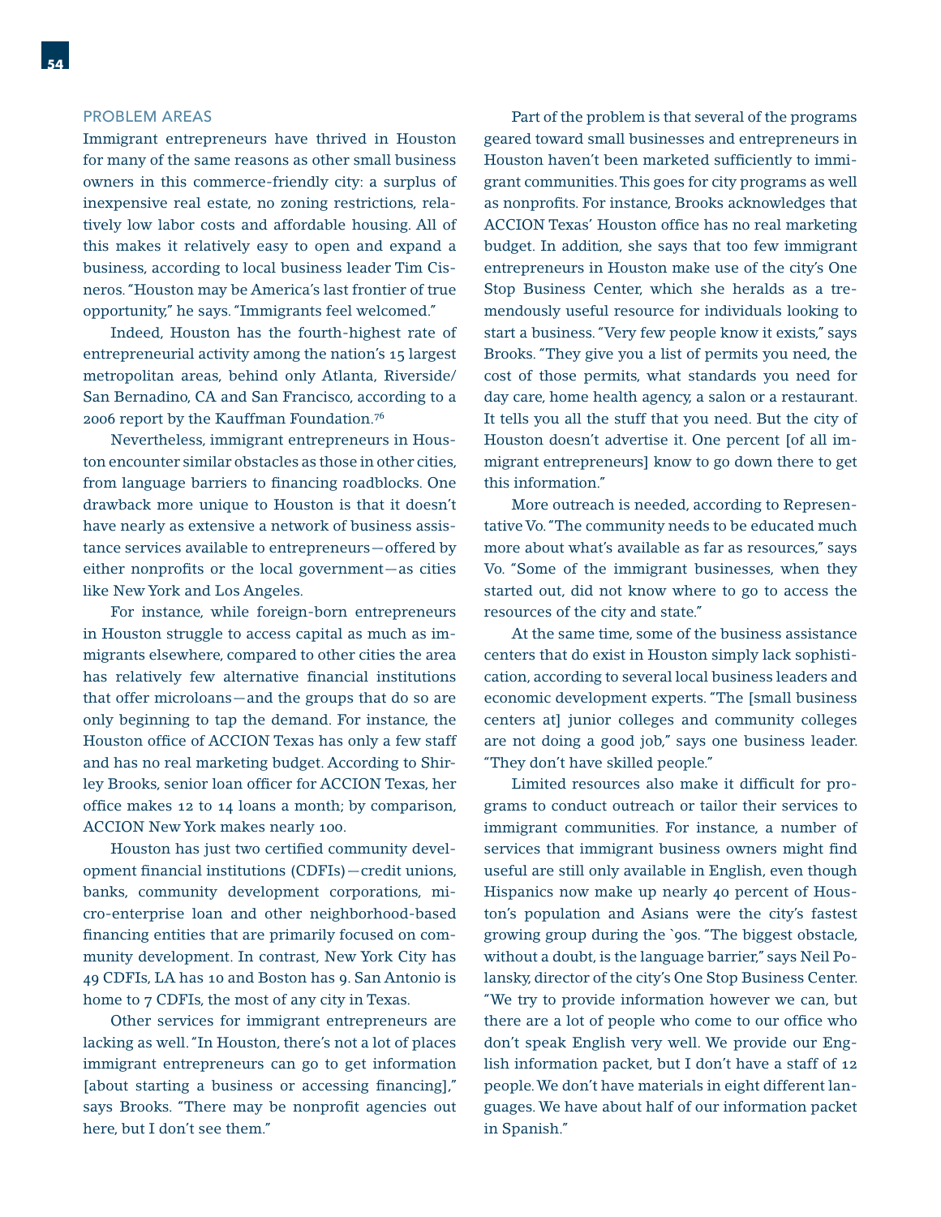## PROBLEM AREAS

Immigrant entrepreneurs have thrived in Houston for many of the same reasons as other small business owners in this commerce-friendly city: a surplus of inexpensive real estate, no zoning restrictions, relatively low labor costs and affordable housing. All of this makes it relatively easy to open and expand a business, according to local business leader Tim Cisneros. "Houston may be America's last frontier of true opportunity," he says. "Immigrants feel welcomed."

Indeed, Houston has the fourth-highest rate of entrepreneurial activity among the nation's 15 largest metropolitan areas, behind only Atlanta, Riverside/San Bernadino, CA and San Francisco, according to a 2006 report by the Kauffman Foundation.[76]

Nevertheless, immigrant entrepreneurs in Houston encounter similar obstacles as those in other cities, from language barriers to financing roadblocks. One drawback more unique to Houston is that it doesn't have nearly as extensive a network of business assistance services available to entrepreneurs—offered by either nonprofits or the local government—as cities like New York and Los Angeles.

For instance, while foreign-born entrepreneurs in Houston struggle to access capital as much as immigrants elsewhere, compared to other cities the area has relatively few alternative financial institutions that offer microloans—and the groups that do so are only beginning to tap the demand. For instance, the Houston office of ACCION Texas has only a few staff and has no real marketing budget. According to Shirley Brooks, senior loan officer for ACCION Texas, her office makes 12 to 14 loans a month; by comparison, ACCION New York makes nearly 100.

Houston has just two certified community development financial institutions (CDFIs)—credit unions, banks, community development corporations, micro-enterprise loan and other neighborhood-based financing entities that are primarily focused on community development. In contrast, New York City has 49 CDFIs, LA has 10 and Boston has 9. San Antonio is home to 7 CDFIs, the most of any city in Texas.

Other services for immigrant entrepreneurs are lacking as well. "In Houston, there's not a lot of places immigrant entrepreneurs can go to get information [about starting a business or accessing financing]," says Brooks. "There may be nonprofit agencies out here, but I don't see them."

Part of the problem is that several of the programs geared toward small businesses and entrepreneurs in Houston haven't been marketed sufficiently to immigrant communities. This goes for city programs as well as nonprofits. For instance, Brooks acknowledges that ACCION Texas' Houston office has no real marketing budget. In addition, she says that too few immigrant entrepreneurs in Houston make use of the city's One Stop Business Center, which she heralds as a tremendously useful resource for individuals looking to start a business. "Very few people know it exists," says Brooks. "They give you a list of permits you need, the cost of those permits, what standards you need for day care, home health agency, a salon or a restaurant. It tells you all the stuff that you need. But the city of Houston doesn't advertise it. One percent [of all immigrant entrepreneurs] know to go down there to get this information."

More outreach is needed, according to Representative Vo. "The community needs to be educated much more about what's available as far as resources," says Vo. "Some of the immigrant businesses, when they started out, did not know where to go to access the resources of the city and state."

At the same time, some of the business assistance centers that do exist in Houston simply lack sophistication, according to several local business leaders and economic development experts. "The [small business centers at] junior colleges and community colleges are not doing a good job," says one business leader. "They don't have skilled people."

Limited resources also make it difficult for programs to conduct outreach or tailor their services to immigrant communities. For instance, a number of services that immigrant business owners might find useful are still only available in English, even though Hispanics now make up nearly 40 percent of Houston's population and Asians were the city's fastest growing group during the `90s. "The biggest obstacle, without a doubt, is the language barrier," says Neil Polansky, director of the city's One Stop Business Center. "We try to provide information however we can, but there are a lot of people who come to our office who don't speak English very well. We provide our English information packet, but I don't have a staff of 12 people. We don't have materials in eight different languages. We have about half of our information packet in Spanish."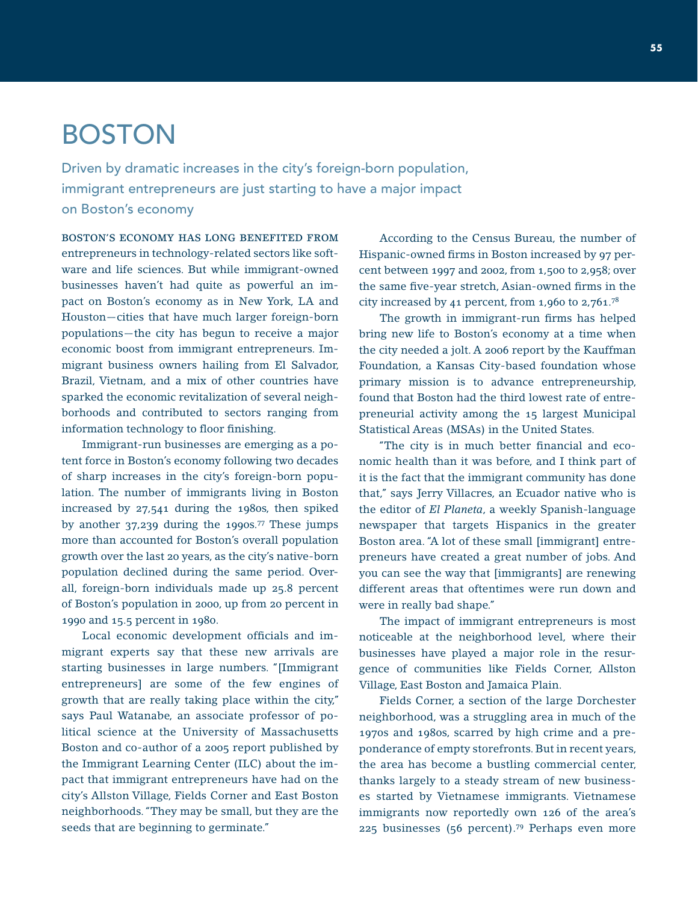# BOSTON

Driven by dramatic increases in the city's foreign-born population, immigrant entrepreneurs are just starting to have a major impact on Boston's economy

BOSTON'S ECONOMY HAS LONG BENEFITED FROM entrepreneurs in technology-related sectors like software and life sciences. But while immigrant-owned businesses haven't had quite as powerful an impact on Boston's economy as in New York, LA and Houston—cities that have much larger foreign-born populations—the city has begun to receive a major economic boost from immigrant entrepreneurs. Immigrant business owners hailing from El Salvador, Brazil, Vietnam, and a mix of other countries have sparked the economic revitalization of several neighborhoods and contributed to sectors ranging from information technology to floor finishing.

Immigrant-run businesses are emerging as a potent force in Boston's economy following two decades of sharp increases in the city's foreign-born population. The number of immigrants living in Boston increased by 27,541 during the 1980s, then spiked by another 37,239 during the 1990s.[77] These jumps more than accounted for Boston's overall population growth over the last 20 years, as the city's native-born population declined during the same period. Overall, foreign-born individuals made up 25.8 percent of Boston's population in 2000, up from 20 percent in 1990 and 15.5 percent in 1980.

Local economic development officials and immigrant experts say that these new arrivals are starting businesses in large numbers. "[Immigrant entrepreneurs] are some of the few engines of growth that are really taking place within the city," says Paul Watanabe, an associate professor of political science at the University of Massachusetts Boston and co-author of a 2005 report published by the Immigrant Learning Center (ILC) about the impact that immigrant entrepreneurs have had on the city's Allston Village, Fields Corner and East Boston neighborhoods. "They may be small, but they are the seeds that are beginning to germinate."

According to the Census Bureau, the number of Hispanic-owned firms in Boston increased by 97 percent between 1997 and 2002, from 1,500 to 2,958; over the same five-year stretch, Asian-owned firms in the city increased by 41 percent, from 1,960 to 2,761.[78]

The growth in immigrant-run firms has helped bring new life to Boston's economy at a time when the city needed a jolt. A 2006 report by the Kauffman Foundation, a Kansas City-based foundation whose primary mission is to advance entrepreneurship, found that Boston had the third lowest rate of entrepreneurial activity among the 15 largest Municipal Statistical Areas (MSAs) in the United States.

"The city is in much better financial and economic health than it was before, and I think part of it is the fact that the immigrant community has done that," says Jerry Villacres, an Ecuador native who is the editor of *El Planeta*, a weekly Spanish-language newspaper that targets Hispanics in the greater Boston area. "A lot of these small [immigrant] entrepreneurs have created a great number of jobs. And you can see the way that [immigrants] are renewing different areas that oftentimes were run down and were in really bad shape."

The impact of immigrant entrepreneurs is most noticeable at the neighborhood level, where their businesses have played a major role in the resurgence of communities like Fields Corner, Allston Village, East Boston and Jamaica Plain.

Fields Corner, a section of the large Dorchester neighborhood, was a struggling area in much of the 1970s and 1980s, scarred by high crime and a preponderance of empty storefronts. But in recent years, the area has become a bustling commercial center, thanks largely to a steady stream of new businesses started by Vietnamese immigrants. Vietnamese immigrants now reportedly own 126 of the area's 225 businesses (56 percent).[79] Perhaps even more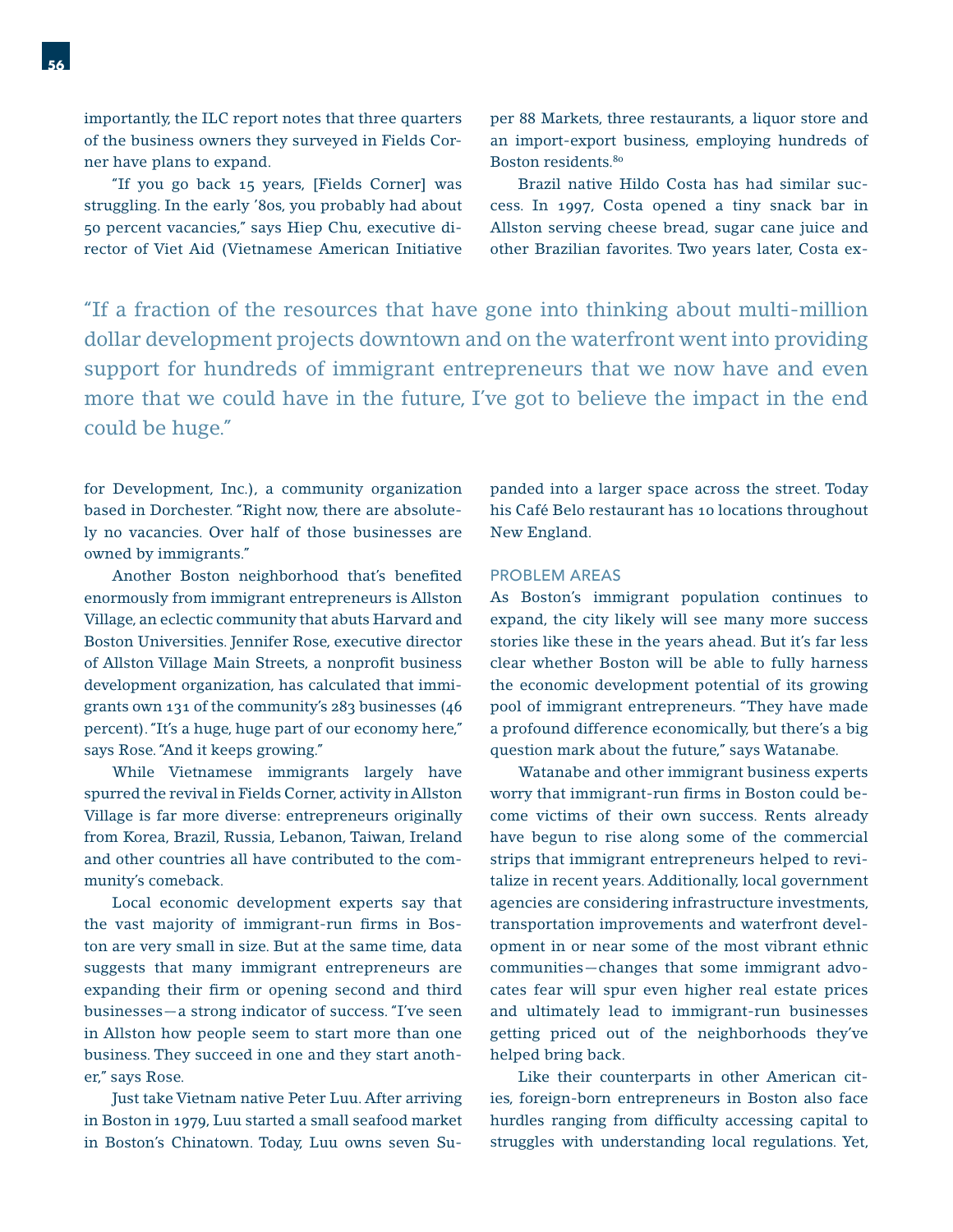importantly, the ILC report notes that three quarters of the business owners they surveyed in Fields Corner have plans to expand.

"If you go back 15 years, [Fields Corner] was struggling. In the early '80s, you probably had about 50 percent vacancies," says Hiep Chu, executive director of Viet Aid (Vietnamese American Initiative for Development, Inc.), a community organization based in Dorchester. "Right now, there are absolutely no vacancies. Over half of those businesses are owned by immigrants."

> "If a fraction of the resources that have gone into thinking about multi-million dollar development projects downtown and on the waterfront went into providing support for hundreds of immigrant entrepreneurs that we now have and even more that we could have in the future, I've got to believe the impact in the end could be huge."

Another Boston neighborhood that's benefited enormously from immigrant entrepreneurs is Allston Village, an eclectic community that abuts Harvard and Boston Universities. Jennifer Rose, executive director of Allston Village Main Streets, a nonprofit business development organization, has calculated that immigrants own 131 of the community's 283 businesses (46 percent). "It's a huge, huge part of our economy here," says Rose. "And it keeps growing."

While Vietnamese immigrants largely have spurred the revival in Fields Corner, activity in Allston Village is far more diverse: entrepreneurs originally from Korea, Brazil, Russia, Lebanon, Taiwan, Ireland and other countries all have contributed to the community's comeback.

Local economic development experts say that the vast majority of immigrant-run firms in Boston are very small in size. But at the same time, data suggests that many immigrant entrepreneurs are expanding their firm or opening second and third businesses—a strong indicator of success. "I've seen in Allston how people seem to start more than one business. They succeed in one and they start another," says Rose.

Just take Vietnam native Peter Luu. After arriving in Boston in 1979, Luu started a small seafood market in Boston's Chinatown. Today, Luu owns seven Super 88 Markets, three restaurants, a liquor store and an import-export business, employing hundreds of Boston residents.[80]

Brazil native Hildo Costa has had similar success. In 1997, Costa opened a tiny snack bar in Allston serving cheese bread, sugar cane juice and other Brazilian favorites. Two years later, Costa expanded into a larger space across the street. Today his Café Belo restaurant has 10 locations throughout New England.

## PROBLEM AREAS

As Boston's immigrant population continues to expand, the city likely will see many more success stories like these in the years ahead. But it's far less clear whether Boston will be able to fully harness the economic development potential of its growing pool of immigrant entrepreneurs. "They have made a profound difference economically, but there's a big question mark about the future," says Watanabe.

Watanabe and other immigrant business experts worry that immigrant-run firms in Boston could become victims of their own success. Rents already have begun to rise along some of the commercial strips that immigrant entrepreneurs helped to revitalize in recent years. Additionally, local government agencies are considering infrastructure investments, transportation improvements and waterfront development in or near some of the most vibrant ethnic communities—changes that some immigrant advocates fear will spur even higher real estate prices and ultimately lead to immigrant-run businesses getting priced out of the neighborhoods they've helped bring back.

Like their counterparts in other American cities, foreign-born entrepreneurs in Boston also face hurdles ranging from difficulty accessing capital to struggles with understanding local regulations. Yet,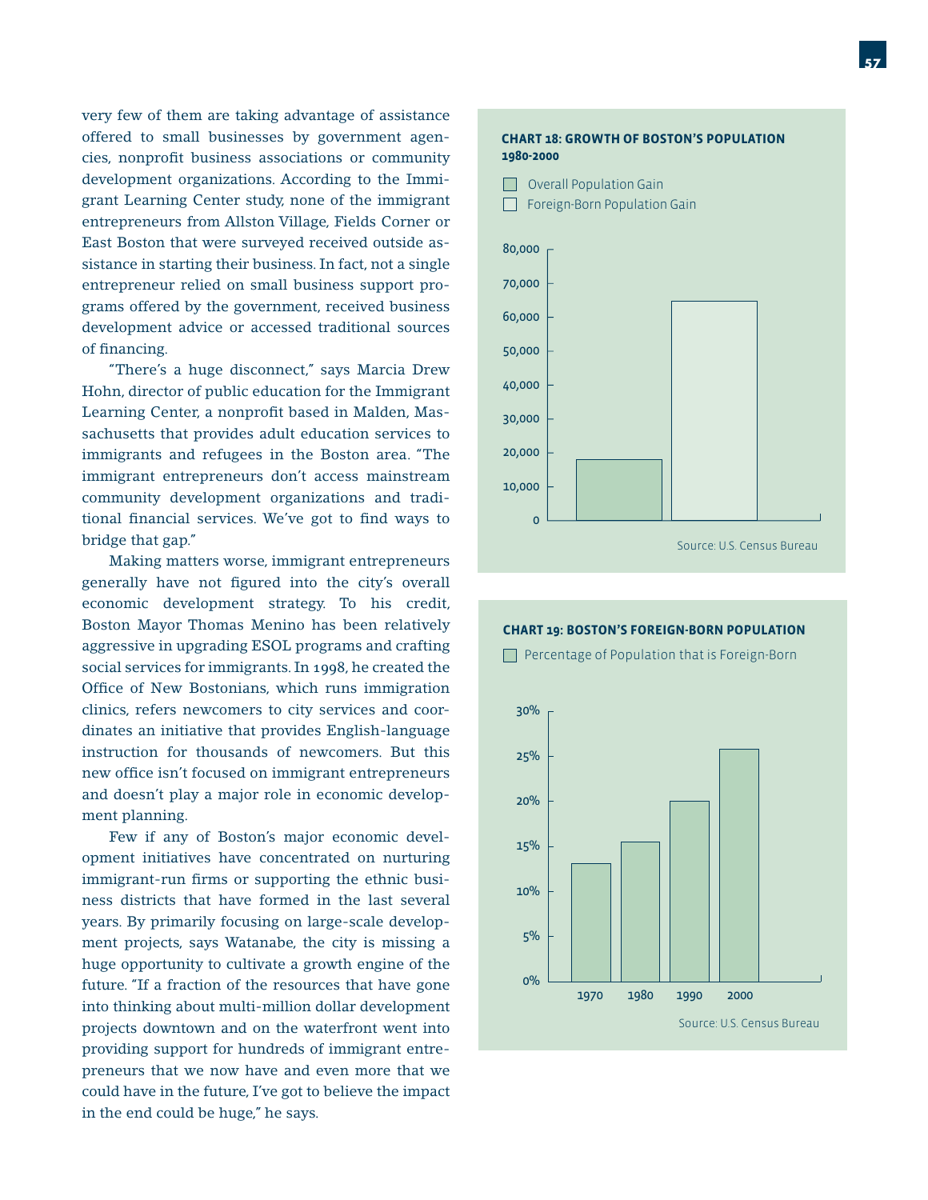very few of them are taking advantage of assistance offered to small businesses by government agencies, nonprofit business associations or community development organizations. According to the Immigrant Learning Center study, none of the immigrant entrepreneurs from Allston Village, Fields Corner or East Boston that were surveyed received outside assistance in starting their business. In fact, not a single entrepreneur relied on small business support programs offered by the government, received business development advice or accessed traditional sources of financing.

"There's a huge disconnect," says Marcia Drew Hohn, director of public education for the Immigrant Learning Center, a nonprofit based in Malden, Massachusetts that provides adult education services to immigrants and refugees in the Boston area. "The immigrant entrepreneurs don't access mainstream community development organizations and traditional financial services. We've got to find ways to bridge that gap."

Making matters worse, immigrant entrepreneurs generally have not figured into the city's overall economic development strategy. To his credit, Boston Mayor Thomas Menino has been relatively aggressive in upgrading ESOL programs and crafting social services for immigrants. In 1998, he created the Office of New Bostonians, which runs immigration clinics, refers newcomers to city services and coordinates an initiative that provides English-language instruction for thousands of newcomers. But this new office isn't focused on immigrant entrepreneurs and doesn't play a major role in economic development planning.

Few if any of Boston's major economic development initiatives have concentrated on nurturing immigrant-run firms or supporting the ethnic business districts that have formed in the last several years. By primarily focusing on large-scale development projects, says Watanabe, the city is missing a huge opportunity to cultivate a growth engine of the future. "If a fraction of the resources that have gone into thinking about multi-million dollar development projects downtown and on the waterfront went into providing support for hundreds of immigrant entrepreneurs that we now have and even more that we could have in the future, I've got to believe the impact in the end could be huge," he says.

**CHART 18: GROWTH OF BOSTON'S POPULATION 1980-2000**

Overall Population Gain

Foreign-Born Population Gain

Source: U.S. Census Bureau

**CHART 19: BOSTON'S FOREIGN-BORN POPULATION**

Percentage of Population that is Foreign-Born

Source: U.S. Census Bureau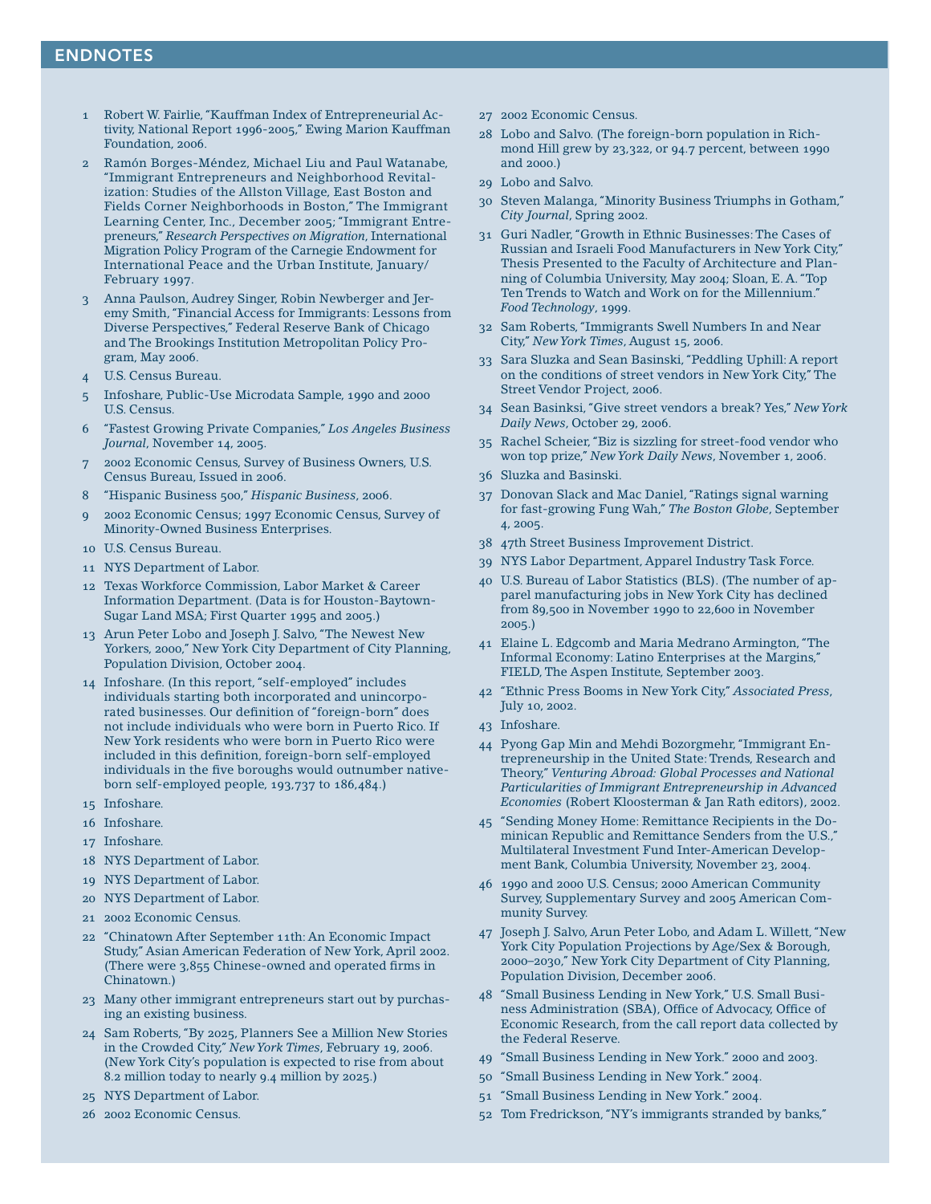## ENDNOTES

1. Robert W. Fairlie, "Kauffman Index of Entrepreneurial Activity, National Report 1996-2005," Ewing Marion Kauffman Foundation, 2006.
2. Ramón Borges-Méndez, Michael Liu and Paul Watanabe, "Immigrant Entrepreneurs and Neighborhood Revitalization: Studies of the Allston Village, East Boston and Fields Corner Neighborhoods in Boston," The Immigrant Learning Center, Inc., December 2005; "Immigrant Entrepreneurs," *Research Perspectives on Migration*, International Migration Policy Program of the Carnegie Endowment for International Peace and the Urban Institute, January/February 1997.
3. Anna Paulson, Audrey Singer, Robin Newberger and Jeremy Smith, "Financial Access for Immigrants: Lessons from Diverse Perspectives," Federal Reserve Bank of Chicago and The Brookings Institution Metropolitan Policy Program, May 2006.
4. U.S. Census Bureau.
5. Infoshare, Public-Use Microdata Sample, 1990 and 2000 U.S. Census.
6. "Fastest Growing Private Companies," *Los Angeles Business Journal*, November 14, 2005.
7. 2002 Economic Census, Survey of Business Owners, U.S. Census Bureau, Issued in 2006.
8. "Hispanic Business 500," *Hispanic Business*, 2006.
9. 2002 Economic Census; 1997 Economic Census, Survey of Minority-Owned Business Enterprises.
10. U.S. Census Bureau.
11. NYS Department of Labor.
12. Texas Workforce Commission, Labor Market & Career Information Department. (Data is for Houston-Baytown-Sugar Land MSA; First Quarter 1995 and 2005.)
13. Arun Peter Lobo and Joseph J. Salvo, "The Newest New Yorkers, 2000," New York City Department of City Planning, Population Division, October 2004.
14. Infoshare. (In this report, "self-employed" includes individuals starting both incorporated and unincorporated businesses. Our definition of "foreign-born" does not include individuals who were born in Puerto Rico. If New York residents who were born in Puerto Rico were included in this definition, foreign-born self-employed individuals in the five boroughs would outnumber native-born self-employed people, 193,737 to 186,484.)
15. Infoshare.
16. Infoshare.
17. Infoshare.
18. NYS Department of Labor.
19. NYS Department of Labor.
20. NYS Department of Labor.
21. 2002 Economic Census.
22. "Chinatown After September 11th: An Economic Impact Study," Asian American Federation of New York, April 2002. (There were 3,855 Chinese-owned and operated firms in Chinatown.)
23. Many other immigrant entrepreneurs start out by purchasing an existing business.
24. Sam Roberts, "By 2025, Planners See a Million New Stories in the Crowded City," *New York Times*, February 19, 2006. (New York City's population is expected to rise from about 8.2 million today to nearly 9.4 million by 2025.)
25. NYS Department of Labor.
26. 2002 Economic Census.
27. 2002 Economic Census.
28. Lobo and Salvo. (The foreign-born population in Richmond Hill grew by 23,322, or 94.7 percent, between 1990 and 2000.)
29. Lobo and Salvo.
30. Steven Malanga, "Minority Business Triumphs in Gotham," *City Journal*, Spring 2002.
31. Guri Nadler, "Growth in Ethnic Businesses: The Cases of Russian and Israeli Food Manufacturers in New York City," Thesis Presented to the Faculty of Architecture and Planning of Columbia University, May 2004; Sloan, E. A. "Top Ten Trends to Watch and Work on for the Millennium." *Food Technology*, 1999.
32. Sam Roberts, "Immigrants Swell Numbers In and Near City," *New York Times*, August 15, 2006.
33. Sara Sluzka and Sean Basinski, "Peddling Uphill: A report on the conditions of street vendors in New York City," The Street Vendor Project, 2006.
34. Sean Basinksi, "Give street vendors a break? Yes," *New York Daily News*, October 29, 2006.
35. Rachel Scheier, "Biz is sizzling for street-food vendor who won top prize," *New York Daily News*, November 1, 2006.
36. Sluzka and Basinski.
37. Donovan Slack and Mac Daniel, "Ratings signal warning for fast-growing Fung Wah," *The Boston Globe*, September 4, 2005.
38. 47th Street Business Improvement District.
39. NYS Labor Department, Apparel Industry Task Force.
40. U.S. Bureau of Labor Statistics (BLS). (The number of apparel manufacturing jobs in New York City has declined from 89,500 in November 1990 to 22,600 in November 2005.)
41. Elaine L. Edgcomb and Maria Medrano Armington, "The Informal Economy: Latino Enterprises at the Margins," FIELD, The Aspen Institute, September 2003.
42. "Ethnic Press Booms in New York City," *Associated Press*, July 10, 2002.
43. Infoshare.
44. Pyong Gap Min and Mehdi Bozorgmehr, "Immigrant Entrepreneurship in the United State: Trends, Research and Theory," *Venturing Abroad: Global Processes and National Particularities of Immigrant Entrepreneurship in Advanced Economies* (Robert Kloosterman & Jan Rath editors), 2002.
45. "Sending Money Home: Remittance Recipients in the Dominican Republic and Remittance Senders from the U.S.," Multilateral Investment Fund Inter-American Development Bank, Columbia University, November 23, 2004.
46. 1990 and 2000 U.S. Census; 2000 American Community Survey, Supplementary Survey and 2005 American Community Survey.
47. Joseph J. Salvo, Arun Peter Lobo, and Adam L. Willett, "New York City Population Projections by Age/Sex & Borough, 2000–2030," New York City Department of City Planning, Population Division, December 2006.
48. "Small Business Lending in New York," U.S. Small Business Administration (SBA), Office of Advocacy, Office of Economic Research, from the call report data collected by the Federal Reserve.
49. "Small Business Lending in New York." 2000 and 2003.
50. "Small Business Lending in New York." 2004.
51. "Small Business Lending in New York." 2004.
52. Tom Fredrickson, "NY's immigrants stranded by banks,"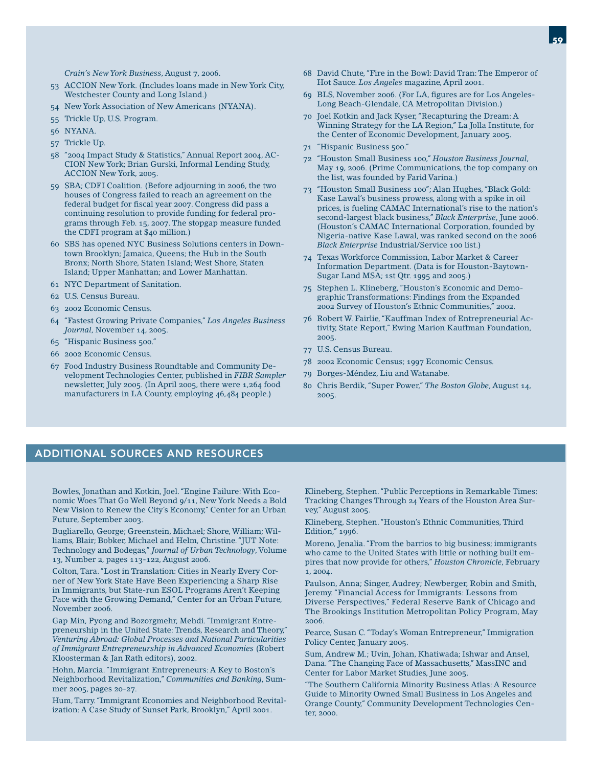*Crain's New York Business*, August 7, 2006.

53 ACCION New York. (Includes loans made in New York City, Westchester County and Long Island.)

54 New York Association of New Americans (NYANA).

55 Trickle Up, U.S. Program.

56 NYANA.

57 Trickle Up.

58 "2004 Impact Study & Statistics," Annual Report 2004, ACCION New York; Brian Gurski, Informal Lending Study, ACCION New York, 2005.

59 SBA; CDFI Coalition. (Before adjourning in 2006, the two houses of Congress failed to reach an agreement on the federal budget for fiscal year 2007. Congress did pass a continuing resolution to provide funding for federal programs through Feb. 15, 2007. The stopgap measure funded the CDFI program at $40 million.)

60 SBS has opened NYC Business Solutions centers in Downtown Brooklyn; Jamaica, Queens; the Hub in the South Bronx; North Shore, Staten Island; West Shore, Staten Island; Upper Manhattan; and Lower Manhattan.

61 NYC Department of Sanitation.

62 U.S. Census Bureau.

63 2002 Economic Census.

64 "Fastest Growing Private Companies," *Los Angeles Business Journal*, November 14, 2005.

65 "Hispanic Business 500."

66 2002 Economic Census.

67 Food Industry Business Roundtable and Community Development Technologies Center, published in *FIBR Sampler* newsletter, July 2005. (In April 2005, there were 1,264 food manufacturers in LA County, employing 46,484 people.)

68 David Chute, "Fire in the Bowl: David Tran: The Emperor of Hot Sauce. *Los Angeles* magazine, April 2001.

69 BLS, November 2006. (For LA, figures are for Los Angeles-Long Beach-Glendale, CA Metropolitan Division.)

70 Joel Kotkin and Jack Kyser, "Recapturing the Dream: A Winning Strategy for the LA Region," La Jolla Institute, for the Center of Economic Development, January 2005.

71 "Hispanic Business 500."

72 "Houston Small Business 100," *Houston Business Journal*, May 19, 2006. (Prime Communications, the top company on the list, was founded by Farid Varina.)

73 "Houston Small Business 100"; Alan Hughes, "Black Gold: Kase Lawal's business prowess, along with a spike in oil prices, is fueling CAMAC International's rise to the nation's second-largest black business," *Black Enterprise*, June 2006. (Houston's CAMAC International Corporation, founded by Nigeria-native Kase Lawal, was ranked second on the 2006 *Black Enterprise* Industrial/Service 100 list.)

74 Texas Workforce Commission, Labor Market & Career Information Department. (Data is for Houston-Baytown-Sugar Land MSA; 1st Qtr. 1995 and 2005.)

75 Stephen L. Klineberg, "Houston's Economic and Demographic Transformations: Findings from the Expanded 2002 Survey of Houston's Ethnic Communities," 2002.

76 Robert W. Fairlie, "Kauffman Index of Entrepreneurial Activity, State Report," Ewing Marion Kauffman Foundation, 2005.

77 U.S. Census Bureau.

78 2002 Economic Census; 1997 Economic Census.

79 Borges-Méndez, Liu and Watanabe.

80 Chris Berdik, "Super Power," *The Boston Globe*, August 14, 2005.

## ADDITIONAL SOURCES AND RESOURCES

Bowles, Jonathan and Kotkin, Joel. "Engine Failure: With Economic Woes That Go Well Beyond 9/11, New York Needs a Bold New Vision to Renew the City's Economy," Center for an Urban Future, September 2003.

Bugliarello, George; Greenstein, Michael; Shore, William; Williams, Blair; Bobker, Michael and Helm, Christine. "JUT Note: Technology and Bodegas," *Journal of Urban Technology*, Volume 13, Number 2, pages 113-122, August 2006.

Colton, Tara. "Lost in Translation: Cities in Nearly Every Corner of New York State Have Been Experiencing a Sharp Rise in Immigrants, but State-run ESOL Programs Aren't Keeping Pace with the Growing Demand," Center for an Urban Future, November 2006.

Gap Min, Pyong and Bozorgmehr, Mehdi. "Immigrant Entrepreneurship in the United State: Trends, Research and Theory," *Venturing Abroad: Global Processes and National Particularities of Immigrant Entrepreneurship in Advanced Economies* (Robert Kloosterman & Jan Rath editors), 2002.

Hohn, Marcia. "Immigrant Entrepreneurs: A Key to Boston's Neighborhood Revitalization," *Communities and Banking*, Summer 2005, pages 20-27.

Hum, Tarry. "Immigrant Economies and Neighborhood Revitalization: A Case Study of Sunset Park, Brooklyn," April 2001.

Klineberg, Stephen. "Public Perceptions in Remarkable Times: Tracking Changes Through 24 Years of the Houston Area Survey," August 2005.

Klineberg, Stephen. "Houston's Ethnic Communities, Third Edition," 1996.

Moreno, Jenalia. "From the barrios to big business; immigrants who came to the United States with little or nothing built empires that now provide for others," *Houston Chronicle*, February 1, 2004.

Paulson, Anna; Singer, Audrey; Newberger, Robin and Smith, Jeremy. "Financial Access for Immigrants: Lessons from Diverse Perspectives," Federal Reserve Bank of Chicago and The Brookings Institution Metropolitan Policy Program, May 2006.

Pearce, Susan C. "Today's Woman Entrepreneur," Immigration Policy Center, January 2005.

Sum, Andrew M.; Uvin, Johan, Khatiwada; Ishwar and Ansel, Dana. "The Changing Face of Massachusetts," MassINC and Center for Labor Market Studies, June 2005.

"The Southern California Minority Business Atlas: A Resource Guide to Minority Owned Small Business in Los Angeles and Orange County," Community Development Technologies Center, 2000.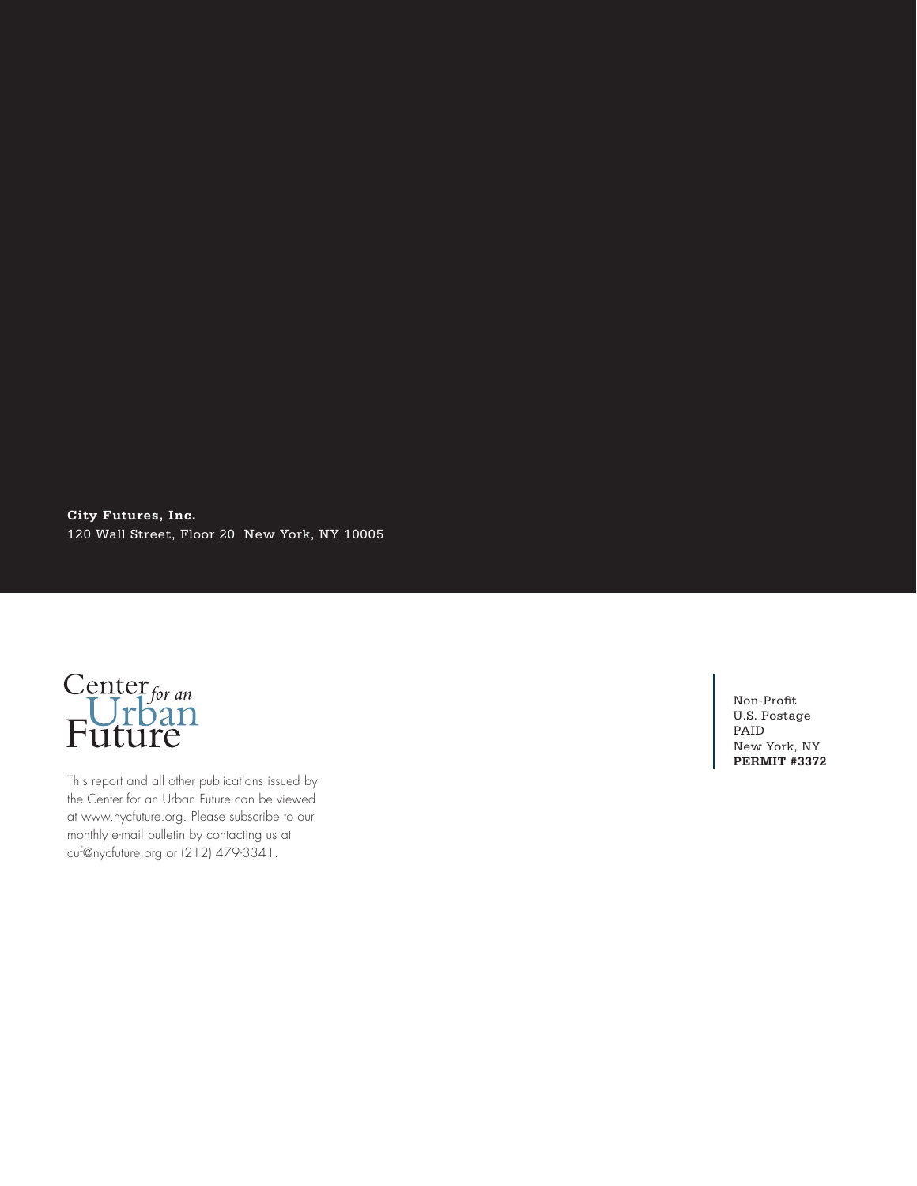**City Futures, Inc.**
120 Wall Street, Floor 20 New York, NY 10005

Center *for an* Urban Future

This report and all other publications issued by the Center for an Urban Future can be viewed at www.nycfuture.org. Please subscribe to our monthly e-mail bulletin by contacting us at cuf@nycfuture.org or (212) 479-3341.

Non-Profit
U.S. Postage
PAID
New York, NY
**PERMIT #3372**